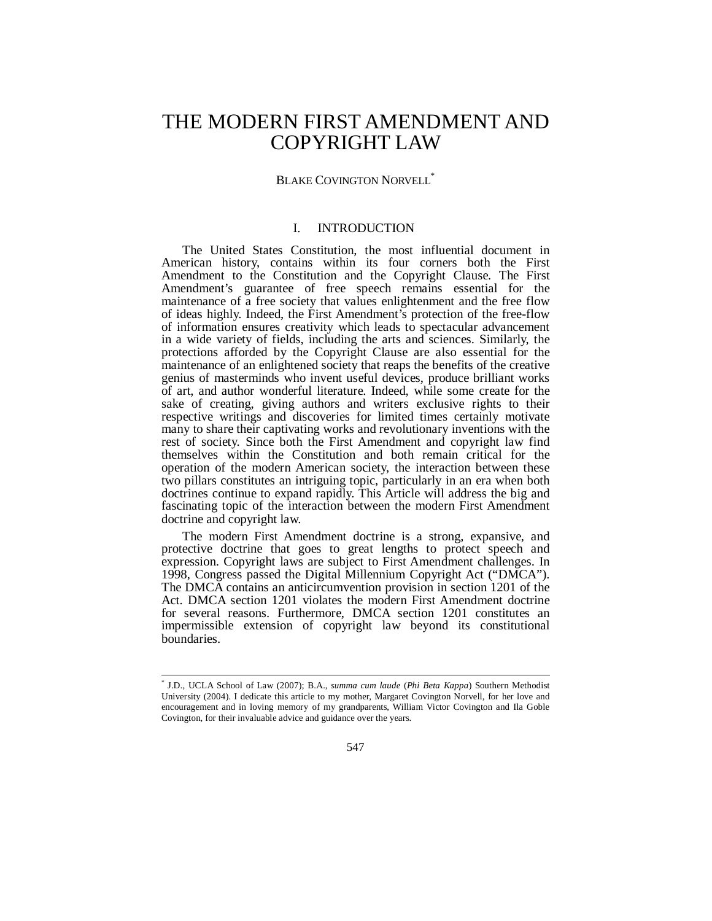# THE MODERN FIRST AMENDMENT AND COPYRIGHT LAW

BLAKE COVINGTON NORVELL[*]

## I. INTRODUCTION

The United States Constitution, the most influential document in American history, contains within its four corners both the First Amendment to the Constitution and the Copyright Clause. The First Amendment's guarantee of free speech remains essential for the maintenance of a free society that values enlightenment and the free flow of ideas highly. Indeed, the First Amendment's protection of the free-flow of information ensures creativity which leads to spectacular advancement in a wide variety of fields, including the arts and sciences. Similarly, the protections afforded by the Copyright Clause are also essential for the maintenance of an enlightened society that reaps the benefits of the creative genius of masterminds who invent useful devices, produce brilliant works of art, and author wonderful literature. Indeed, while some create for the sake of creating, giving authors and writers exclusive rights to their respective writings and discoveries for limited times certainly motivate many to share their captivating works and revolutionary inventions with the rest of society. Since both the First Amendment and copyright law find themselves within the Constitution and both remain critical for the operation of the modern American society, the interaction between these two pillars constitutes an intriguing topic, particularly in an era when both doctrines continue to expand rapidly. This Article will address the big and fascinating topic of the interaction between the modern First Amendment doctrine and copyright law.

The modern First Amendment doctrine is a strong, expansive, and protective doctrine that goes to great lengths to protect speech and expression. Copyright laws are subject to First Amendment challenges. In 1998, Congress passed the Digital Millennium Copyright Act ("DMCA"). The DMCA contains an anticircumvention provision in section 1201 of the Act. DMCA section 1201 violates the modern First Amendment doctrine for several reasons. Furthermore, DMCA section 1201 constitutes an impermissible extension of copyright law beyond its constitutional boundaries.

---

[*] J.D., UCLA School of Law (2007); B.A., *summa cum laude* (*Phi Beta Kappa*) Southern Methodist University (2004). I dedicate this article to my mother, Margaret Covington Norvell, for her love and encouragement and in loving memory of my grandparents, William Victor Covington and Ila Goble Covington, for their invaluable advice and guidance over the years.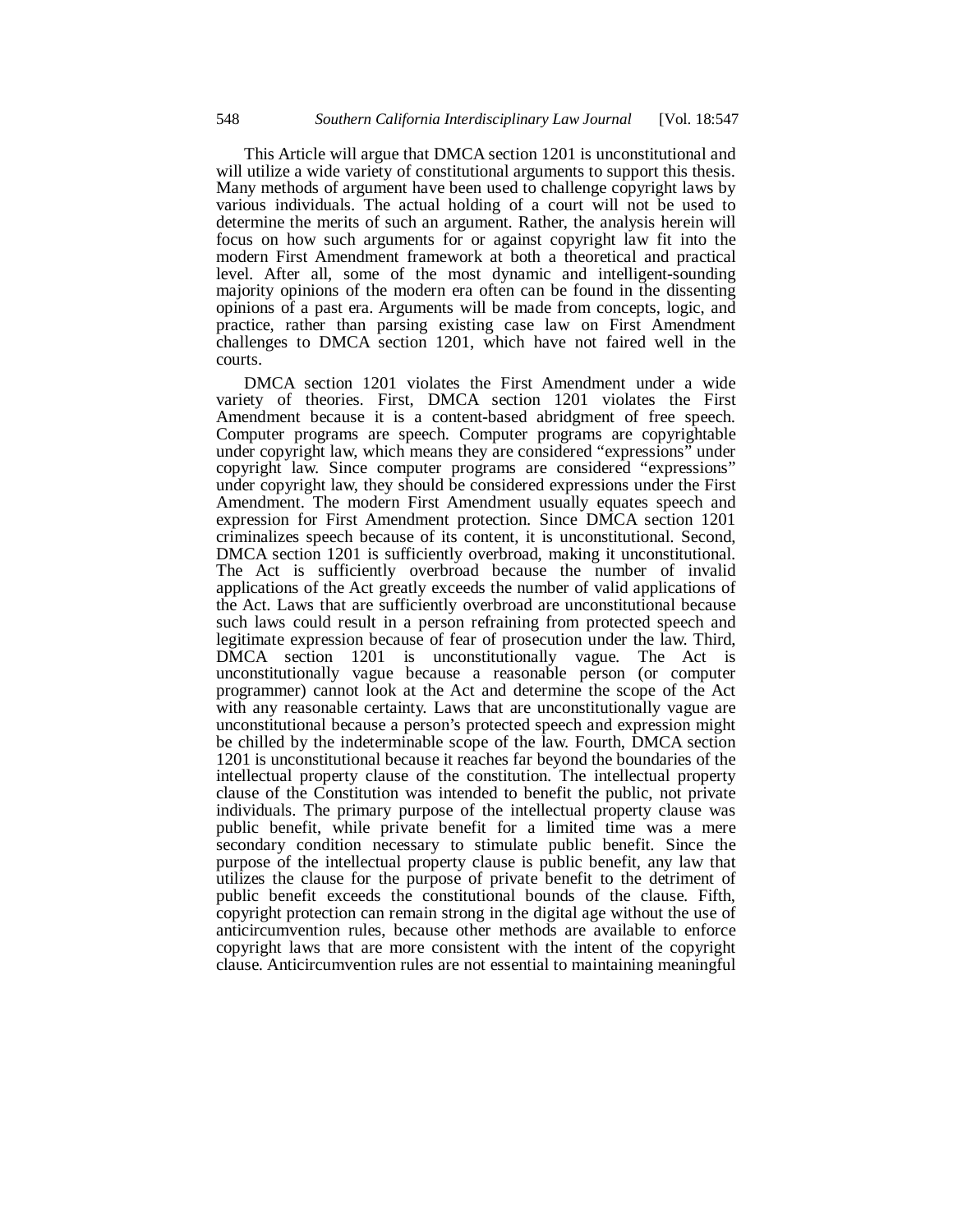This Article will argue that DMCA section 1201 is unconstitutional and will utilize a wide variety of constitutional arguments to support this thesis. Many methods of argument have been used to challenge copyright laws by various individuals. The actual holding of a court will not be used to determine the merits of such an argument. Rather, the analysis herein will focus on how such arguments for or against copyright law fit into the modern First Amendment framework at both a theoretical and practical level. After all, some of the most dynamic and intelligent-sounding majority opinions of the modern era often can be found in the dissenting opinions of a past era. Arguments will be made from concepts, logic, and practice, rather than parsing existing case law on First Amendment challenges to DMCA section 1201, which have not faired well in the courts.

DMCA section 1201 violates the First Amendment under a wide variety of theories. First, DMCA section 1201 violates the First Amendment because it is a content-based abridgment of free speech. Computer programs are speech. Computer programs are copyrightable under copyright law, which means they are considered "expressions" under copyright law. Since computer programs are considered "expressions" under copyright law, they should be considered expressions under the First Amendment. The modern First Amendment usually equates speech and expression for First Amendment protection. Since DMCA section 1201 criminalizes speech because of its content, it is unconstitutional. Second, DMCA section 1201 is sufficiently overbroad, making it unconstitutional. The Act is sufficiently overbroad because the number of invalid applications of the Act greatly exceeds the number of valid applications of the Act. Laws that are sufficiently overbroad are unconstitutional because such laws could result in a person refraining from protected speech and legitimate expression because of fear of prosecution under the law. Third, DMCA section 1201 is unconstitutionally vague. The Act is unconstitutionally vague because a reasonable person (or computer programmer) cannot look at the Act and determine the scope of the Act with any reasonable certainty. Laws that are unconstitutionally vague are unconstitutional because a person's protected speech and expression might be chilled by the indeterminable scope of the law. Fourth, DMCA section 1201 is unconstitutional because it reaches far beyond the boundaries of the intellectual property clause of the constitution. The intellectual property clause of the Constitution was intended to benefit the public, not private individuals. The primary purpose of the intellectual property clause was public benefit, while private benefit for a limited time was a mere secondary condition necessary to stimulate public benefit. Since the purpose of the intellectual property clause is public benefit, any law that utilizes the clause for the purpose of private benefit to the detriment of public benefit exceeds the constitutional bounds of the clause. Fifth, copyright protection can remain strong in the digital age without the use of anticircumvention rules, because other methods are available to enforce copyright laws that are more consistent with the intent of the copyright clause. Anticircumvention rules are not essential to maintaining meaningful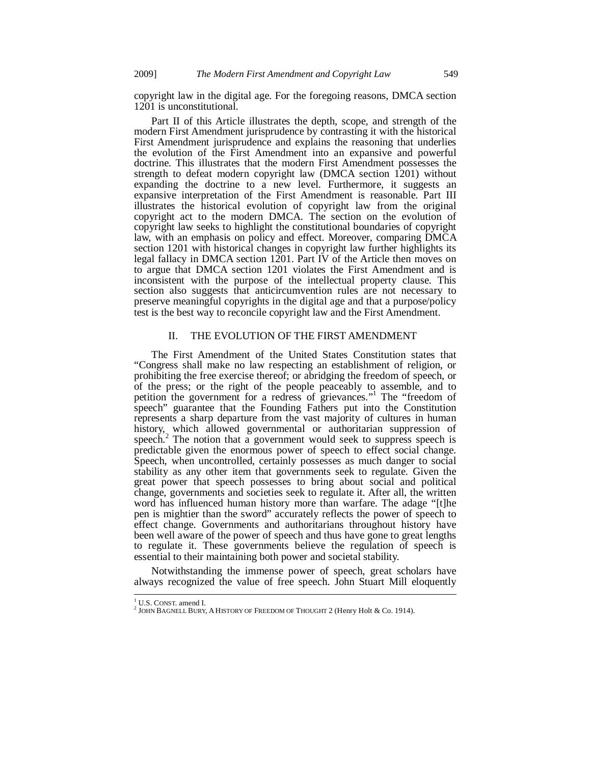copyright law in the digital age. For the foregoing reasons, DMCA section 1201 is unconstitutional.

Part II of this Article illustrates the depth, scope, and strength of the modern First Amendment jurisprudence by contrasting it with the historical First Amendment jurisprudence and explains the reasoning that underlies the evolution of the First Amendment into an expansive and powerful doctrine. This illustrates that the modern First Amendment possesses the strength to defeat modern copyright law (DMCA section 1201) without expanding the doctrine to a new level. Furthermore, it suggests an expansive interpretation of the First Amendment is reasonable. Part III illustrates the historical evolution of copyright law from the original copyright act to the modern DMCA. The section on the evolution of copyright law seeks to highlight the constitutional boundaries of copyright law, with an emphasis on policy and effect. Moreover, comparing DMCA section 1201 with historical changes in copyright law further highlights its legal fallacy in DMCA section 1201. Part IV of the Article then moves on to argue that DMCA section 1201 violates the First Amendment and is inconsistent with the purpose of the intellectual property clause. This section also suggests that anticircumvention rules are not necessary to preserve meaningful copyrights in the digital age and that a purpose/policy test is the best way to reconcile copyright law and the First Amendment.

## II. THE EVOLUTION OF THE FIRST AMENDMENT

The First Amendment of the United States Constitution states that "Congress shall make no law respecting an establishment of religion, or prohibiting the free exercise thereof; or abridging the freedom of speech, or of the press; or the right of the people peaceably to assemble, and to petition the government for a redress of grievances."[1] The "freedom of speech" guarantee that the Founding Fathers put into the Constitution represents a sharp departure from the vast majority of cultures in human history, which allowed governmental or authoritarian suppression of speech.[2] The notion that a government would seek to suppress speech is predictable given the enormous power of speech to effect social change. Speech, when uncontrolled, certainly possesses as much danger to social stability as any other item that governments seek to regulate. Given the great power that speech possesses to bring about social and political change, governments and societies seek to regulate it. After all, the written word has influenced human history more than warfare. The adage "[t]he pen is mightier than the sword" accurately reflects the power of speech to effect change. Governments and authoritarians throughout history have been well aware of the power of speech and thus have gone to great lengths to regulate it. These governments believe the regulation of speech is essential to their maintaining both power and societal stability.

Notwithstanding the immense power of speech, great scholars have always recognized the value of free speech. John Stuart Mill eloquently

---

[1] U.S. CONST. amend I.

[2] JOHN BAGNELL BURY, A HISTORY OF FREEDOM OF THOUGHT 2 (Henry Holt & Co. 1914).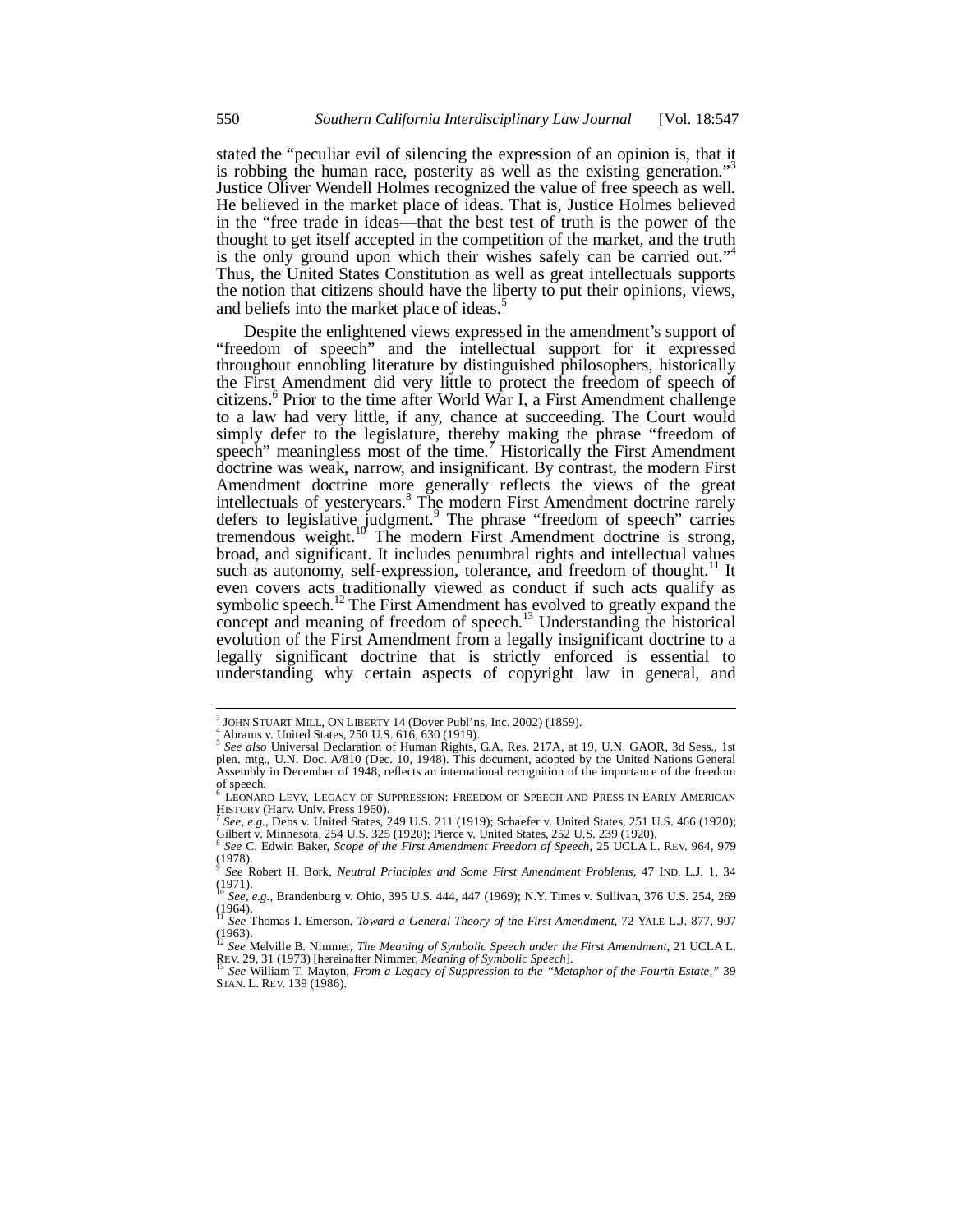stated the "peculiar evil of silencing the expression of an opinion is, that it is robbing the human race, posterity as well as the existing generation."[3] Justice Oliver Wendell Holmes recognized the value of free speech as well. He believed in the market place of ideas. That is, Justice Holmes believed in the "free trade in ideas—that the best test of truth is the power of the thought to get itself accepted in the competition of the market, and the truth is the only ground upon which their wishes safely can be carried out."[4] Thus, the United States Constitution as well as great intellectuals supports the notion that citizens should have the liberty to put their opinions, views, and beliefs into the market place of ideas.[5]

Despite the enlightened views expressed in the amendment's support of "freedom of speech" and the intellectual support for it expressed throughout ennobling literature by distinguished philosophers, historically the First Amendment did very little to protect the freedom of speech of citizens.[6] Prior to the time after World War I, a First Amendment challenge to a law had very little, if any, chance at succeeding. The Court would simply defer to the legislature, thereby making the phrase "freedom of speech" meaningless most of the time.[7] Historically the First Amendment doctrine was weak, narrow, and insignificant. By contrast, the modern First Amendment doctrine more generally reflects the views of the great intellectuals of yesteryears.[8] The modern First Amendment doctrine rarely defers to legislative judgment.[9] The phrase "freedom of speech" carries tremendous weight.[10] The modern First Amendment doctrine is strong, broad, and significant. It includes penumbral rights and intellectual values such as autonomy, self-expression, tolerance, and freedom of thought.[11] It even covers acts traditionally viewed as conduct if such acts qualify as symbolic speech.[12] The First Amendment has evolved to greatly expand the concept and meaning of freedom of speech.[13] Understanding the historical evolution of the First Amendment from a legally insignificant doctrine to a legally significant doctrine that is strictly enforced is essential to understanding why certain aspects of copyright law in general, and

---

[3] JOHN STUART MILL, ON LIBERTY 14 (Dover Publ'ns, Inc. 2002) (1859).

[4] Abrams v. United States, 250 U.S. 616, 630 (1919).

[5] *See also* Universal Declaration of Human Rights, G.A. Res. 217A, at 19, U.N. GAOR, 3d Sess., 1st plen. mtg., U.N. Doc. A/810 (Dec. 10, 1948). This document, adopted by the United Nations General Assembly in December of 1948, reflects an international recognition of the importance of the freedom of speech.

[6] LEONARD LEVY, LEGACY OF SUPPRESSION: FREEDOM OF SPEECH AND PRESS IN EARLY AMERICAN HISTORY (Harv. Univ. Press 1960).

[7] *See, e.g.*, Debs v. United States, 249 U.S. 211 (1919); Schaefer v. United States, 251 U.S. 466 (1920); Gilbert v. Minnesota, 254 U.S. 325 (1920); Pierce v. United States, 252 U.S. 239 (1920).

[8] *See* C. Edwin Baker, *Scope of the First Amendment Freedom of Speech*, 25 UCLA L. REV. 964, 979 (1978).

[9] *See* Robert H. Bork, *Neutral Principles and Some First Amendment Problems*, 47 IND. L.J. 1, 34 (1971).

[10] *See, e.g.*, Brandenburg v. Ohio, 395 U.S. 444, 447 (1969); N.Y. Times v. Sullivan, 376 U.S. 254, 269 (1964).

[11] *See* Thomas I. Emerson, *Toward a General Theory of the First Amendment*, 72 YALE L.J. 877, 907 (1963).

[12] *See* Melville B. Nimmer, *The Meaning of Symbolic Speech under the First Amendment*, 21 UCLA L. REV. 29, 31 (1973) [hereinafter Nimmer, *Meaning of Symbolic Speech*].

[13] *See* William T. Mayton, *From a Legacy of Suppression to the "Metaphor of the Fourth Estate*,*"* 39 STAN. L. REV. 139 (1986).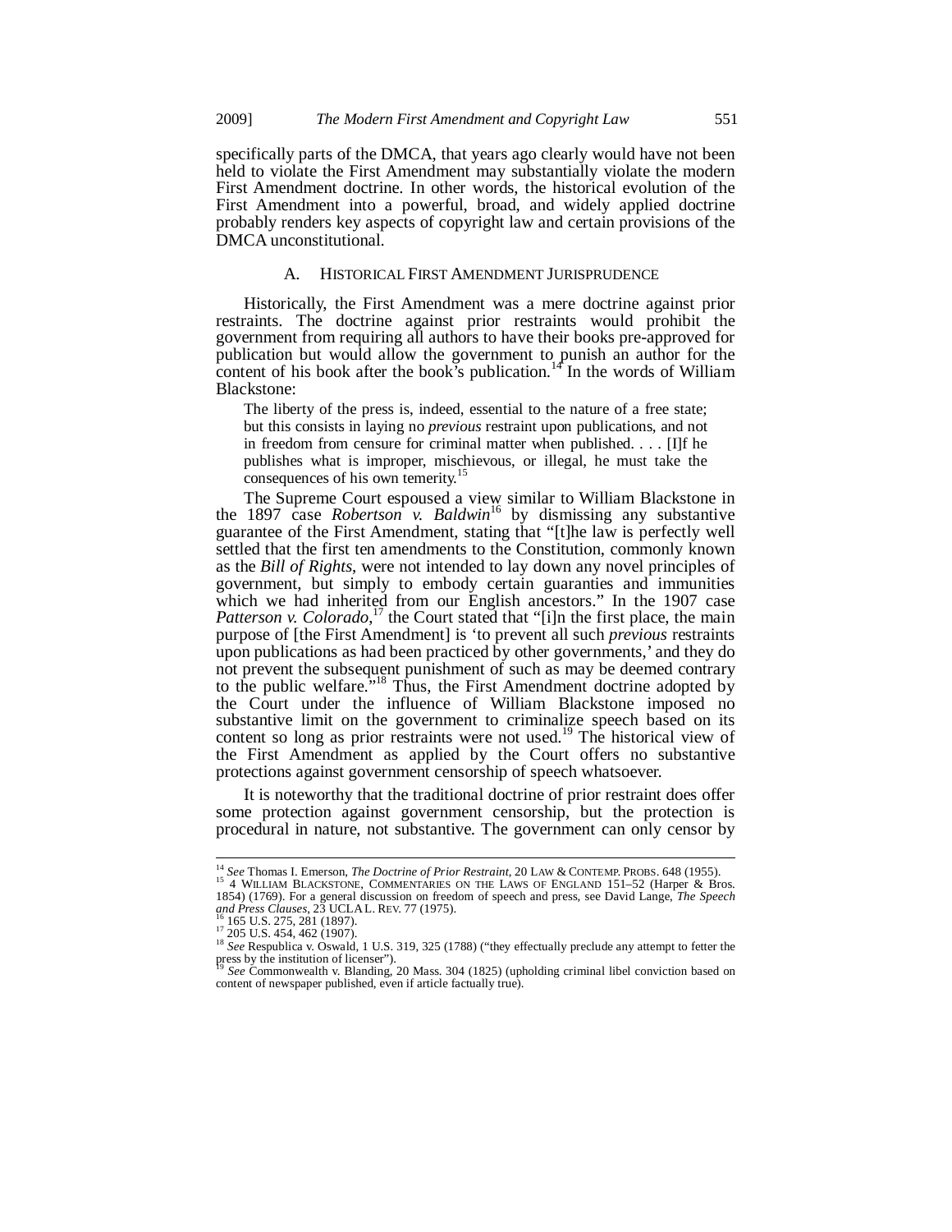specifically parts of the DMCA, that years ago clearly would have not been held to violate the First Amendment may substantially violate the modern First Amendment doctrine. In other words, the historical evolution of the First Amendment into a powerful, broad, and widely applied doctrine probably renders key aspects of copyright law and certain provisions of the DMCA unconstitutional.

### A. HISTORICAL FIRST AMENDMENT JURISPRUDENCE

Historically, the First Amendment was a mere doctrine against prior restraints. The doctrine against prior restraints would prohibit the government from requiring all authors to have their books pre-approved for publication but would allow the government to punish an author for the content of his book after the book's publication.[14] In the words of William Blackstone:

> The liberty of the press is, indeed, essential to the nature of a free state; but this consists in laying no *previous* restraint upon publications, and not in freedom from censure for criminal matter when published. . . . [I]f he publishes what is improper, mischievous, or illegal, he must take the consequences of his own temerity.[15]

The Supreme Court espoused a view similar to William Blackstone in the 1897 case *Robertson v. Baldwin*[16] by dismissing any substantive guarantee of the First Amendment, stating that "[t]he law is perfectly well settled that the first ten amendments to the Constitution, commonly known as the *Bill of Rights*, were not intended to lay down any novel principles of government, but simply to embody certain guaranties and immunities which we had inherited from our English ancestors." In the 1907 case *Patterson v. Colorado*,[17] the Court stated that "[i]n the first place, the main purpose of [the First Amendment] is 'to prevent all such *previous* restraints upon publications as had been practiced by other governments,' and they do not prevent the subsequent punishment of such as may be deemed contrary to the public welfare."[18] Thus, the First Amendment doctrine adopted by the Court under the influence of William Blackstone imposed no substantive limit on the government to criminalize speech based on its content so long as prior restraints were not used.[19] The historical view of the First Amendment as applied by the Court offers no substantive protections against government censorship of speech whatsoever.

It is noteworthy that the traditional doctrine of prior restraint does offer some protection against government censorship, but the protection is procedural in nature, not substantive. The government can only censor by

---

[14] *See* Thomas I. Emerson, *The Doctrine of Prior Restraint*, 20 LAW & CONTEMP. PROBS. 648 (1955).

[15] 4 WILLIAM BLACKSTONE, COMMENTARIES ON THE LAWS OF ENGLAND 151–52 (Harper & Bros. 1854) (1769). For a general discussion on freedom of speech and press, see David Lange, *The Speech and Press Clauses*, 23 UCLA L. REV. 77 (1975).

[16] 165 U.S. 275, 281 (1897).

[17] 205 U.S. 454, 462 (1907).

[18] *See* Respublica v. Oswald, 1 U.S. 319, 325 (1788) ("they effectually preclude any attempt to fetter the press by the institution of licenser").

[19] *See* Commonwealth v. Blanding, 20 Mass. 304 (1825) (upholding criminal libel conviction based on content of newspaper published, even if article factually true).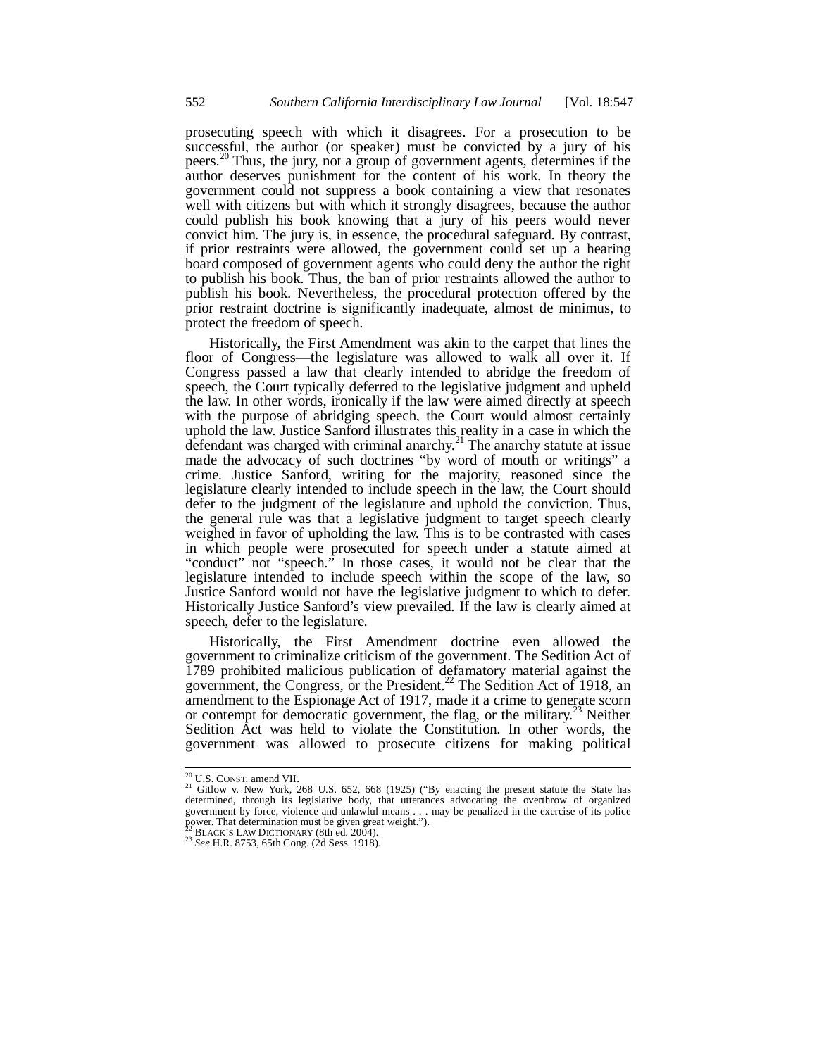prosecuting speech with which it disagrees. For a prosecution to be successful, the author (or speaker) must be convicted by a jury of his peers.[20] Thus, the jury, not a group of government agents, determines if the author deserves punishment for the content of his work. In theory the government could not suppress a book containing a view that resonates well with citizens but with which it strongly disagrees, because the author could publish his book knowing that a jury of his peers would never convict him. The jury is, in essence, the procedural safeguard. By contrast, if prior restraints were allowed, the government could set up a hearing board composed of government agents who could deny the author the right to publish his book. Thus, the ban of prior restraints allowed the author to publish his book. Nevertheless, the procedural protection offered by the prior restraint doctrine is significantly inadequate, almost de minimus, to protect the freedom of speech.

Historically, the First Amendment was akin to the carpet that lines the floor of Congress—the legislature was allowed to walk all over it. If Congress passed a law that clearly intended to abridge the freedom of speech, the Court typically deferred to the legislative judgment and upheld the law. In other words, ironically if the law were aimed directly at speech with the purpose of abridging speech, the Court would almost certainly uphold the law. Justice Sanford illustrates this reality in a case in which the defendant was charged with criminal anarchy.[21] The anarchy statute at issue made the advocacy of such doctrines "by word of mouth or writings" a crime. Justice Sanford, writing for the majority, reasoned since the legislature clearly intended to include speech in the law, the Court should defer to the judgment of the legislature and uphold the conviction. Thus, the general rule was that a legislative judgment to target speech clearly weighed in favor of upholding the law. This is to be contrasted with cases in which people were prosecuted for speech under a statute aimed at "conduct" not "speech." In those cases, it would not be clear that the legislature intended to include speech within the scope of the law, so Justice Sanford would not have the legislative judgment to which to defer. Historically Justice Sanford's view prevailed. If the law is clearly aimed at speech, defer to the legislature.

Historically, the First Amendment doctrine even allowed the government to criminalize criticism of the government. The Sedition Act of 1789 prohibited malicious publication of defamatory material against the government, the Congress, or the President.[22] The Sedition Act of 1918, an amendment to the Espionage Act of 1917, made it a crime to generate scorn or contempt for democratic government, the flag, or the military.[23] Neither Sedition Act was held to violate the Constitution. In other words, the government was allowed to prosecute citizens for making political

---

[20] U.S. CONST. amend VII.

[21] Gitlow v. New York, 268 U.S. 652, 668 (1925) ("By enacting the present statute the State has determined, through its legislative body, that utterances advocating the overthrow of organized government by force, violence and unlawful means . . . may be penalized in the exercise of its police power. That determination must be given great weight.").

[22] BLACK'S LAW DICTIONARY (8th ed. 2004).

[23] *See* H.R. 8753, 65th Cong. (2d Sess. 1918).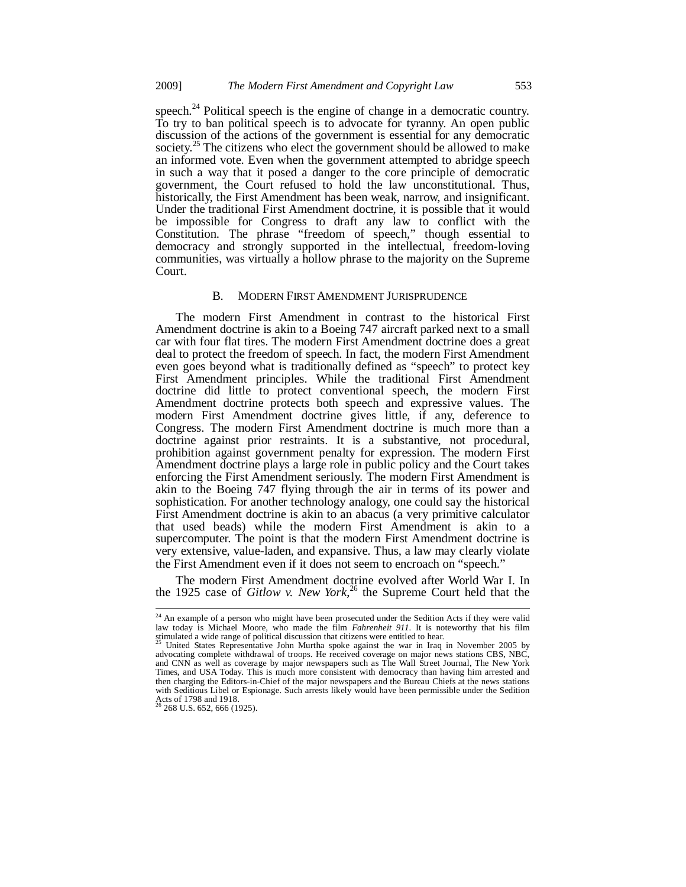speech.[24] Political speech is the engine of change in a democratic country. To try to ban political speech is to advocate for tyranny. An open public discussion of the actions of the government is essential for any democratic society.[25] The citizens who elect the government should be allowed to make an informed vote. Even when the government attempted to abridge speech in such a way that it posed a danger to the core principle of democratic government, the Court refused to hold the law unconstitutional. Thus, historically, the First Amendment has been weak, narrow, and insignificant. Under the traditional First Amendment doctrine, it is possible that it would be impossible for Congress to draft any law to conflict with the Constitution. The phrase "freedom of speech," though essential to democracy and strongly supported in the intellectual, freedom-loving communities, was virtually a hollow phrase to the majority on the Supreme Court.

## B. MODERN FIRST AMENDMENT JURISPRUDENCE

The modern First Amendment in contrast to the historical First Amendment doctrine is akin to a Boeing 747 aircraft parked next to a small car with four flat tires. The modern First Amendment doctrine does a great deal to protect the freedom of speech. In fact, the modern First Amendment even goes beyond what is traditionally defined as "speech" to protect key First Amendment principles. While the traditional First Amendment doctrine did little to protect conventional speech, the modern First Amendment doctrine protects both speech and expressive values. The modern First Amendment doctrine gives little, if any, deference to Congress. The modern First Amendment doctrine is much more than a doctrine against prior restraints. It is a substantive, not procedural, prohibition against government penalty for expression. The modern First Amendment doctrine plays a large role in public policy and the Court takes enforcing the First Amendment seriously. The modern First Amendment is akin to the Boeing 747 flying through the air in terms of its power and sophistication. For another technology analogy, one could say the historical First Amendment doctrine is akin to an abacus (a very primitive calculator that used beads) while the modern First Amendment is akin to a supercomputer. The point is that the modern First Amendment doctrine is very extensive, value-laden, and expansive. Thus, a law may clearly violate the First Amendment even if it does not seem to encroach on "speech."

The modern First Amendment doctrine evolved after World War I. In the 1925 case of *Gitlow v. New York*,[26] the Supreme Court held that the

---

[24] An example of a person who might have been prosecuted under the Sedition Acts if they were valid law today is Michael Moore, who made the film *Fahrenheit 911*. It is noteworthy that his film stimulated a wide range of political discussion that citizens were entitled to hear.

[25] United States Representative John Murtha spoke against the war in Iraq in November 2005 by advocating complete withdrawal of troops. He received coverage on major news stations CBS, NBC, and CNN as well as coverage by major newspapers such as The Wall Street Journal, The New York Times, and USA Today. This is much more consistent with democracy than having him arrested and then charging the Editors-in-Chief of the major newspapers and the Bureau Chiefs at the news stations with Seditious Libel or Espionage. Such arrests likely would have been permissible under the Sedition Acts of 1798 and 1918.

[26] 268 U.S. 652, 666 (1925).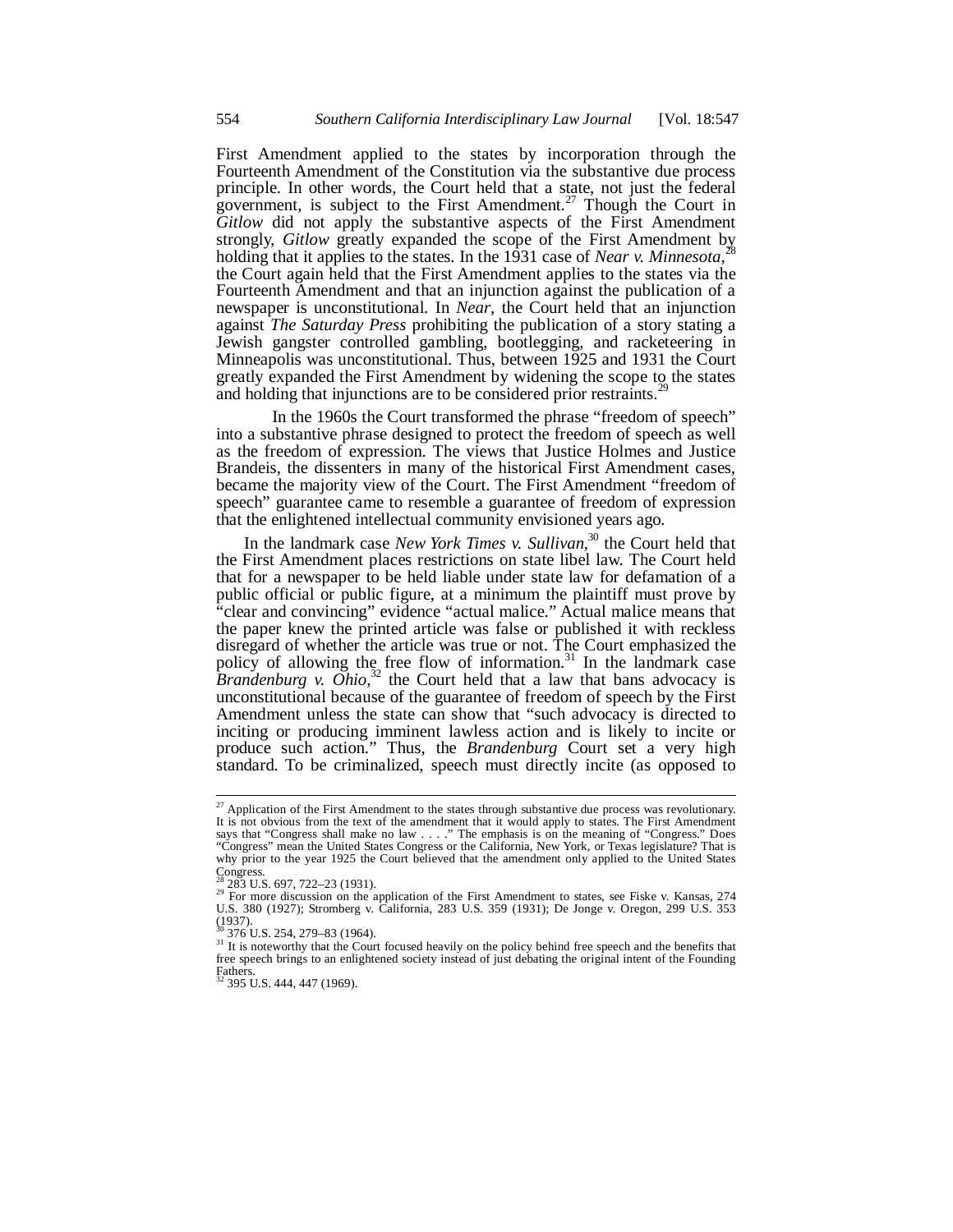First Amendment applied to the states by incorporation through the Fourteenth Amendment of the Constitution via the substantive due process principle. In other words, the Court held that a state, not just the federal government, is subject to the First Amendment.[27] Though the Court in *Gitlow* did not apply the substantive aspects of the First Amendment strongly, *Gitlow* greatly expanded the scope of the First Amendment by holding that it applies to the states. In the 1931 case of *Near v. Minnesota*,[28] the Court again held that the First Amendment applies to the states via the Fourteenth Amendment and that an injunction against the publication of a newspaper is unconstitutional. In *Near*, the Court held that an injunction against *The Saturday Press* prohibiting the publication of a story stating a Jewish gangster controlled gambling, bootlegging, and racketeering in Minneapolis was unconstitutional. Thus, between 1925 and 1931 the Court greatly expanded the First Amendment by widening the scope to the states and holding that injunctions are to be considered prior restraints.[29]

In the 1960s the Court transformed the phrase "freedom of speech" into a substantive phrase designed to protect the freedom of speech as well as the freedom of expression. The views that Justice Holmes and Justice Brandeis, the dissenters in many of the historical First Amendment cases, became the majority view of the Court. The First Amendment "freedom of speech" guarantee came to resemble a guarantee of freedom of expression that the enlightened intellectual community envisioned years ago.

In the landmark case *New York Times v. Sullivan*,[30] the Court held that the First Amendment places restrictions on state libel law. The Court held that for a newspaper to be held liable under state law for defamation of a public official or public figure, at a minimum the plaintiff must prove by "clear and convincing" evidence "actual malice." Actual malice means that the paper knew the printed article was false or published it with reckless disregard of whether the article was true or not. The Court emphasized the policy of allowing the free flow of information.[31] In the landmark case *Brandenburg v. Ohio*,[32] the Court held that a law that bans advocacy is unconstitutional because of the guarantee of freedom of speech by the First Amendment unless the state can show that "such advocacy is directed to inciting or producing imminent lawless action and is likely to incite or produce such action." Thus, the *Brandenburg* Court set a very high standard. To be criminalized, speech must directly incite (as opposed to

---

[27] Application of the First Amendment to the states through substantive due process was revolutionary. It is not obvious from the text of the amendment that it would apply to states. The First Amendment says that "Congress shall make no law . . . ." The emphasis is on the meaning of "Congress." Does "Congress" mean the United States Congress or the California, New York, or Texas legislature? That is why prior to the year 1925 the Court believed that the amendment only applied to the United States Congress.

[28] 283 U.S. 697, 722–23 (1931).

[29] For more discussion on the application of the First Amendment to states, see Fiske v. Kansas, 274 U.S. 380 (1927); Stromberg v. California, 283 U.S. 359 (1931); De Jonge v. Oregon, 299 U.S. 353 (1937).

[30] 376 U.S. 254, 279–83 (1964).

[31] It is noteworthy that the Court focused heavily on the policy behind free speech and the benefits that free speech brings to an enlightened society instead of just debating the original intent of the Founding Fathers.

[32] 395 U.S. 444, 447 (1969).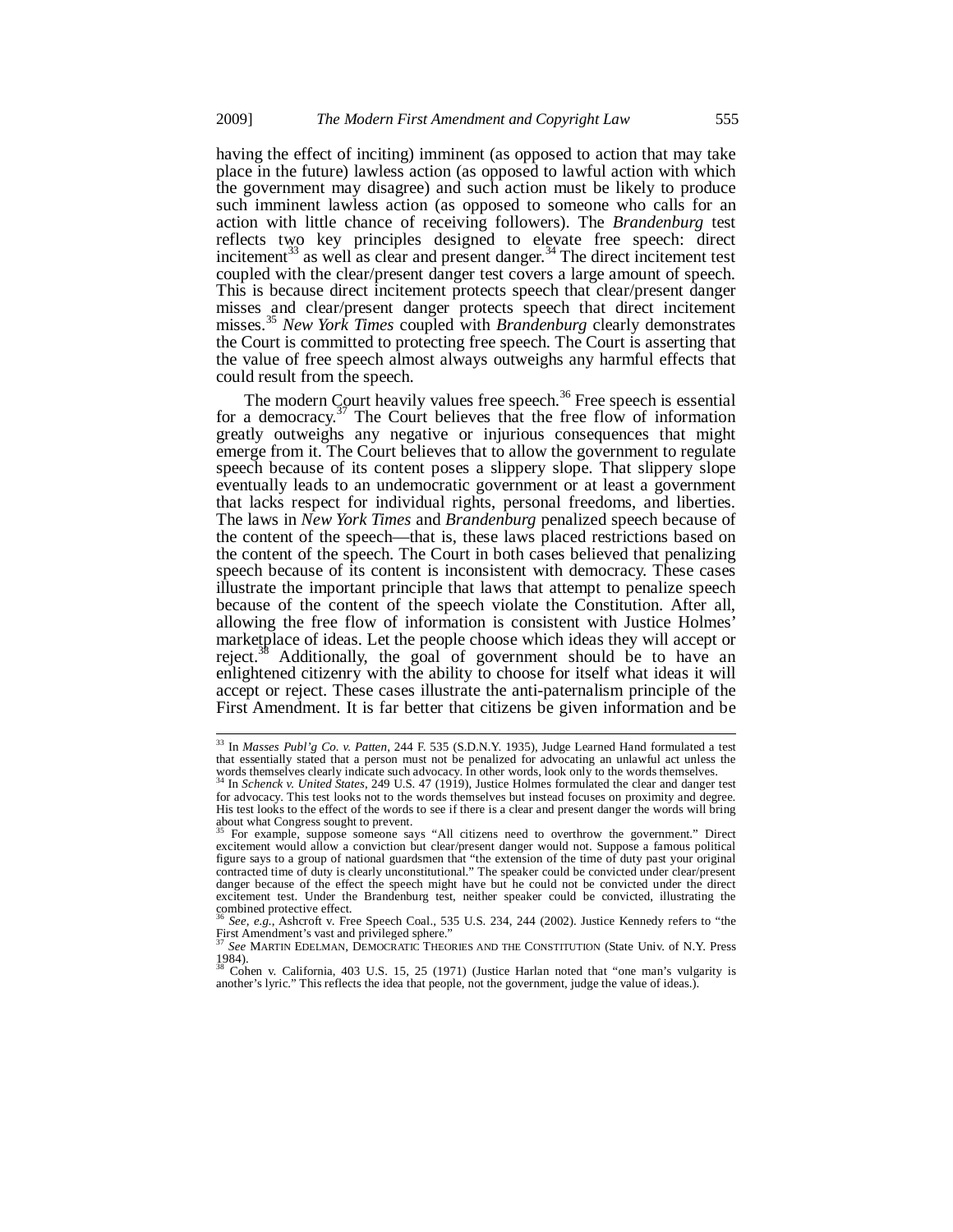having the effect of inciting) imminent (as opposed to action that may take place in the future) lawless action (as opposed to lawful action with which the government may disagree) and such action must be likely to produce such imminent lawless action (as opposed to someone who calls for an action with little chance of receiving followers). The *Brandenburg* test reflects two key principles designed to elevate free speech: direct incitement[33] as well as clear and present danger.[34] The direct incitement test coupled with the clear/present danger test covers a large amount of speech. This is because direct incitement protects speech that clear/present danger misses and clear/present danger protects speech that direct incitement misses.[35] *New York Times* coupled with *Brandenburg* clearly demonstrates the Court is committed to protecting free speech. The Court is asserting that the value of free speech almost always outweighs any harmful effects that could result from the speech.

The modern Court heavily values free speech.[36] Free speech is essential for a democracy.[37] The Court believes that the free flow of information greatly outweighs any negative or injurious consequences that might emerge from it. The Court believes that to allow the government to regulate speech because of its content poses a slippery slope. That slippery slope eventually leads to an undemocratic government or at least a government that lacks respect for individual rights, personal freedoms, and liberties. The laws in *New York Times* and *Brandenburg* penalized speech because of the content of the speech—that is, these laws placed restrictions based on the content of the speech. The Court in both cases believed that penalizing speech because of its content is inconsistent with democracy. These cases illustrate the important principle that laws that attempt to penalize speech because of the content of the speech violate the Constitution. After all, allowing the free flow of information is consistent with Justice Holmes' marketplace of ideas. Let the people choose which ideas they will accept or reject.[38] Additionally, the goal of government should be to have an enlightened citizenry with the ability to choose for itself what ideas it will accept or reject. These cases illustrate the anti-paternalism principle of the First Amendment. It is far better that citizens be given information and be

---

[33] In *Masses Publ'g Co. v. Patten*, 244 F. 535 (S.D.N.Y. 1935), Judge Learned Hand formulated a test that essentially stated that a person must not be penalized for advocating an unlawful act unless the words themselves clearly indicate such advocacy. In other words, look only to the words themselves.

[34] In *Schenck v. United States*, 249 U.S. 47 (1919), Justice Holmes formulated the clear and danger test for advocacy. This test looks not to the words themselves but instead focuses on proximity and degree. His test looks to the effect of the words to see if there is a clear and present danger the words will bring about what Congress sought to prevent.

[35] For example, suppose someone says "All citizens need to overthrow the government." Direct excitement would allow a conviction but clear/present danger would not. Suppose a famous political figure says to a group of national guardsmen that "the extension of the time of duty past your original contracted time of duty is clearly unconstitutional." The speaker could be convicted under clear/present danger because of the effect the speech might have but he could not be convicted under the direct excitement test. Under the Brandenburg test, neither speaker could be convicted, illustrating the combined protective effect.

[36] *See, e.g.*, Ashcroft v. Free Speech Coal., 535 U.S. 234, 244 (2002). Justice Kennedy refers to "the First Amendment's vast and privileged sphere."

[37] *See* MARTIN EDELMAN, DEMOCRATIC THEORIES AND THE CONSTITUTION (State Univ. of N.Y. Press 1984).

[38] Cohen v. California, 403 U.S. 15, 25 (1971) (Justice Harlan noted that "one man's vulgarity is another's lyric." This reflects the idea that people, not the government, judge the value of ideas.).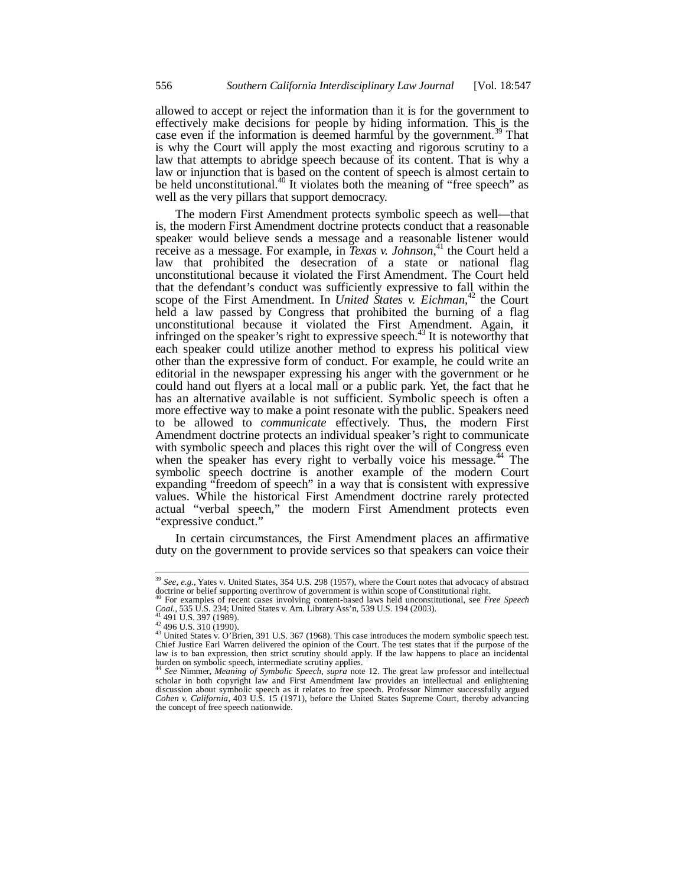allowed to accept or reject the information than it is for the government to effectively make decisions for people by hiding information. This is the case even if the information is deemed harmful by the government.[39] That is why the Court will apply the most exacting and rigorous scrutiny to a law that attempts to abridge speech because of its content. That is why a law or injunction that is based on the content of speech is almost certain to be held unconstitutional.[40] It violates both the meaning of "free speech" as well as the very pillars that support democracy.

The modern First Amendment protects symbolic speech as well—that is, the modern First Amendment doctrine protects conduct that a reasonable speaker would believe sends a message and a reasonable listener would receive as a message. For example, in *Texas v. Johnson*,[41] the Court held a law that prohibited the desecration of a state or national flag unconstitutional because it violated the First Amendment. The Court held that the defendant's conduct was sufficiently expressive to fall within the scope of the First Amendment. In *United States v. Eichman*,[42] the Court held a law passed by Congress that prohibited the burning of a flag unconstitutional because it violated the First Amendment. Again, it infringed on the speaker's right to expressive speech.[43] It is noteworthy that each speaker could utilize another method to express his political view other than the expressive form of conduct. For example, he could write an editorial in the newspaper expressing his anger with the government or he could hand out flyers at a local mall or a public park. Yet, the fact that he has an alternative available is not sufficient. Symbolic speech is often a more effective way to make a point resonate with the public. Speakers need to be allowed to *communicate* effectively. Thus, the modern First Amendment doctrine protects an individual speaker's right to communicate with symbolic speech and places this right over the will of Congress even when the speaker has every right to verbally voice his message.[44] The symbolic speech doctrine is another example of the modern Court expanding "freedom of speech" in a way that is consistent with expressive values. While the historical First Amendment doctrine rarely protected actual "verbal speech," the modern First Amendment protects even "expressive conduct."

In certain circumstances, the First Amendment places an affirmative duty on the government to provide services so that speakers can voice their

---

[39] *See, e.g.*, Yates v. United States, 354 U.S. 298 (1957), where the Court notes that advocacy of abstract doctrine or belief supporting overthrow of government is within scope of Constitutional right.

[40] For examples of recent cases involving content-based laws held unconstitutional, see *Free Speech Coal.*, 535 U.S. 234; United States v. Am. Library Ass'n, 539 U.S. 194 (2003).

[41] 491 U.S. 397 (1989).

[42] 496 U.S. 310 (1990).

[43] United States v. O'Brien, 391 U.S. 367 (1968). This case introduces the modern symbolic speech test. Chief Justice Earl Warren delivered the opinion of the Court. The test states that if the purpose of the law is to ban expression, then strict scrutiny should apply. If the law happens to place an incidental burden on symbolic speech, intermediate scrutiny applies.

[44] *See* Nimmer, *Meaning of Symbolic Speech*, *supra* note 12. The great law professor and intellectual scholar in both copyright law and First Amendment law provides an intellectual and enlightening discussion about symbolic speech as it relates to free speech. Professor Nimmer successfully argued *Cohen v. California*, 403 U.S. 15 (1971), before the United States Supreme Court, thereby advancing the concept of free speech nationwide.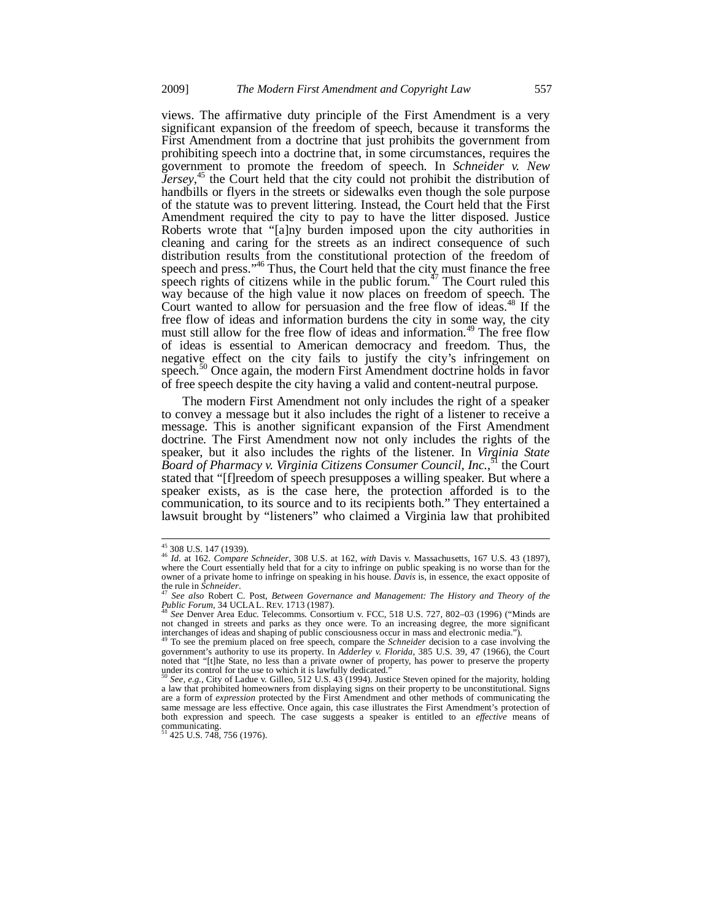views. The affirmative duty principle of the First Amendment is a very significant expansion of the freedom of speech, because it transforms the First Amendment from a doctrine that just prohibits the government from prohibiting speech into a doctrine that, in some circumstances, requires the government to promote the freedom of speech. In *Schneider v. New Jersey*,[45] the Court held that the city could not prohibit the distribution of handbills or flyers in the streets or sidewalks even though the sole purpose of the statute was to prevent littering. Instead, the Court held that the First Amendment required the city to pay to have the litter disposed. Justice Roberts wrote that "[a]ny burden imposed upon the city authorities in cleaning and caring for the streets as an indirect consequence of such distribution results from the constitutional protection of the freedom of speech and press."[46] Thus, the Court held that the city must finance the free speech rights of citizens while in the public forum.[47] The Court ruled this way because of the high value it now places on freedom of speech. The Court wanted to allow for persuasion and the free flow of ideas.[48] If the free flow of ideas and information burdens the city in some way, the city must still allow for the free flow of ideas and information.[49] The free flow of ideas is essential to American democracy and freedom. Thus, the negative effect on the city fails to justify the city's infringement on speech.[50] Once again, the modern First Amendment doctrine holds in favor of free speech despite the city having a valid and content-neutral purpose.

The modern First Amendment not only includes the right of a speaker to convey a message but it also includes the right of a listener to receive a message. This is another significant expansion of the First Amendment doctrine. The First Amendment now not only includes the rights of the speaker, but it also includes the rights of the listener. In *Virginia State Board of Pharmacy v. Virginia Citizens Consumer Council, Inc.*,[51] the Court stated that "[f]reedom of speech presupposes a willing speaker. But where a speaker exists, as is the case here, the protection afforded is to the communication, to its source and to its recipients both." They entertained a lawsuit brought by "listeners" who claimed a Virginia law that prohibited

---

[45] 308 U.S. 147 (1939).

[46] *Id.* at 162. *Compare Schneider*, 308 U.S. at 162, *with* Davis v. Massachusetts, 167 U.S. 43 (1897), where the Court essentially held that for a city to infringe on public speaking is no worse than for the owner of a private home to infringe on speaking in his house. *Davis* is, in essence, the exact opposite of the rule in *Schneider*.

[47] *See also* Robert C. Post, *Between Governance and Management: The History and Theory of the Public Forum*, 34 UCLA L. REV. 1713 (1987).

[48] *See* Denver Area Educ. Telecomms. Consortium v. FCC, 518 U.S. 727, 802–03 (1996) ("Minds are not changed in streets and parks as they once were. To an increasing degree, the more significant interchanges of ideas and shaping of public consciousness occur in mass and electronic media.").

[49] To see the premium placed on free speech, compare the *Schneider* decision to a case involving the government's authority to use its property. In *Adderley v. Florida*, 385 U.S. 39, 47 (1966), the Court noted that "[t]he State, no less than a private owner of property, has power to preserve the property under its control for the use to which it is lawfully dedicated."

[50] *See, e.g.*, City of Ladue v. Gilleo, 512 U.S. 43 (1994). Justice Steven opined for the majority, holding a law that prohibited homeowners from displaying signs on their property to be unconstitutional. Signs are a form of *expression* protected by the First Amendment and other methods of communicating the same message are less effective. Once again, this case illustrates the First Amendment's protection of both expression and speech. The case suggests a speaker is entitled to an *effective* means of communicating.

[51] 425 U.S. 748, 756 (1976).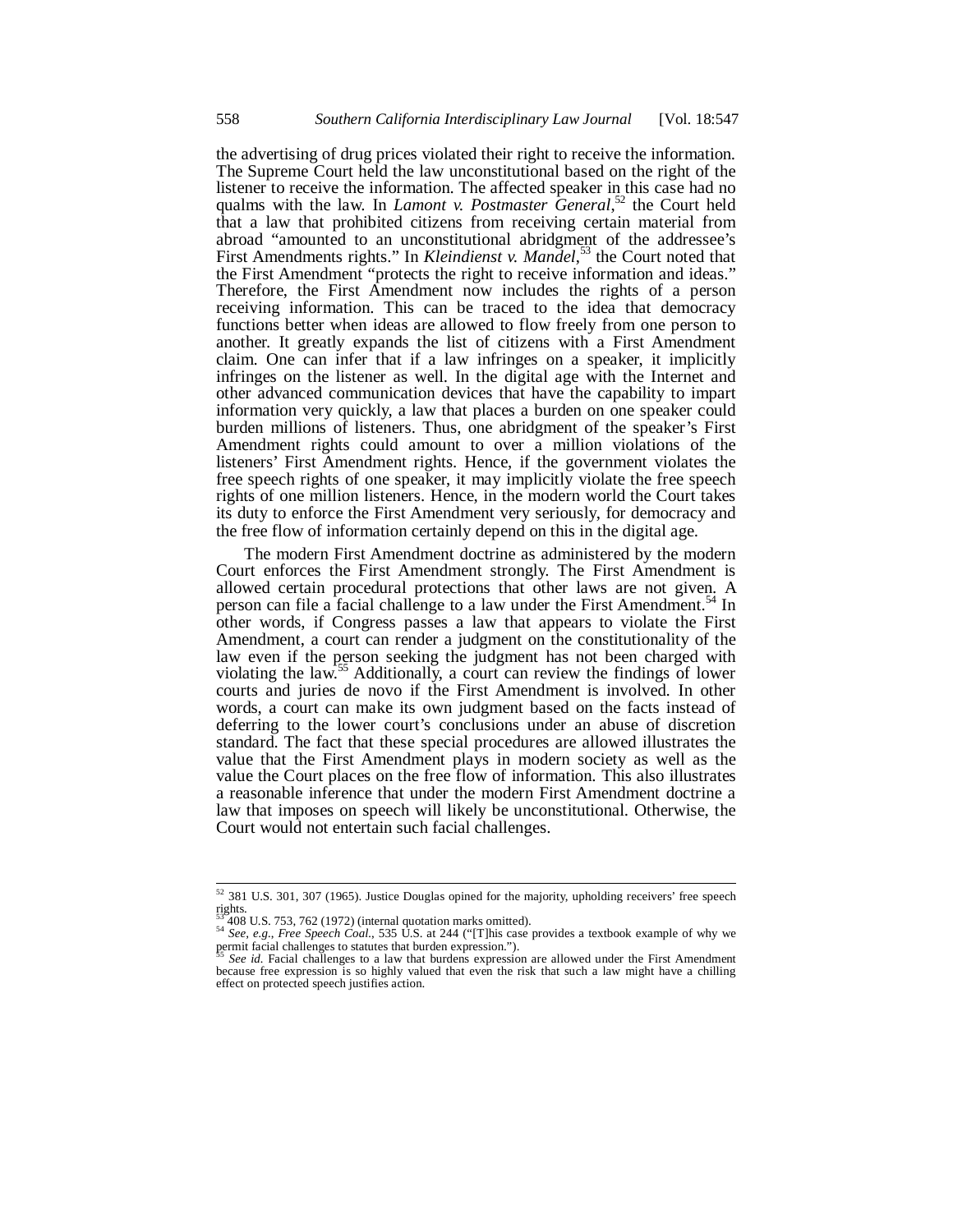the advertising of drug prices violated their right to receive the information. The Supreme Court held the law unconstitutional based on the right of the listener to receive the information. The affected speaker in this case had no qualms with the law. In *Lamont v. Postmaster General*,[52] the Court held that a law that prohibited citizens from receiving certain material from abroad "amounted to an unconstitutional abridgment of the addressee's First Amendments rights." In *Kleindienst v. Mandel*,[53] the Court noted that the First Amendment "protects the right to receive information and ideas." Therefore, the First Amendment now includes the rights of a person receiving information. This can be traced to the idea that democracy functions better when ideas are allowed to flow freely from one person to another. It greatly expands the list of citizens with a First Amendment claim. One can infer that if a law infringes on a speaker, it implicitly infringes on the listener as well. In the digital age with the Internet and other advanced communication devices that have the capability to impart information very quickly, a law that places a burden on one speaker could burden millions of listeners. Thus, one abridgment of the speaker's First Amendment rights could amount to over a million violations of the listeners' First Amendment rights. Hence, if the government violates the free speech rights of one speaker, it may implicitly violate the free speech rights of one million listeners. Hence, in the modern world the Court takes its duty to enforce the First Amendment very seriously, for democracy and the free flow of information certainly depend on this in the digital age.

The modern First Amendment doctrine as administered by the modern Court enforces the First Amendment strongly. The First Amendment is allowed certain procedural protections that other laws are not given. A person can file a facial challenge to a law under the First Amendment.[54] In other words, if Congress passes a law that appears to violate the First Amendment, a court can render a judgment on the constitutionality of the law even if the person seeking the judgment has not been charged with violating the law.[55] Additionally, a court can review the findings of lower courts and juries de novo if the First Amendment is involved. In other words, a court can make its own judgment based on the facts instead of deferring to the lower court's conclusions under an abuse of discretion standard. The fact that these special procedures are allowed illustrates the value that the First Amendment plays in modern society as well as the value the Court places on the free flow of information. This also illustrates a reasonable inference that under the modern First Amendment doctrine a law that imposes on speech will likely be unconstitutional. Otherwise, the Court would not entertain such facial challenges.

---

[52] 381 U.S. 301, 307 (1965). Justice Douglas opined for the majority, upholding receivers' free speech rights.

[53] 408 U.S. 753, 762 (1972) (internal quotation marks omitted).

[54] *See, e.g., Free Speech Coal.*, 535 U.S. at 244 ("[T]his case provides a textbook example of why we permit facial challenges to statutes that burden expression.").

[55] *See id.* Facial challenges to a law that burdens expression are allowed under the First Amendment because free expression is so highly valued that even the risk that such a law might have a chilling effect on protected speech justifies action.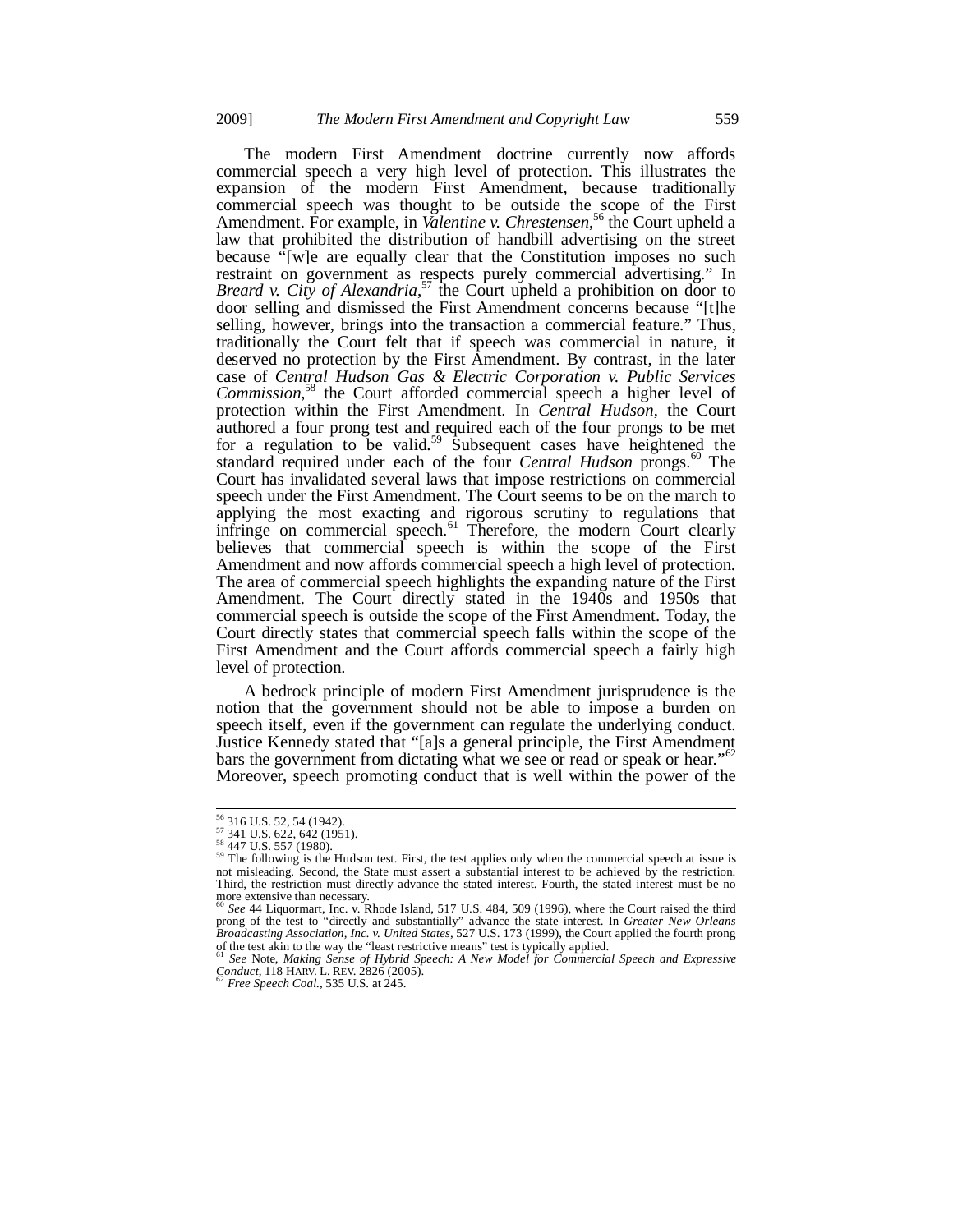The modern First Amendment doctrine currently now affords commercial speech a very high level of protection. This illustrates the expansion of the modern First Amendment, because traditionally commercial speech was thought to be outside the scope of the First Amendment. For example, in *Valentine v. Chrestensen*,[56] the Court upheld a law that prohibited the distribution of handbill advertising on the street because "[w]e are equally clear that the Constitution imposes no such restraint on government as respects purely commercial advertising." In *Breard v. City of Alexandria*,[57] the Court upheld a prohibition on door to door selling and dismissed the First Amendment concerns because "[t]he selling, however, brings into the transaction a commercial feature." Thus, traditionally the Court felt that if speech was commercial in nature, it deserved no protection by the First Amendment. By contrast, in the later case of *Central Hudson Gas & Electric Corporation v. Public Services Commission*,[58] the Court afforded commercial speech a higher level of protection within the First Amendment. In *Central Hudson*, the Court authored a four prong test and required each of the four prongs to be met for a regulation to be valid.[59] Subsequent cases have heightened the standard required under each of the four *Central Hudson* prongs.[60] The Court has invalidated several laws that impose restrictions on commercial speech under the First Amendment. The Court seems to be on the march to applying the most exacting and rigorous scrutiny to regulations that infringe on commercial speech.[61] Therefore, the modern Court clearly believes that commercial speech is within the scope of the First Amendment and now affords commercial speech a high level of protection. The area of commercial speech highlights the expanding nature of the First Amendment. The Court directly stated in the 1940s and 1950s that commercial speech is outside the scope of the First Amendment. Today, the Court directly states that commercial speech falls within the scope of the First Amendment and the Court affords commercial speech a fairly high level of protection.

A bedrock principle of modern First Amendment jurisprudence is the notion that the government should not be able to impose a burden on speech itself, even if the government can regulate the underlying conduct. Justice Kennedy stated that "[a]s a general principle, the First Amendment bars the government from dictating what we see or read or speak or hear."[62] Moreover, speech promoting conduct that is well within the power of the

---

[56] 316 U.S. 52, 54 (1942).

[57] 341 U.S. 622, 642 (1951).

[58] 447 U.S. 557 (1980).

[59] The following is the Hudson test. First, the test applies only when the commercial speech at issue is not misleading. Second, the State must assert a substantial interest to be achieved by the restriction. Third, the restriction must directly advance the stated interest. Fourth, the stated interest must be no more extensive than necessary.

[60] *See* 44 Liquormart, Inc. v. Rhode Island, 517 U.S. 484, 509 (1996), where the Court raised the third prong of the test to "directly and substantially" advance the state interest. In *Greater New Orleans Broadcasting Association, Inc. v. United States*, 527 U.S. 173 (1999), the Court applied the fourth prong of the test akin to the way the "least restrictive means" test is typically applied.

[61] *See* Note, *Making Sense of Hybrid Speech: A New Model for Commercial Speech and Expressive Conduct*, 118 HARV. L. REV. 2826 (2005).

[62] *Free Speech Coal.*, 535 U.S. at 245.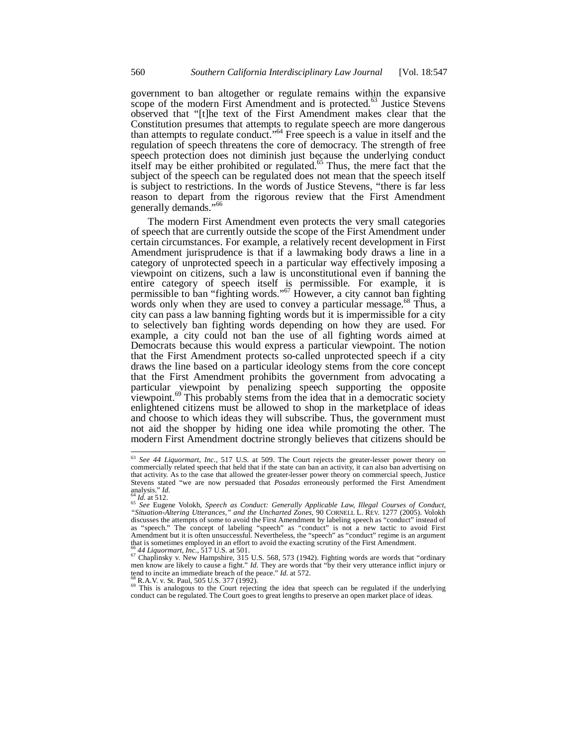government to ban altogether or regulate remains within the expansive scope of the modern First Amendment and is protected.[63] Justice Stevens observed that "[t]he text of the First Amendment makes clear that the Constitution presumes that attempts to regulate speech are more dangerous than attempts to regulate conduct."[64] Free speech is a value in itself and the regulation of speech threatens the core of democracy. The strength of free speech protection does not diminish just because the underlying conduct itself may be either prohibited or regulated.[65] Thus, the mere fact that the subject of the speech can be regulated does not mean that the speech itself is subject to restrictions. In the words of Justice Stevens, "there is far less reason to depart from the rigorous review that the First Amendment generally demands."[66]

The modern First Amendment even protects the very small categories of speech that are currently outside the scope of the First Amendment under certain circumstances. For example, a relatively recent development in First Amendment jurisprudence is that if a lawmaking body draws a line in a category of unprotected speech in a particular way effectively imposing a viewpoint on citizens, such a law is unconstitutional even if banning the entire category of speech itself is permissible. For example, it is permissible to ban "fighting words."[67] However, a city cannot ban fighting words only when they are used to convey a particular message.[68] Thus, a city can pass a law banning fighting words but it is impermissible for a city to selectively ban fighting words depending on how they are used. For example, a city could not ban the use of all fighting words aimed at Democrats because this would express a particular viewpoint. The notion that the First Amendment protects so-called unprotected speech if a city draws the line based on a particular ideology stems from the core concept that the First Amendment prohibits the government from advocating a particular viewpoint by penalizing speech supporting the opposite viewpoint.[69] This probably stems from the idea that in a democratic society enlightened citizens must be allowed to shop in the marketplace of ideas and choose to which ideas they will subscribe. Thus, the government must not aid the shopper by hiding one idea while promoting the other. The modern First Amendment doctrine strongly believes that citizens should be

---

[63] *See 44 Liquormart, Inc.*, 517 U.S. at 509. The Court rejects the greater-lesser power theory on commercially related speech that held that if the state can ban an activity, it can also ban advertising on that activity. As to the case that allowed the greater-lesser power theory on commercial speech, Justice Stevens stated "we are now persuaded that *Posadas* erroneously performed the First Amendment analysis." *Id.*

[64] *Id.* at 512.

[65] *See* Eugene Volokh, *Speech as Conduct: Generally Applicable Law, Illegal Courses of Conduct, "Situation-Altering Utterances," and the Uncharted Zones*, 90 CORNELL L. REV. 1277 (2005). Volokh discusses the attempts of some to avoid the First Amendment by labeling speech as "conduct" instead of as "speech." The concept of labeling "speech" as "conduct" is not a new tactic to avoid First Amendment but it is often unsuccessful. Nevertheless, the "speech" as "conduct" regime is an argument that is sometimes employed in an effort to avoid the exacting scrutiny of the First Amendment.

[66] *44 Liquormart, Inc.*, 517 U.S. at 501.

[67] Chaplinsky v. New Hampshire, 315 U.S. 568, 573 (1942). Fighting words are words that "ordinary men know are likely to cause a fight." *Id.* They are words that "by their very utterance inflict injury or tend to incite an immediate breach of the peace." *Id.* at 572.

[68] R.A.V. v. St. Paul, 505 U.S. 377 (1992).

[69] This is analogous to the Court rejecting the idea that speech can be regulated if the underlying conduct can be regulated. The Court goes to great lengths to preserve an open market place of ideas.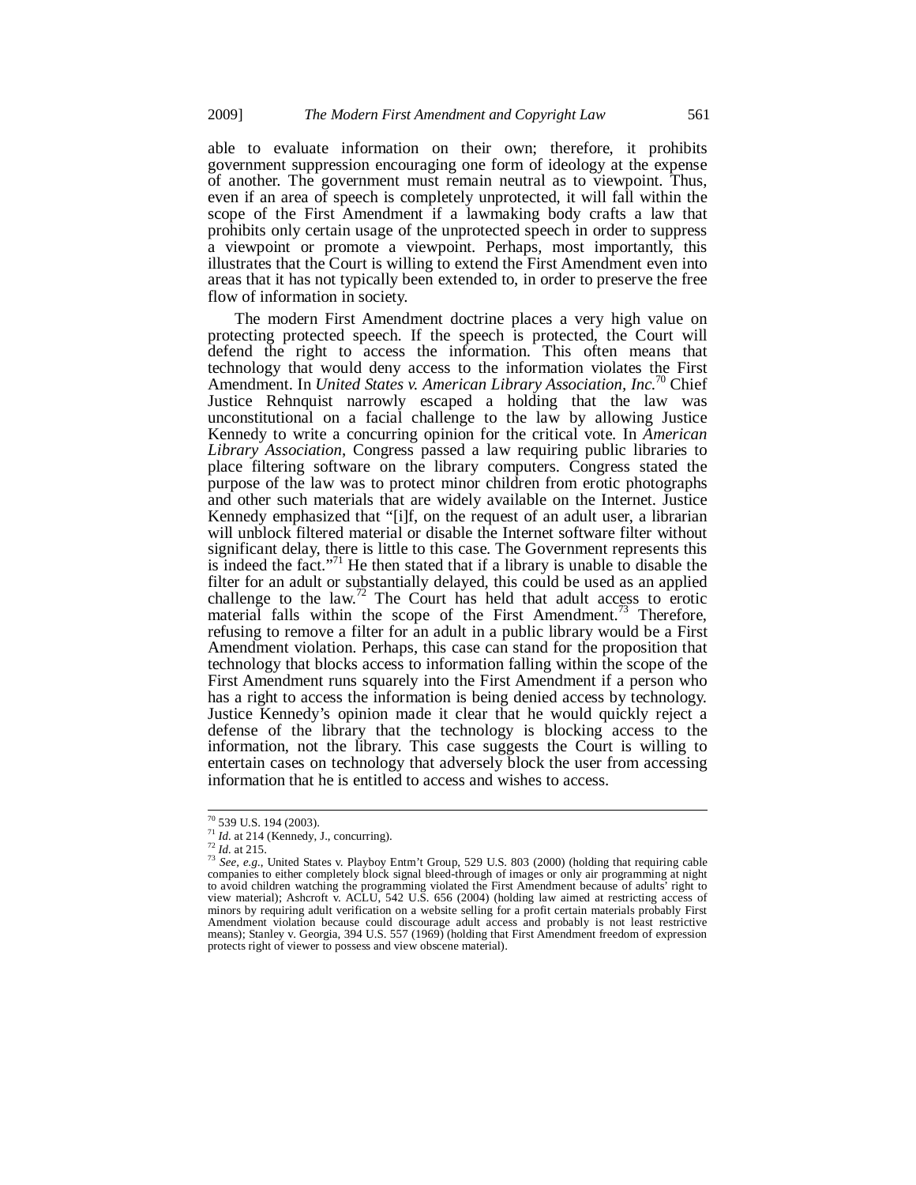able to evaluate information on their own; therefore, it prohibits government suppression encouraging one form of ideology at the expense of another. The government must remain neutral as to viewpoint. Thus, even if an area of speech is completely unprotected, it will fall within the scope of the First Amendment if a lawmaking body crafts a law that prohibits only certain usage of the unprotected speech in order to suppress a viewpoint or promote a viewpoint. Perhaps, most importantly, this illustrates that the Court is willing to extend the First Amendment even into areas that it has not typically been extended to, in order to preserve the free flow of information in society.

The modern First Amendment doctrine places a very high value on protecting protected speech. If the speech is protected, the Court will defend the right to access the information. This often means that technology that would deny access to the information violates the First Amendment. In *United States v. American Library Association, Inc.*[70] Chief Justice Rehnquist narrowly escaped a holding that the law was unconstitutional on a facial challenge to the law by allowing Justice Kennedy to write a concurring opinion for the critical vote. In *American Library Association*, Congress passed a law requiring public libraries to place filtering software on the library computers. Congress stated the purpose of the law was to protect minor children from erotic photographs and other such materials that are widely available on the Internet. Justice Kennedy emphasized that "[i]f, on the request of an adult user, a librarian will unblock filtered material or disable the Internet software filter without significant delay, there is little to this case. The Government represents this is indeed the fact."[71] He then stated that if a library is unable to disable the filter for an adult or substantially delayed, this could be used as an applied challenge to the law.[72] The Court has held that adult access to erotic material falls within the scope of the First Amendment.[73] Therefore, refusing to remove a filter for an adult in a public library would be a First Amendment violation. Perhaps, this case can stand for the proposition that technology that blocks access to information falling within the scope of the First Amendment runs squarely into the First Amendment if a person who has a right to access the information is being denied access by technology. Justice Kennedy's opinion made it clear that he would quickly reject a defense of the library that the technology is blocking access to the information, not the library. This case suggests the Court is willing to entertain cases on technology that adversely block the user from accessing information that he is entitled to access and wishes to access.

---

[70] 539 U.S. 194 (2003).

[71] *Id.* at 214 (Kennedy, J., concurring).

[72] *Id.* at 215.

[73] *See, e.g.*, United States v. Playboy Entm't Group, 529 U.S. 803 (2000) (holding that requiring cable companies to either completely block signal bleed-through of images or only air programming at night to avoid children watching the programming violated the First Amendment because of adults' right to view material); Ashcroft v. ACLU, 542 U.S. 656 (2004) (holding law aimed at restricting access of minors by requiring adult verification on a website selling for a profit certain materials probably First Amendment violation because could discourage adult access and probably is not least restrictive means); Stanley v. Georgia, 394 U.S. 557 (1969) (holding that First Amendment freedom of expression protects right of viewer to possess and view obscene material).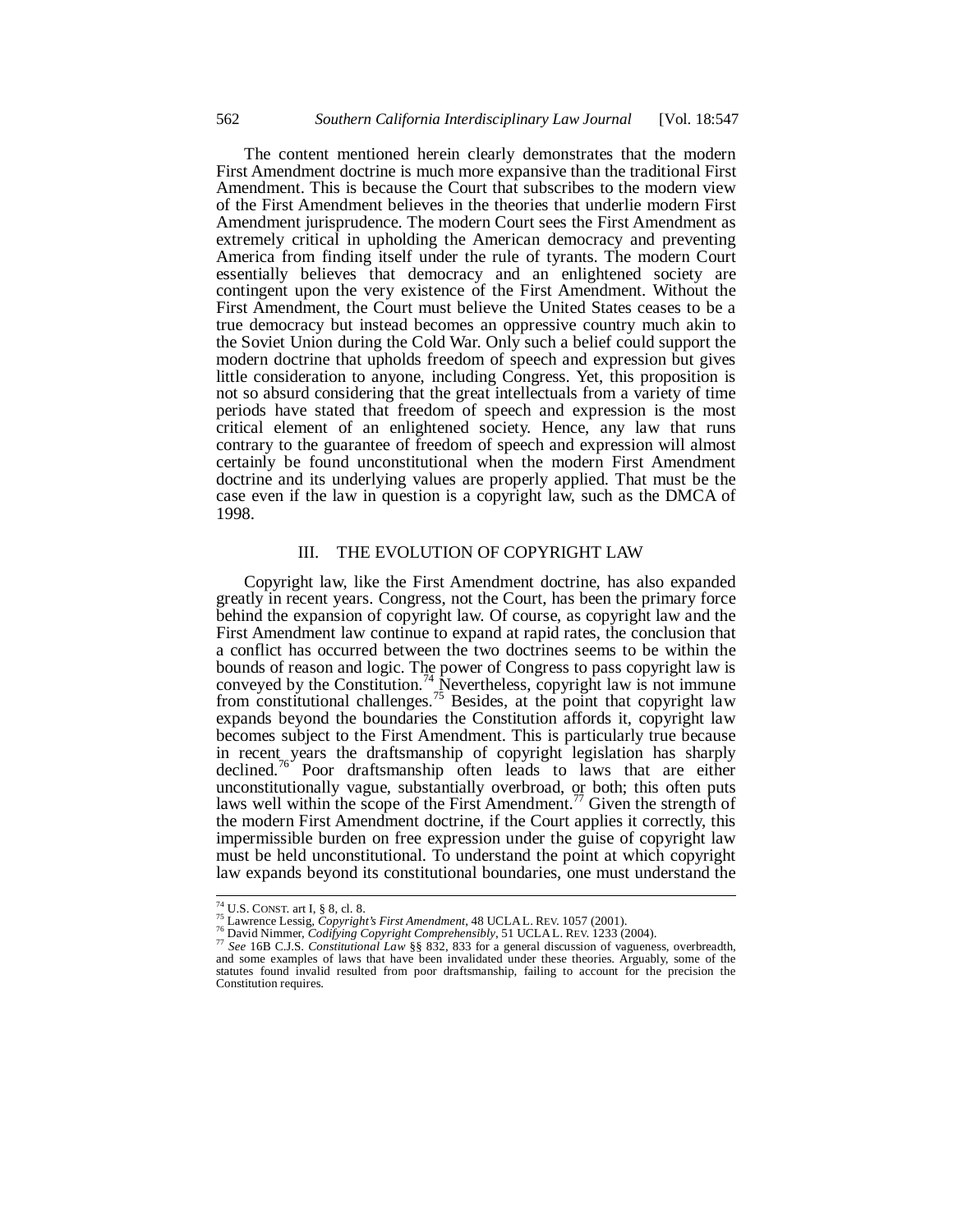The content mentioned herein clearly demonstrates that the modern First Amendment doctrine is much more expansive than the traditional First Amendment. This is because the Court that subscribes to the modern view of the First Amendment believes in the theories that underlie modern First Amendment jurisprudence. The modern Court sees the First Amendment as extremely critical in upholding the American democracy and preventing America from finding itself under the rule of tyrants. The modern Court essentially believes that democracy and an enlightened society are contingent upon the very existence of the First Amendment. Without the First Amendment, the Court must believe the United States ceases to be a true democracy but instead becomes an oppressive country much akin to the Soviet Union during the Cold War. Only such a belief could support the modern doctrine that upholds freedom of speech and expression but gives little consideration to anyone, including Congress. Yet, this proposition is not so absurd considering that the great intellectuals from a variety of time periods have stated that freedom of speech and expression is the most critical element of an enlightened society. Hence, any law that runs contrary to the guarantee of freedom of speech and expression will almost certainly be found unconstitutional when the modern First Amendment doctrine and its underlying values are properly applied. That must be the case even if the law in question is a copyright law, such as the DMCA of 1998.

## III. THE EVOLUTION OF COPYRIGHT LAW

Copyright law, like the First Amendment doctrine, has also expanded greatly in recent years. Congress, not the Court, has been the primary force behind the expansion of copyright law. Of course, as copyright law and the First Amendment law continue to expand at rapid rates, the conclusion that a conflict has occurred between the two doctrines seems to be within the bounds of reason and logic. The power of Congress to pass copyright law is conveyed by the Constitution.[74] Nevertheless, copyright law is not immune from constitutional challenges.[75] Besides, at the point that copyright law expands beyond the boundaries the Constitution affords it, copyright law becomes subject to the First Amendment. This is particularly true because in recent years the draftsmanship of copyright legislation has sharply declined.[76] Poor draftsmanship often leads to laws that are either unconstitutionally vague, substantially overbroad, or both; this often puts laws well within the scope of the First Amendment.[77] Given the strength of the modern First Amendment doctrine, if the Court applies it correctly, this impermissible burden on free expression under the guise of copyright law must be held unconstitutional. To understand the point at which copyright law expands beyond its constitutional boundaries, one must understand the

---

[74] U.S. CONST. art I, § 8, cl. 8.

[75] Lawrence Lessig, *Copyright's First Amendment*, 48 UCLA L. REV. 1057 (2001).

[76] David Nimmer, *Codifying Copyright Comprehensibly*, 51 UCLA L. REV. 1233 (2004).

[77] *See* 16B C.J.S. *Constitutional Law* §§ 832, 833 for a general discussion of vagueness, overbreadth, and some examples of laws that have been invalidated under these theories. Arguably, some of the statutes found invalid resulted from poor draftsmanship, failing to account for the precision the Constitution requires.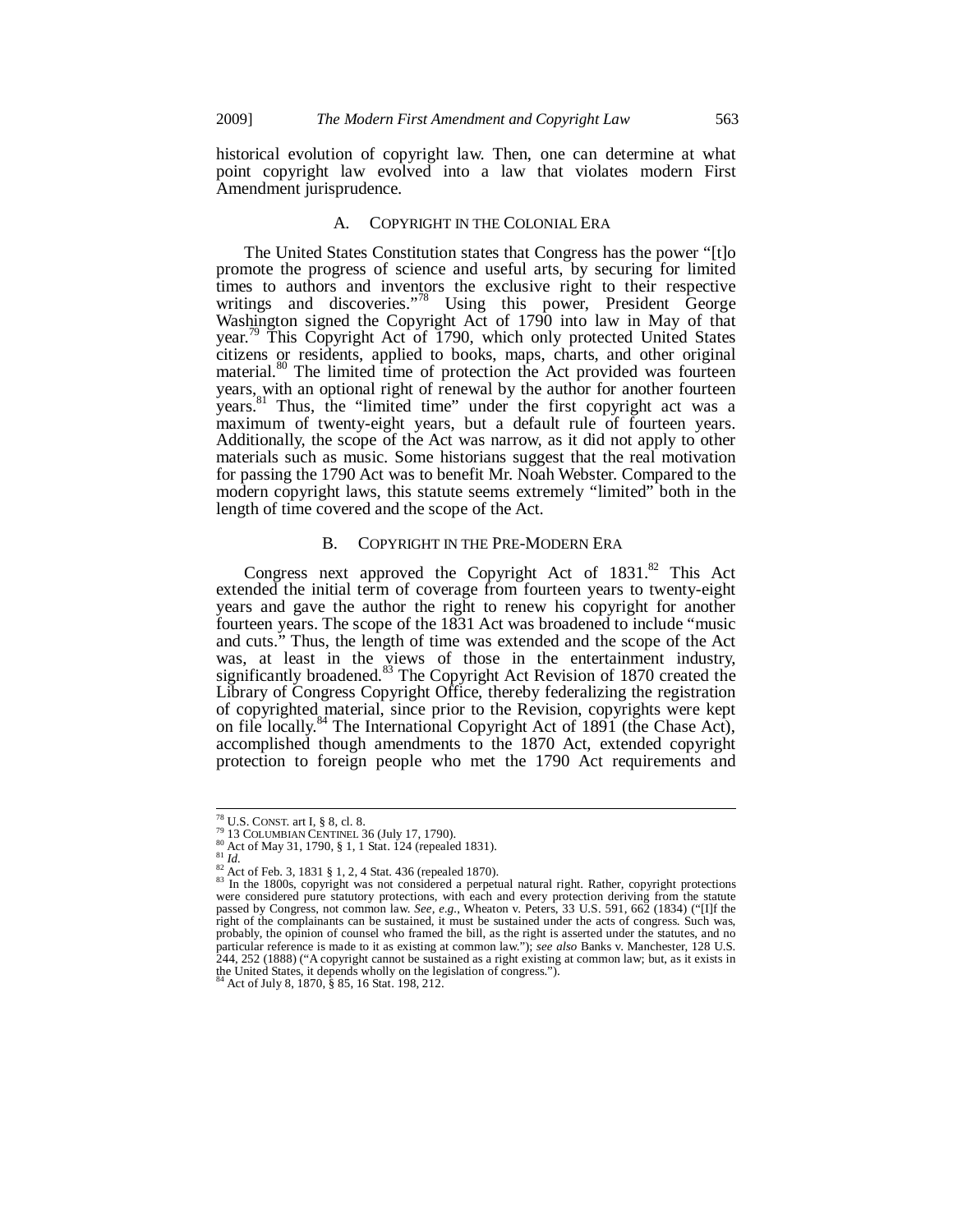historical evolution of copyright law. Then, one can determine at what point copyright law evolved into a law that violates modern First Amendment jurisprudence.

### A. Copyright in the Colonial Era

The United States Constitution states that Congress has the power "[t]o promote the progress of science and useful arts, by securing for limited times to authors and inventors the exclusive right to their respective writings and discoveries."[78] Using this power, President George Washington signed the Copyright Act of 1790 into law in May of that year.[79] This Copyright Act of 1790, which only protected United States citizens or residents, applied to books, maps, charts, and other original material.[80] The limited time of protection the Act provided was fourteen years, with an optional right of renewal by the author for another fourteen years.[81] Thus, the "limited time" under the first copyright act was a maximum of twenty-eight years, but a default rule of fourteen years. Additionally, the scope of the Act was narrow, as it did not apply to other materials such as music. Some historians suggest that the real motivation for passing the 1790 Act was to benefit Mr. Noah Webster. Compared to the modern copyright laws, this statute seems extremely "limited" both in the length of time covered and the scope of the Act.

### B. Copyright in the Pre-Modern Era

Congress next approved the Copyright Act of 1831.[82] This Act extended the initial term of coverage from fourteen years to twenty-eight years and gave the author the right to renew his copyright for another fourteen years. The scope of the 1831 Act was broadened to include "music and cuts." Thus, the length of time was extended and the scope of the Act was, at least in the views of those in the entertainment industry, significantly broadened.[83] The Copyright Act Revision of 1870 created the Library of Congress Copyright Office, thereby federalizing the registration of copyrighted material, since prior to the Revision, copyrights were kept on file locally.[84] The International Copyright Act of 1891 (the Chase Act), accomplished though amendments to the 1870 Act, extended copyright protection to foreign people who met the 1790 Act requirements and

---

[78] U.S. Const. art I, § 8, cl. 8.

[79] 13 Columbian Centinel 36 (July 17, 1790).

[80] Act of May 31, 1790, § 1, 1 Stat. 124 (repealed 1831).

[81] *Id.*

[82] Act of Feb. 3, 1831 § 1, 2, 4 Stat. 436 (repealed 1870).

[83] In the 1800s, copyright was not considered a perpetual natural right. Rather, copyright protections were considered pure statutory protections, with each and every protection deriving from the statute passed by Congress, not common law. *See, e.g.*, Wheaton v. Peters, 33 U.S. 591, 662 (1834) ("[I]f the right of the complainants can be sustained, it must be sustained under the acts of congress. Such was, probably, the opinion of counsel who framed the bill, as the right is asserted under the statutes, and no particular reference is made to it as existing at common law."); *see also* Banks v. Manchester, 128 U.S. 244, 252 (1888) ("A copyright cannot be sustained as a right existing at common law; but, as it exists in the United States, it depends wholly on the legislation of congress.").

[84] Act of July 8, 1870, § 85, 16 Stat. 198, 212.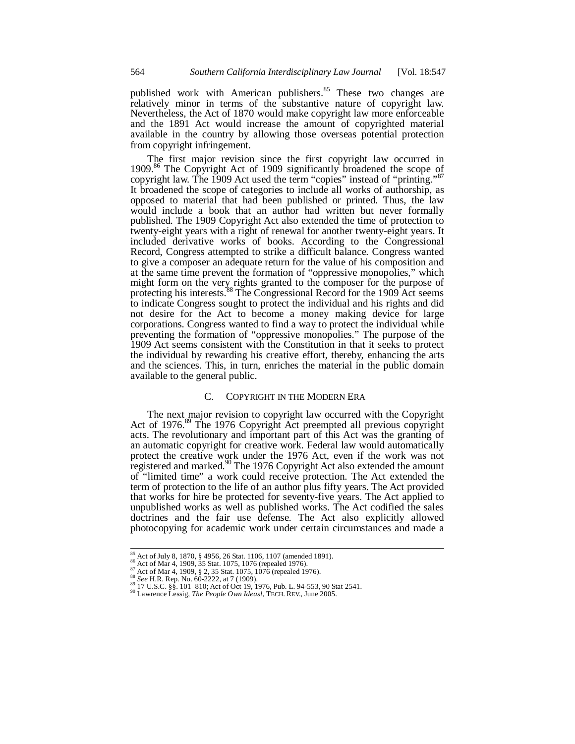published work with American publishers.[85] These two changes are relatively minor in terms of the substantive nature of copyright law. Nevertheless, the Act of 1870 would make copyright law more enforceable and the 1891 Act would increase the amount of copyrighted material available in the country by allowing those overseas potential protection from copyright infringement.

The first major revision since the first copyright law occurred in 1909.[86] The Copyright Act of 1909 significantly broadened the scope of copyright law. The 1909 Act used the term "copies" instead of "printing."[87] It broadened the scope of categories to include all works of authorship, as opposed to material that had been published or printed. Thus, the law would include a book that an author had written but never formally published. The 1909 Copyright Act also extended the time of protection to twenty-eight years with a right of renewal for another twenty-eight years. It included derivative works of books. According to the Congressional Record, Congress attempted to strike a difficult balance. Congress wanted to give a composer an adequate return for the value of his composition and at the same time prevent the formation of "oppressive monopolies," which might form on the very rights granted to the composer for the purpose of protecting his interests.[88] The Congressional Record for the 1909 Act seems to indicate Congress sought to protect the individual and his rights and did not desire for the Act to become a money making device for large corporations. Congress wanted to find a way to protect the individual while preventing the formation of "oppressive monopolies." The purpose of the 1909 Act seems consistent with the Constitution in that it seeks to protect the individual by rewarding his creative effort, thereby, enhancing the arts and the sciences. This, in turn, enriches the material in the public domain available to the general public.

### C. COPYRIGHT IN THE MODERN ERA

The next major revision to copyright law occurred with the Copyright Act of 1976.[89] The 1976 Copyright Act preempted all previous copyright acts. The revolutionary and important part of this Act was the granting of an automatic copyright for creative work. Federal law would automatically protect the creative work under the 1976 Act, even if the work was not registered and marked.[90] The 1976 Copyright Act also extended the amount of "limited time" a work could receive protection. The Act extended the term of protection to the life of an author plus fifty years. The Act provided that works for hire be protected for seventy-five years. The Act applied to unpublished works as well as published works. The Act codified the sales doctrines and the fair use defense. The Act also explicitly allowed photocopying for academic work under certain circumstances and made a

---

[85] Act of July 8, 1870, § 4956, 26 Stat. 1106, 1107 (amended 1891).
[86] Act of Mar 4, 1909, 35 Stat. 1075, 1076 (repealed 1976).
[87] Act of Mar 4, 1909, § 2, 35 Stat. 1075, 1076 (repealed 1976).
[88] *See* H.R. Rep. No. 60-2222, at 7 (1909).
[89] 17 U.S.C. §§. 101–810; Act of Oct 19, 1976, Pub. L. 94-553, 90 Stat 2541.
[90] Lawrence Lessig, *The People Own Ideas!*, TECH. REV., June 2005.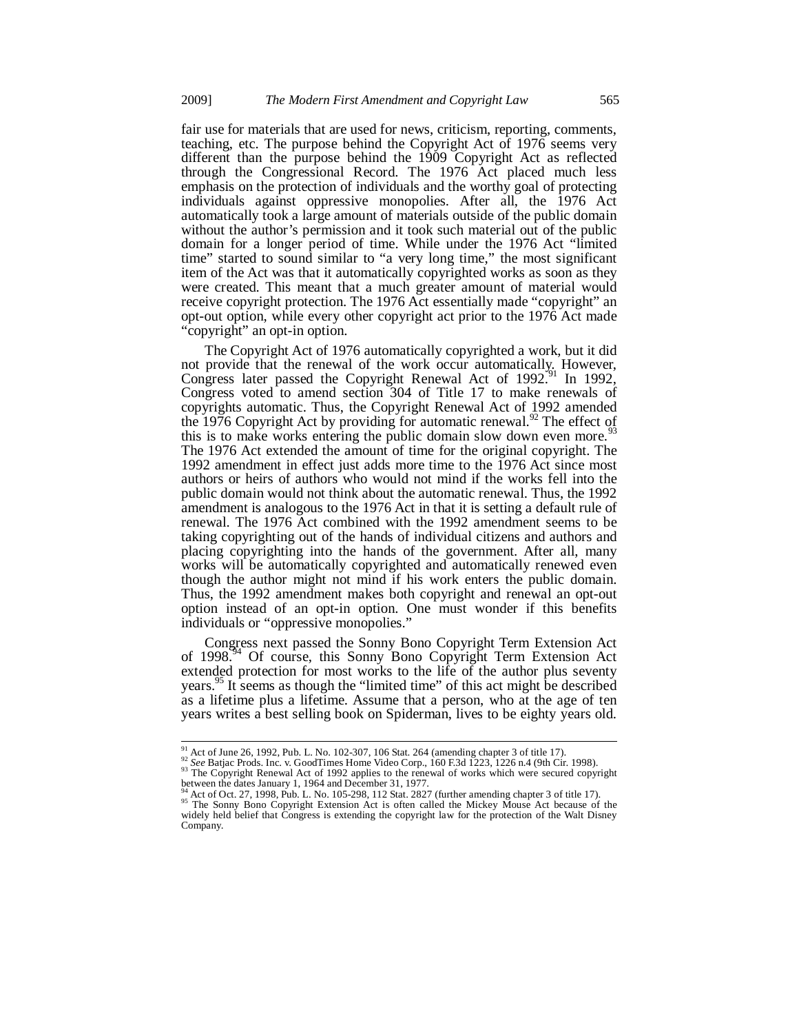fair use for materials that are used for news, criticism, reporting, comments, teaching, etc. The purpose behind the Copyright Act of 1976 seems very different than the purpose behind the 1909 Copyright Act as reflected through the Congressional Record. The 1976 Act placed much less emphasis on the protection of individuals and the worthy goal of protecting individuals against oppressive monopolies. After all, the 1976 Act automatically took a large amount of materials outside of the public domain without the author's permission and it took such material out of the public domain for a longer period of time. While under the 1976 Act "limited time" started to sound similar to "a very long time," the most significant item of the Act was that it automatically copyrighted works as soon as they were created. This meant that a much greater amount of material would receive copyright protection. The 1976 Act essentially made "copyright" an opt-out option, while every other copyright act prior to the 1976 Act made "copyright" an opt-in option.

The Copyright Act of 1976 automatically copyrighted a work, but it did not provide that the renewal of the work occur automatically. However, Congress later passed the Copyright Renewal Act of 1992.[91] In 1992, Congress voted to amend section 304 of Title 17 to make renewals of copyrights automatic. Thus, the Copyright Renewal Act of 1992 amended the 1976 Copyright Act by providing for automatic renewal.[92] The effect of this is to make works entering the public domain slow down even more.[93] The 1976 Act extended the amount of time for the original copyright. The 1992 amendment in effect just adds more time to the 1976 Act since most authors or heirs of authors who would not mind if the works fell into the public domain would not think about the automatic renewal. Thus, the 1992 amendment is analogous to the 1976 Act in that it is setting a default rule of renewal. The 1976 Act combined with the 1992 amendment seems to be taking copyrighting out of the hands of individual citizens and authors and placing copyrighting into the hands of the government. After all, many works will be automatically copyrighted and automatically renewed even though the author might not mind if his work enters the public domain. Thus, the 1992 amendment makes both copyright and renewal an opt-out option instead of an opt-in option. One must wonder if this benefits individuals or "oppressive monopolies."

Congress next passed the Sonny Bono Copyright Term Extension Act of 1998.[94] Of course, this Sonny Bono Copyright Term Extension Act extended protection for most works to the life of the author plus seventy years.[95] It seems as though the "limited time" of this act might be described as a lifetime plus a lifetime. Assume that a person, who at the age of ten years writes a best selling book on Spiderman, lives to be eighty years old.

---

[91] Act of June 26, 1992, Pub. L. No. 102-307, 106 Stat. 264 (amending chapter 3 of title 17).

[92] *See* Batjac Prods. Inc. v. GoodTimes Home Video Corp., 160 F.3d 1223, 1226 n.4 (9th Cir. 1998).

[93] The Copyright Renewal Act of 1992 applies to the renewal of works which were secured copyright between the dates January 1, 1964 and December 31, 1977.

[94] Act of Oct. 27, 1998, Pub. L. No. 105-298, 112 Stat. 2827 (further amending chapter 3 of title 17).

[95] The Sonny Bono Copyright Extension Act is often called the Mickey Mouse Act because of the widely held belief that Congress is extending the copyright law for the protection of the Walt Disney Company.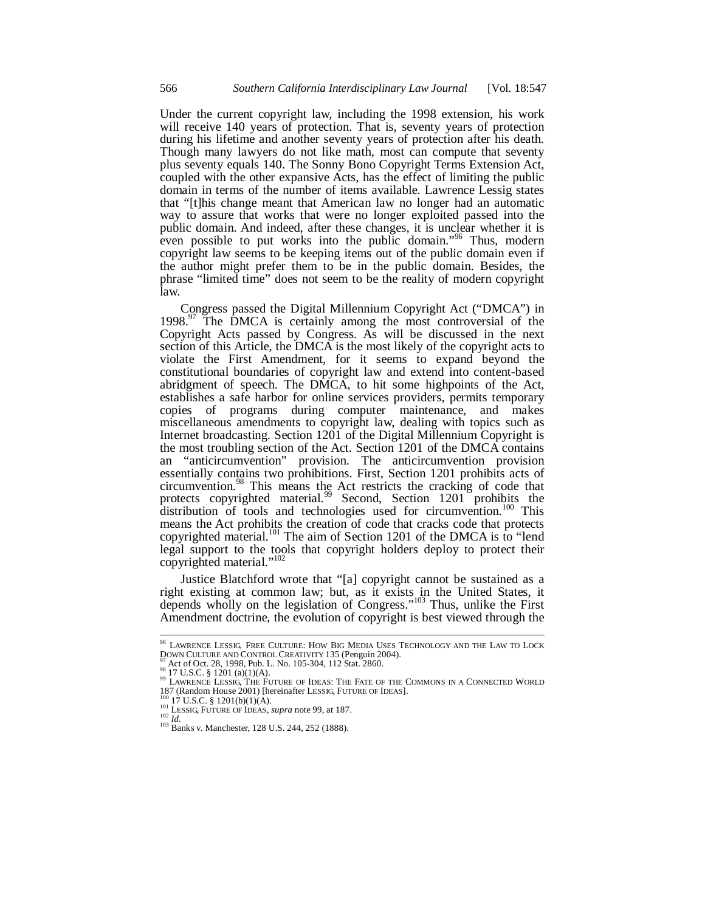Under the current copyright law, including the 1998 extension, his work will receive 140 years of protection. That is, seventy years of protection during his lifetime and another seventy years of protection after his death. Though many lawyers do not like math, most can compute that seventy plus seventy equals 140. The Sonny Bono Copyright Terms Extension Act, coupled with the other expansive Acts, has the effect of limiting the public domain in terms of the number of items available. Lawrence Lessig states that "[t]his change meant that American law no longer had an automatic way to assure that works that were no longer exploited passed into the public domain. And indeed, after these changes, it is unclear whether it is even possible to put works into the public domain."[96] Thus, modern copyright law seems to be keeping items out of the public domain even if the author might prefer them to be in the public domain. Besides, the phrase "limited time" does not seem to be the reality of modern copyright law.

Congress passed the Digital Millennium Copyright Act ("DMCA") in 1998.[97] The DMCA is certainly among the most controversial of the Copyright Acts passed by Congress. As will be discussed in the next section of this Article, the DMCA is the most likely of the copyright acts to violate the First Amendment, for it seems to expand beyond the constitutional boundaries of copyright law and extend into content-based abridgment of speech. The DMCA, to hit some highpoints of the Act, establishes a safe harbor for online services providers, permits temporary copies of programs during computer maintenance, and makes miscellaneous amendments to copyright law, dealing with topics such as Internet broadcasting. Section 1201 of the Digital Millennium Copyright is the most troubling section of the Act. Section 1201 of the DMCA contains an "anticircumvention" provision. The anticircumvention provision essentially contains two prohibitions. First, Section 1201 prohibits acts of circumvention.[98] This means the Act restricts the cracking of code that protects copyrighted material.[99] Second, Section 1201 prohibits the distribution of tools and technologies used for circumvention.[100] This means the Act prohibits the creation of code that cracks code that protects copyrighted material.[101] The aim of Section 1201 of the DMCA is to "lend legal support to the tools that copyright holders deploy to protect their copyrighted material."[102]

Justice Blatchford wrote that "[a] copyright cannot be sustained as a right existing at common law; but, as it exists in the United States, it depends wholly on the legislation of Congress."[103] Thus, unlike the First Amendment doctrine, the evolution of copyright is best viewed through the

---

[96] LAWRENCE LESSIG, FREE CULTURE: HOW BIG MEDIA USES TECHNOLOGY AND THE LAW TO LOCK DOWN CULTURE AND CONTROL CREATIVITY 135 (Penguin 2004).

[97] Act of Oct. 28, 1998, Pub. L. No. 105-304, 112 Stat. 2860.

[98] 17 U.S.C. § 1201 (a)(1)(A).

[99] LAWRENCE LESSIG, THE FUTURE OF IDEAS: THE FATE OF THE COMMONS IN A CONNECTED WORLD 187 (Random House 2001) [hereinafter LESSIG, FUTURE OF IDEAS].

[100] 17 U.S.C. § 1201(b)(1)(A).

[101] LESSIG, FUTURE OF IDEAS, *supra* note 99, at 187.

[102] *Id.*

[103] Banks v. Manchester, 128 U.S. 244, 252 (1888).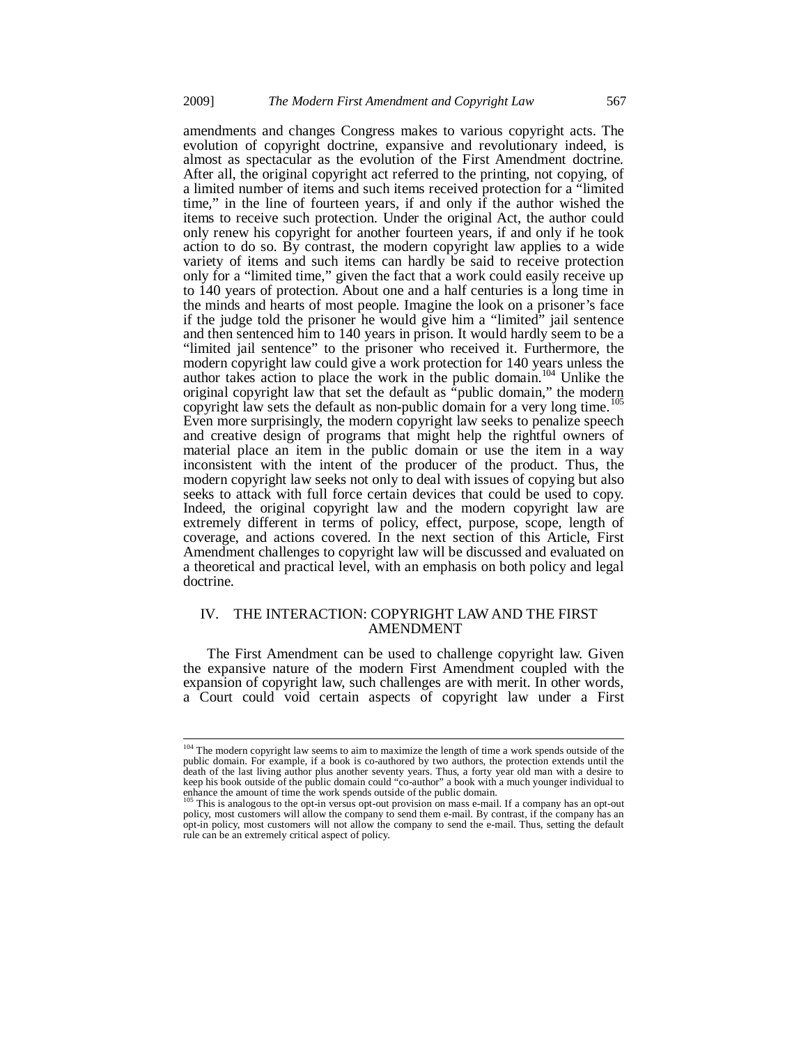amendments and changes Congress makes to various copyright acts. The evolution of copyright doctrine, expansive and revolutionary indeed, is almost as spectacular as the evolution of the First Amendment doctrine. After all, the original copyright act referred to the printing, not copying, of a limited number of items and such items received protection for a "limited time," in the line of fourteen years, if and only if the author wished the items to receive such protection. Under the original Act, the author could only renew his copyright for another fourteen years, if and only if he took action to do so. By contrast, the modern copyright law applies to a wide variety of items and such items can hardly be said to receive protection only for a "limited time," given the fact that a work could easily receive up to 140 years of protection. About one and a half centuries is a long time in the minds and hearts of most people. Imagine the look on a prisoner's face if the judge told the prisoner he would give him a "limited" jail sentence and then sentenced him to 140 years in prison. It would hardly seem to be a "limited jail sentence" to the prisoner who received it. Furthermore, the modern copyright law could give a work protection for 140 years unless the author takes action to place the work in the public domain.[104] Unlike the original copyright law that set the default as "public domain," the modern copyright law sets the default as non-public domain for a very long time.[105] Even more surprisingly, the modern copyright law seeks to penalize speech and creative design of programs that might help the rightful owners of material place an item in the public domain or use the item in a way inconsistent with the intent of the producer of the product. Thus, the modern copyright law seeks not only to deal with issues of copying but also seeks to attack with full force certain devices that could be used to copy. Indeed, the original copyright law and the modern copyright law are extremely different in terms of policy, effect, purpose, scope, length of coverage, and actions covered. In the next section of this Article, First Amendment challenges to copyright law will be discussed and evaluated on a theoretical and practical level, with an emphasis on both policy and legal doctrine.

## IV. THE INTERACTION: COPYRIGHT LAW AND THE FIRST AMENDMENT

The First Amendment can be used to challenge copyright law. Given the expansive nature of the modern First Amendment coupled with the expansion of copyright law, such challenges are with merit. In other words, a Court could void certain aspects of copyright law under a First

---

[104] The modern copyright law seems to aim to maximize the length of time a work spends outside of the public domain. For example, if a book is co-authored by two authors, the protection extends until the death of the last living author plus another seventy years. Thus, a forty year old man with a desire to keep his book outside of the public domain could "co-author" a book with a much younger individual to enhance the amount of time the work spends outside of the public domain.

[105] This is analogous to the opt-in versus opt-out provision on mass e-mail. If a company has an opt-out policy, most customers will allow the company to send them e-mail. By contrast, if the company has an opt-in policy, most customers will not allow the company to send the e-mail. Thus, setting the default rule can be an extremely critical aspect of policy.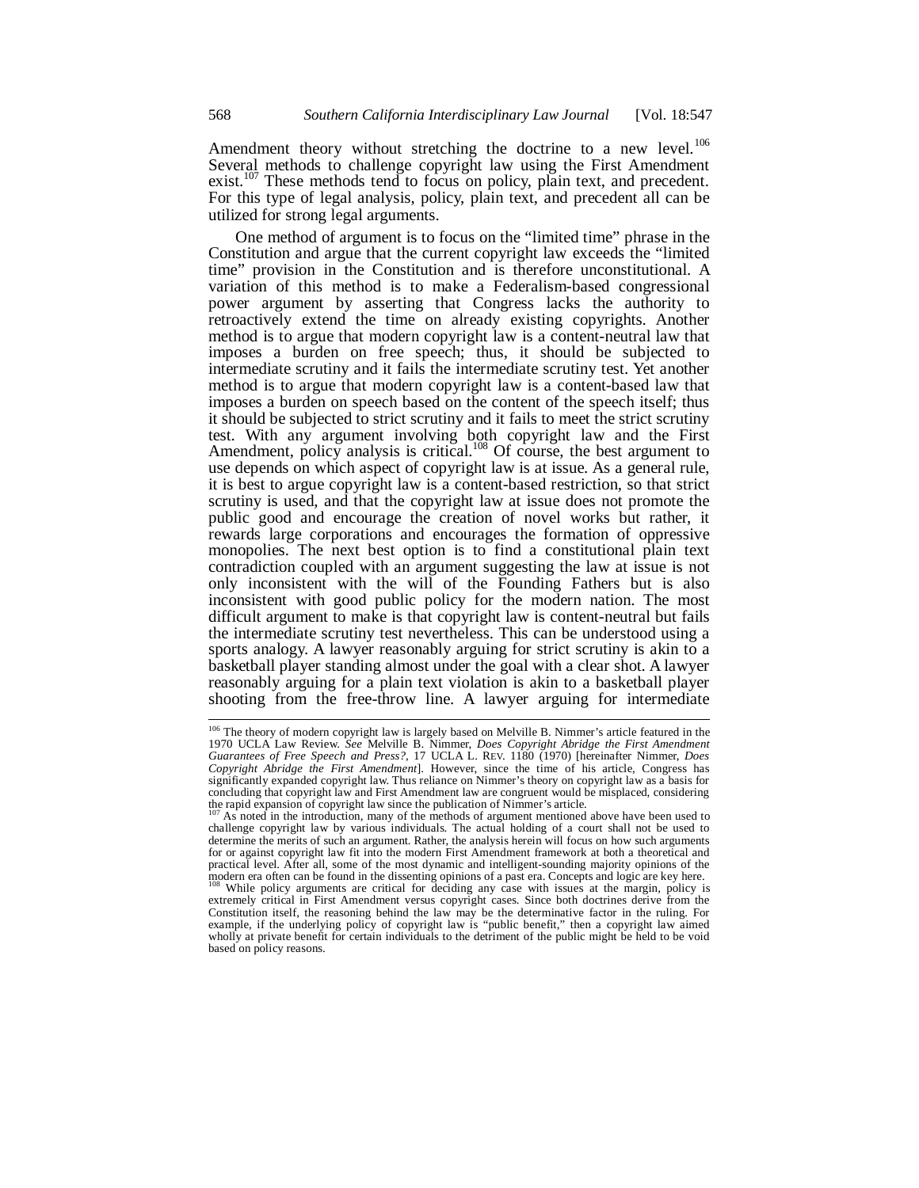Amendment theory without stretching the doctrine to a new level.[106] Several methods to challenge copyright law using the First Amendment exist.[107] These methods tend to focus on policy, plain text, and precedent. For this type of legal analysis, policy, plain text, and precedent all can be utilized for strong legal arguments.

One method of argument is to focus on the "limited time" phrase in the Constitution and argue that the current copyright law exceeds the "limited time" provision in the Constitution and is therefore unconstitutional. A variation of this method is to make a Federalism-based congressional power argument by asserting that Congress lacks the authority to retroactively extend the time on already existing copyrights. Another method is to argue that modern copyright law is a content-neutral law that imposes a burden on free speech; thus, it should be subjected to intermediate scrutiny and it fails the intermediate scrutiny test. Yet another method is to argue that modern copyright law is a content-based law that imposes a burden on speech based on the content of the speech itself; thus it should be subjected to strict scrutiny and it fails to meet the strict scrutiny test. With any argument involving both copyright law and the First Amendment, policy analysis is critical.[108] Of course, the best argument to use depends on which aspect of copyright law is at issue. As a general rule, it is best to argue copyright law is a content-based restriction, so that strict scrutiny is used, and that the copyright law at issue does not promote the public good and encourage the creation of novel works but rather, it rewards large corporations and encourages the formation of oppressive monopolies. The next best option is to find a constitutional plain text contradiction coupled with an argument suggesting the law at issue is not only inconsistent with the will of the Founding Fathers but is also inconsistent with good public policy for the modern nation. The most difficult argument to make is that copyright law is content-neutral but fails the intermediate scrutiny test nevertheless. This can be understood using a sports analogy. A lawyer reasonably arguing for strict scrutiny is akin to a basketball player standing almost under the goal with a clear shot. A lawyer reasonably arguing for a plain text violation is akin to a basketball player shooting from the free-throw line. A lawyer arguing for intermediate

---

[106] The theory of modern copyright law is largely based on Melville B. Nimmer's article featured in the 1970 UCLA Law Review. *See* Melville B. Nimmer, *Does Copyright Abridge the First Amendment Guarantees of Free Speech and Press?*, 17 UCLA L. REV. 1180 (1970) [hereinafter Nimmer, *Does Copyright Abridge the First Amendment*]. However, since the time of his article, Congress has significantly expanded copyright law. Thus reliance on Nimmer's theory on copyright law as a basis for concluding that copyright law and First Amendment law are congruent would be misplaced, considering the rapid expansion of copyright law since the publication of Nimmer's article.

[107] As noted in the introduction, many of the methods of argument mentioned above have been used to challenge copyright law by various individuals. The actual holding of a court shall not be used to determine the merits of such an argument. Rather, the analysis herein will focus on how such arguments for or against copyright law fit into the modern First Amendment framework at both a theoretical and practical level. After all, some of the most dynamic and intelligent-sounding majority opinions of the modern era often can be found in the dissenting opinions of a past era. Concepts and logic are key here.

[108] While policy arguments are critical for deciding any case with issues at the margin, policy is extremely critical in First Amendment versus copyright cases. Since both doctrines derive from the Constitution itself, the reasoning behind the law may be the determinative factor in the ruling. For example, if the underlying policy of copyright law is "public benefit," then a copyright law aimed wholly at private benefit for certain individuals to the detriment of the public might be held to be void based on policy reasons.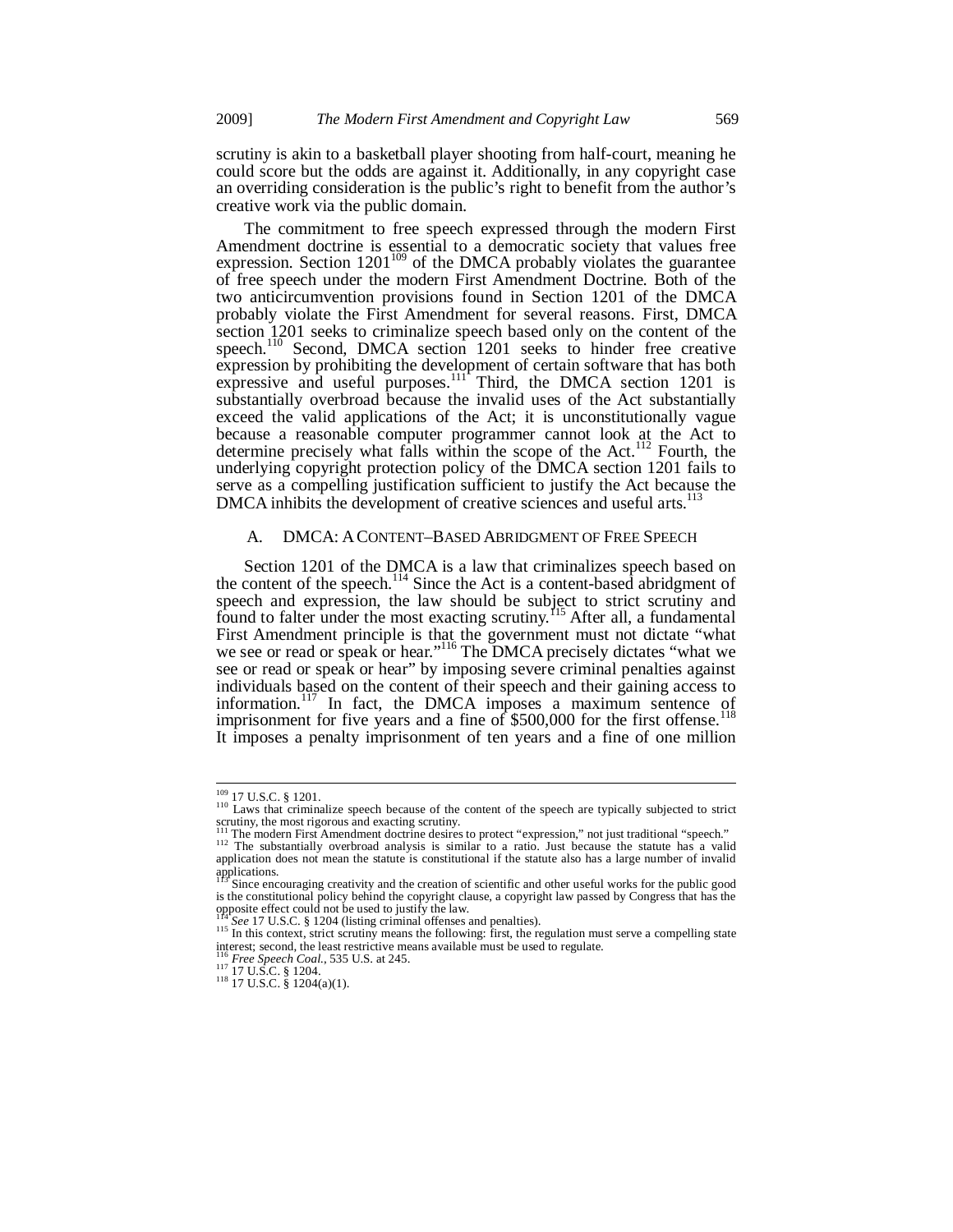scrutiny is akin to a basketball player shooting from half-court, meaning he could score but the odds are against it. Additionally, in any copyright case an overriding consideration is the public's right to benefit from the author's creative work via the public domain.

The commitment to free speech expressed through the modern First Amendment doctrine is essential to a democratic society that values free expression. Section 1201[109] of the DMCA probably violates the guarantee of free speech under the modern First Amendment Doctrine. Both of the two anticircumvention provisions found in Section 1201 of the DMCA probably violate the First Amendment for several reasons. First, DMCA section 1201 seeks to criminalize speech based only on the content of the speech.[110] Second, DMCA section 1201 seeks to hinder free creative expression by prohibiting the development of certain software that has both expressive and useful purposes.[111] Third, the DMCA section 1201 is substantially overbroad because the invalid uses of the Act substantially exceed the valid applications of the Act; it is unconstitutionally vague because a reasonable computer programmer cannot look at the Act to determine precisely what falls within the scope of the Act.[112] Fourth, the underlying copyright protection policy of the DMCA section 1201 fails to serve as a compelling justification sufficient to justify the Act because the DMCA inhibits the development of creative sciences and useful arts.[113]

### A. DMCA: A Content–Based Abridgment of Free Speech

Section 1201 of the DMCA is a law that criminalizes speech based on the content of the speech.[114] Since the Act is a content-based abridgment of speech and expression, the law should be subject to strict scrutiny and found to falter under the most exacting scrutiny.[115] After all, a fundamental First Amendment principle is that the government must not dictate "what we see or read or speak or hear."[116] The DMCA precisely dictates "what we see or read or speak or hear" by imposing severe criminal penalties against individuals based on the content of their speech and their gaining access to information.[117] In fact, the DMCA imposes a maximum sentence of imprisonment for five years and a fine of $500,000 for the first offense.[118] It imposes a penalty imprisonment of ten years and a fine of one million

---

[109] 17 U.S.C. § 1201.

[110] Laws that criminalize speech because of the content of the speech are typically subjected to strict scrutiny, the most rigorous and exacting scrutiny.

[111] The modern First Amendment doctrine desires to protect "expression," not just traditional "speech."

[112] The substantially overbroad analysis is similar to a ratio. Just because the statute has a valid application does not mean the statute is constitutional if the statute also has a large number of invalid applications.

[113] Since encouraging creativity and the creation of scientific and other useful works for the public good is the constitutional policy behind the copyright clause, a copyright law passed by Congress that has the opposite effect could not be used to justify the law.

[114] *See* 17 U.S.C. § 1204 (listing criminal offenses and penalties).

[115] In this context, strict scrutiny means the following: first, the regulation must serve a compelling state interest; second, the least restrictive means available must be used to regulate.

[116] *Free Speech Coal.*, 535 U.S. at 245.

[117] 17 U.S.C. § 1204.

[118] 17 U.S.C. § 1204(a)(1).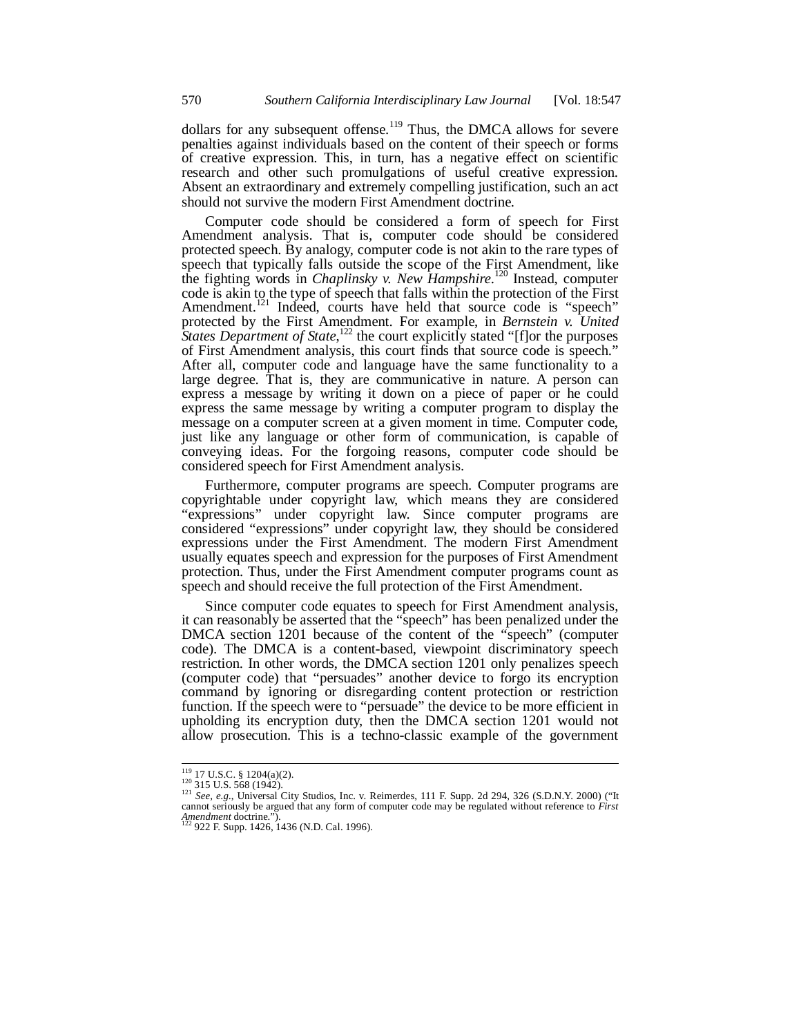dollars for any subsequent offense.[119] Thus, the DMCA allows for severe penalties against individuals based on the content of their speech or forms of creative expression. This, in turn, has a negative effect on scientific research and other such promulgations of useful creative expression. Absent an extraordinary and extremely compelling justification, such an act should not survive the modern First Amendment doctrine.

Computer code should be considered a form of speech for First Amendment analysis. That is, computer code should be considered protected speech. By analogy, computer code is not akin to the rare types of speech that typically falls outside the scope of the First Amendment, like the fighting words in *Chaplinsky v. New Hampshire*.[120] Instead, computer code is akin to the type of speech that falls within the protection of the First Amendment.[121] Indeed, courts have held that source code is "speech" protected by the First Amendment. For example, in *Bernstein v. United States Department of State*,[122] the court explicitly stated "[f]or the purposes of First Amendment analysis, this court finds that source code is speech." After all, computer code and language have the same functionality to a large degree. That is, they are communicative in nature. A person can express a message by writing it down on a piece of paper or he could express the same message by writing a computer program to display the message on a computer screen at a given moment in time. Computer code, just like any language or other form of communication, is capable of conveying ideas. For the forgoing reasons, computer code should be considered speech for First Amendment analysis.

Furthermore, computer programs are speech. Computer programs are copyrightable under copyright law, which means they are considered "expressions" under copyright law. Since computer programs are considered "expressions" under copyright law, they should be considered expressions under the First Amendment. The modern First Amendment usually equates speech and expression for the purposes of First Amendment protection. Thus, under the First Amendment computer programs count as speech and should receive the full protection of the First Amendment.

Since computer code equates to speech for First Amendment analysis, it can reasonably be asserted that the "speech" has been penalized under the DMCA section 1201 because of the content of the "speech" (computer code). The DMCA is a content-based, viewpoint discriminatory speech restriction. In other words, the DMCA section 1201 only penalizes speech (computer code) that "persuades" another device to forgo its encryption command by ignoring or disregarding content protection or restriction function. If the speech were to "persuade" the device to be more efficient in upholding its encryption duty, then the DMCA section 1201 would not allow prosecution. This is a techno-classic example of the government

---

[119] 17 U.S.C. § 1204(a)(2).

[120] 315 U.S. 568 (1942).

[121] *See, e.g.*, Universal City Studios, Inc. v. Reimerdes, 111 F. Supp. 2d 294, 326 (S.D.N.Y. 2000) ("It cannot seriously be argued that any form of computer code may be regulated without reference to *First Amendment* doctrine.").

[122] 922 F. Supp. 1426, 1436 (N.D. Cal. 1996).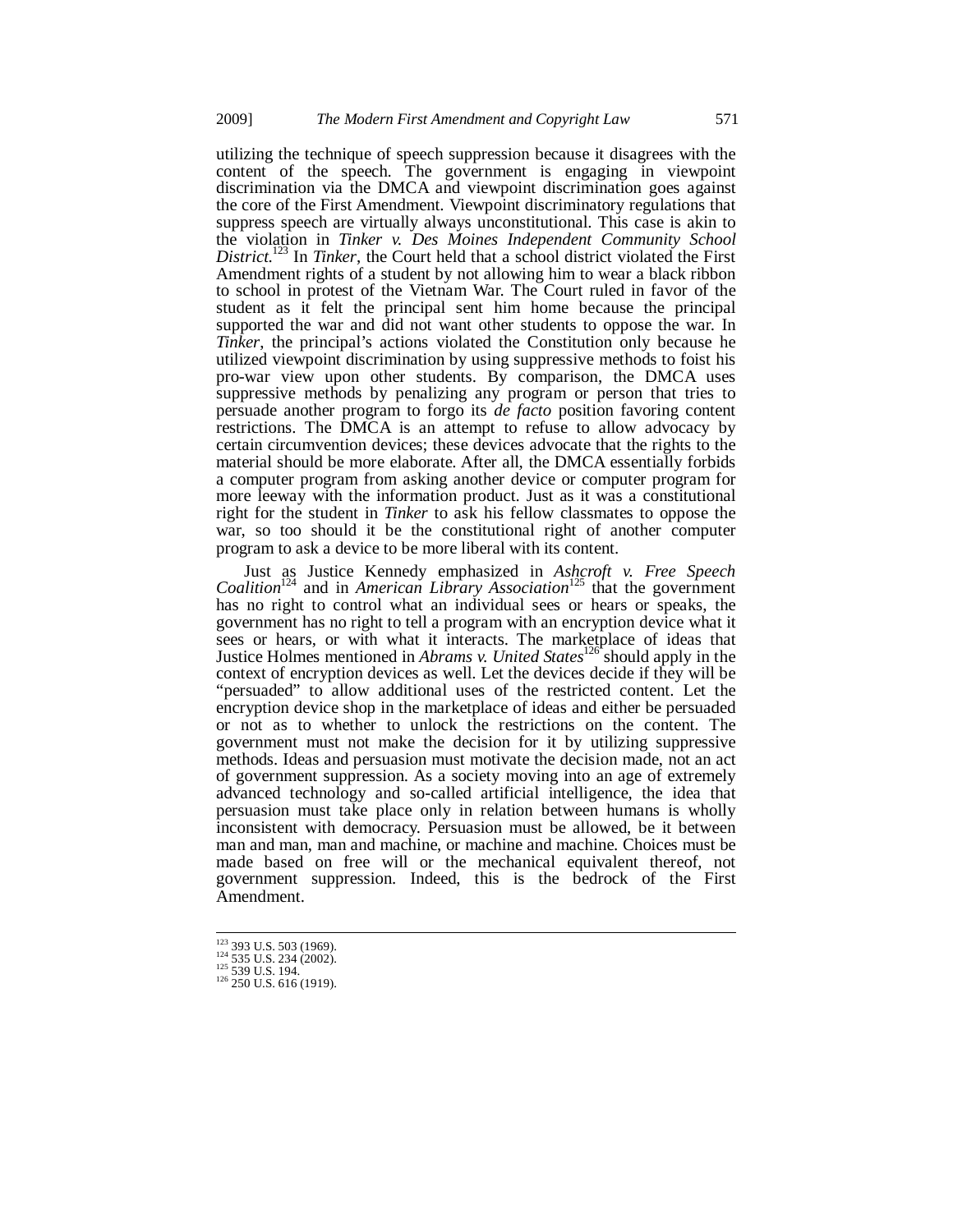utilizing the technique of speech suppression because it disagrees with the content of the speech. The government is engaging in viewpoint discrimination via the DMCA and viewpoint discrimination goes against the core of the First Amendment. Viewpoint discriminatory regulations that suppress speech are virtually always unconstitutional. This case is akin to the violation in *Tinker v. Des Moines Independent Community School District*.[123] In *Tinker*, the Court held that a school district violated the First Amendment rights of a student by not allowing him to wear a black ribbon to school in protest of the Vietnam War. The Court ruled in favor of the student as it felt the principal sent him home because the principal supported the war and did not want other students to oppose the war. In *Tinker*, the principal's actions violated the Constitution only because he utilized viewpoint discrimination by using suppressive methods to foist his pro-war view upon other students. By comparison, the DMCA uses suppressive methods by penalizing any program or person that tries to persuade another program to forgo its *de facto* position favoring content restrictions. The DMCA is an attempt to refuse to allow advocacy by certain circumvention devices; these devices advocate that the rights to the material should be more elaborate. After all, the DMCA essentially forbids a computer program from asking another device or computer program for more leeway with the information product. Just as it was a constitutional right for the student in *Tinker* to ask his fellow classmates to oppose the war, so too should it be the constitutional right of another computer program to ask a device to be more liberal with its content.

Just as Justice Kennedy emphasized in *Ashcroft v. Free Speech Coalition*[124] and in *American Library Association*[125] that the government has no right to control what an individual sees or hears or speaks, the government has no right to tell a program with an encryption device what it sees or hears, or with what it interacts. The marketplace of ideas that Justice Holmes mentioned in *Abrams v. United States*[126] should apply in the context of encryption devices as well. Let the devices decide if they will be "persuaded" to allow additional uses of the restricted content. Let the encryption device shop in the marketplace of ideas and either be persuaded or not as to whether to unlock the restrictions on the content. The government must not make the decision for it by utilizing suppressive methods. Ideas and persuasion must motivate the decision made, not an act of government suppression. As a society moving into an age of extremely advanced technology and so-called artificial intelligence, the idea that persuasion must take place only in relation between humans is wholly inconsistent with democracy. Persuasion must be allowed, be it between man and man, man and machine, or machine and machine. Choices must be made based on free will or the mechanical equivalent thereof, not government suppression. Indeed, this is the bedrock of the First Amendment.

---

[123] 393 U.S. 503 (1969).

[124] 535 U.S. 234 (2002).

[125] 539 U.S. 194.

[126] 250 U.S. 616 (1919).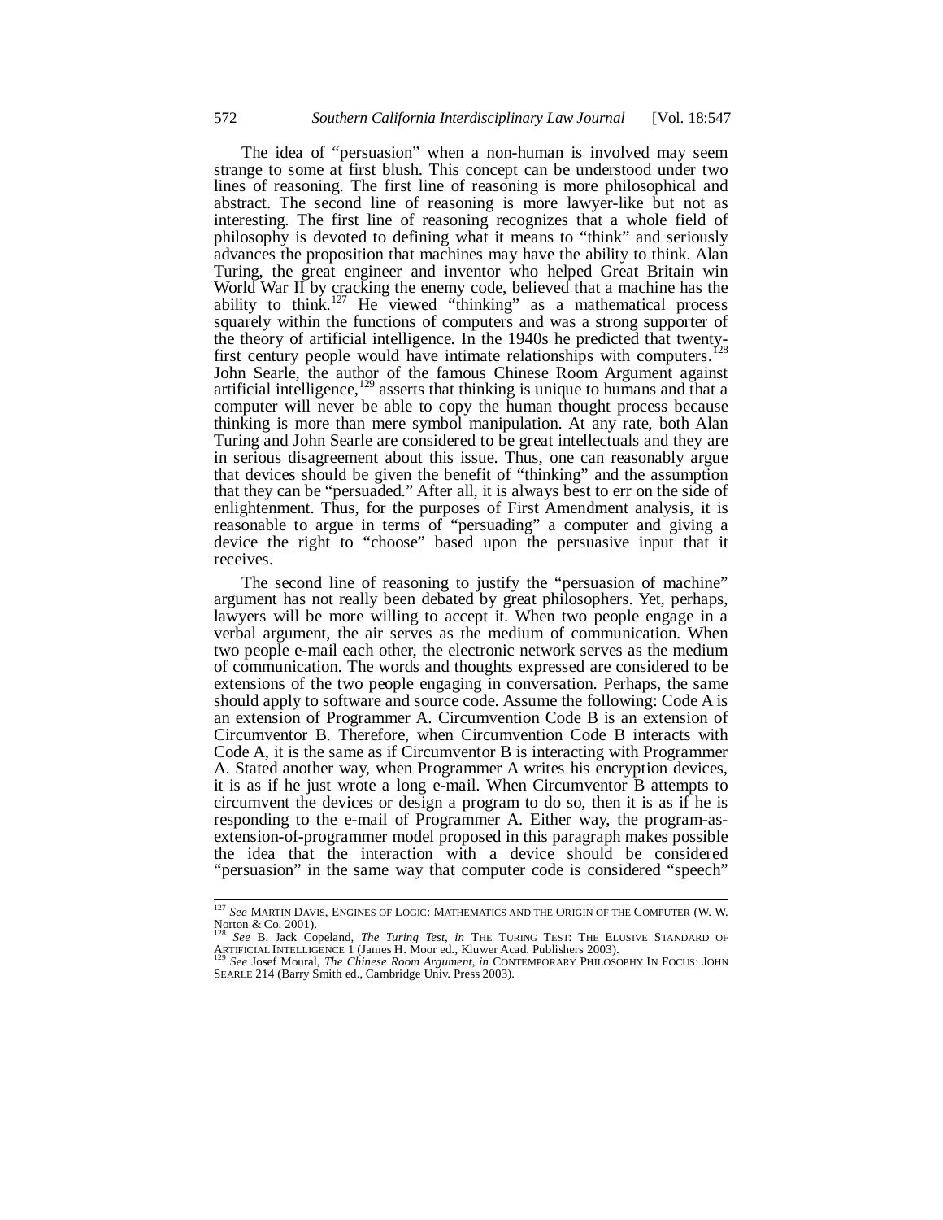The idea of "persuasion" when a non-human is involved may seem strange to some at first blush. This concept can be understood under two lines of reasoning. The first line of reasoning is more philosophical and abstract. The second line of reasoning is more lawyer-like but not as interesting. The first line of reasoning recognizes that a whole field of philosophy is devoted to defining what it means to "think" and seriously advances the proposition that machines may have the ability to think. Alan Turing, the great engineer and inventor who helped Great Britain win World War II by cracking the enemy code, believed that a machine has the ability to think.[127] He viewed "thinking" as a mathematical process squarely within the functions of computers and was a strong supporter of the theory of artificial intelligence. In the 1940s he predicted that twenty-first century people would have intimate relationships with computers.[128] John Searle, the author of the famous Chinese Room Argument against artificial intelligence,[129] asserts that thinking is unique to humans and that a computer will never be able to copy the human thought process because thinking is more than mere symbol manipulation. At any rate, both Alan Turing and John Searle are considered to be great intellectuals and they are in serious disagreement about this issue. Thus, one can reasonably argue that devices should be given the benefit of "thinking" and the assumption that they can be "persuaded." After all, it is always best to err on the side of enlightenment. Thus, for the purposes of First Amendment analysis, it is reasonable to argue in terms of "persuading" a computer and giving a device the right to "choose" based upon the persuasive input that it receives.

The second line of reasoning to justify the "persuasion of machine" argument has not really been debated by great philosophers. Yet, perhaps, lawyers will be more willing to accept it. When two people engage in a verbal argument, the air serves as the medium of communication. When two people e-mail each other, the electronic network serves as the medium of communication. The words and thoughts expressed are considered to be extensions of the two people engaging in conversation. Perhaps, the same should apply to software and source code. Assume the following: Code A is an extension of Programmer A. Circumvention Code B is an extension of Circumventor B. Therefore, when Circumvention Code B interacts with Code A, it is the same as if Circumventor B is interacting with Programmer A. Stated another way, when Programmer A writes his encryption devices, it is as if he just wrote a long e-mail. When Circumventor B attempts to circumvent the devices or design a program to do so, then it is as if he is responding to the e-mail of Programmer A. Either way, the program-as-extension-of-programmer model proposed in this paragraph makes possible the idea that the interaction with a device should be considered "persuasion" in the same way that computer code is considered "speech"

---

[127] *See* MARTIN DAVIS, ENGINES OF LOGIC: MATHEMATICS AND THE ORIGIN OF THE COMPUTER (W. W. Norton & Co. 2001).

[128] *See* B. Jack Copeland, *The Turing Test*, *in* THE TURING TEST: THE ELUSIVE STANDARD OF ARTIFICIAL INTELLIGENCE 1 (James H. Moor ed., Kluwer Acad. Publishers 2003).

[129] *See* Josef Moural, *The Chinese Room Argument*, *in* CONTEMPORARY PHILOSOPHY IN FOCUS: JOHN SEARLE 214 (Barry Smith ed., Cambridge Univ. Press 2003).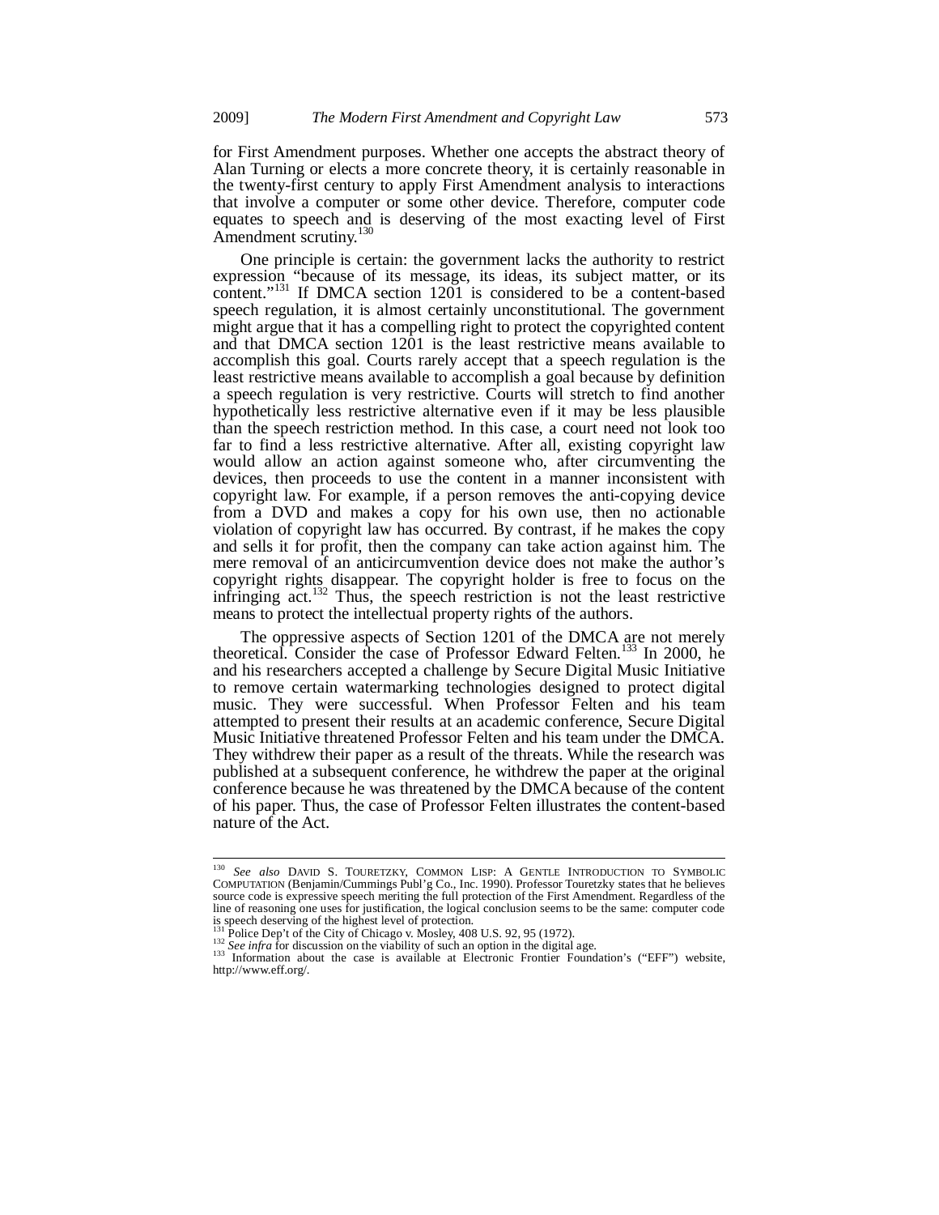for First Amendment purposes. Whether one accepts the abstract theory of Alan Turning or elects a more concrete theory, it is certainly reasonable in the twenty-first century to apply First Amendment analysis to interactions that involve a computer or some other device. Therefore, computer code equates to speech and is deserving of the most exacting level of First Amendment scrutiny.[130]

One principle is certain: the government lacks the authority to restrict expression "because of its message, its ideas, its subject matter, or its content."[131] If DMCA section 1201 is considered to be a content-based speech regulation, it is almost certainly unconstitutional. The government might argue that it has a compelling right to protect the copyrighted content and that DMCA section 1201 is the least restrictive means available to accomplish this goal. Courts rarely accept that a speech regulation is the least restrictive means available to accomplish a goal because by definition a speech regulation is very restrictive. Courts will stretch to find another hypothetically less restrictive alternative even if it may be less plausible than the speech restriction method. In this case, a court need not look too far to find a less restrictive alternative. After all, existing copyright law would allow an action against someone who, after circumventing the devices, then proceeds to use the content in a manner inconsistent with copyright law. For example, if a person removes the anti-copying device from a DVD and makes a copy for his own use, then no actionable violation of copyright law has occurred. By contrast, if he makes the copy and sells it for profit, then the company can take action against him. The mere removal of an anticircumvention device does not make the author's copyright rights disappear. The copyright holder is free to focus on the infringing act.[132] Thus, the speech restriction is not the least restrictive means to protect the intellectual property rights of the authors.

The oppressive aspects of Section 1201 of the DMCA are not merely theoretical. Consider the case of Professor Edward Felten.[133] In 2000, he and his researchers accepted a challenge by Secure Digital Music Initiative to remove certain watermarking technologies designed to protect digital music. They were successful. When Professor Felten and his team attempted to present their results at an academic conference, Secure Digital Music Initiative threatened Professor Felten and his team under the DMCA. They withdrew their paper as a result of the threats. While the research was published at a subsequent conference, he withdrew the paper at the original conference because he was threatened by the DMCA because of the content of his paper. Thus, the case of Professor Felten illustrates the content-based nature of the Act.

---

[130] *See also* DAVID S. TOURETZKY, COMMON LISP: A GENTLE INTRODUCTION TO SYMBOLIC COMPUTATION (Benjamin/Cummings Publ'g Co., Inc. 1990). Professor Touretzky states that he believes source code is expressive speech meriting the full protection of the First Amendment. Regardless of the line of reasoning one uses for justification, the logical conclusion seems to be the same: computer code is speech deserving of the highest level of protection.

[131] Police Dep't of the City of Chicago v. Mosley, 408 U.S. 92, 95 (1972).

[132] *See infra* for discussion on the viability of such an option in the digital age.

[133] Information about the case is available at Electronic Frontier Foundation's ("EFF") website, http://www.eff.org/.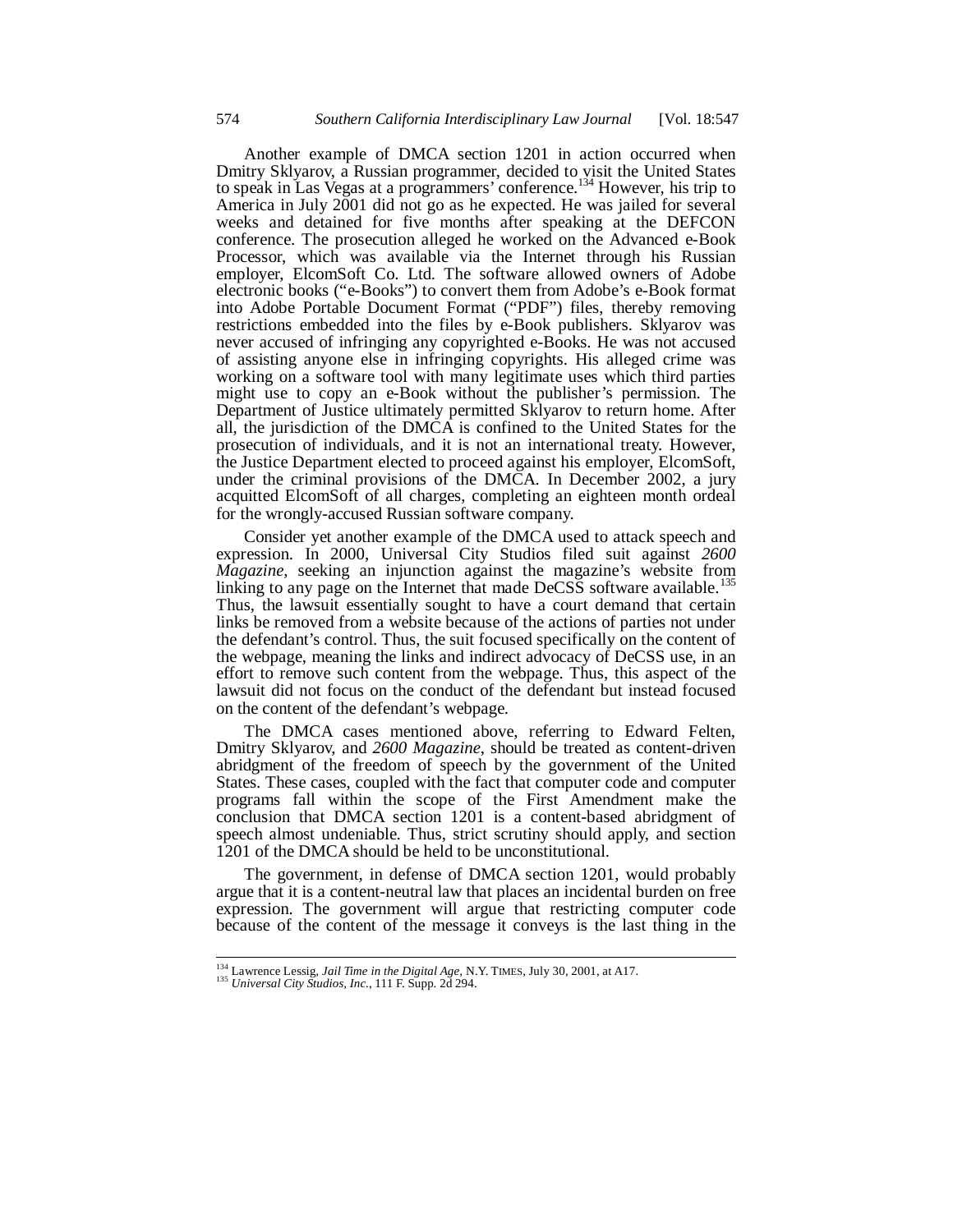Another example of DMCA section 1201 in action occurred when Dmitry Sklyarov, a Russian programmer, decided to visit the United States to speak in Las Vegas at a programmers' conference.[134] However, his trip to America in July 2001 did not go as he expected. He was jailed for several weeks and detained for five months after speaking at the DEFCON conference. The prosecution alleged he worked on the Advanced e-Book Processor, which was available via the Internet through his Russian employer, ElcomSoft Co. Ltd. The software allowed owners of Adobe electronic books ("e-Books") to convert them from Adobe's e-Book format into Adobe Portable Document Format ("PDF") files, thereby removing restrictions embedded into the files by e-Book publishers. Sklyarov was never accused of infringing any copyrighted e-Books. He was not accused of assisting anyone else in infringing copyrights. His alleged crime was working on a software tool with many legitimate uses which third parties might use to copy an e-Book without the publisher's permission. The Department of Justice ultimately permitted Sklyarov to return home. After all, the jurisdiction of the DMCA is confined to the United States for the prosecution of individuals, and it is not an international treaty. However, the Justice Department elected to proceed against his employer, ElcomSoft, under the criminal provisions of the DMCA. In December 2002, a jury acquitted ElcomSoft of all charges, completing an eighteen month ordeal for the wrongly-accused Russian software company.

Consider yet another example of the DMCA used to attack speech and expression. In 2000, Universal City Studios filed suit against *2600 Magazine*, seeking an injunction against the magazine's website from linking to any page on the Internet that made DeCSS software available.[135] Thus, the lawsuit essentially sought to have a court demand that certain links be removed from a website because of the actions of parties not under the defendant's control. Thus, the suit focused specifically on the content of the webpage, meaning the links and indirect advocacy of DeCSS use, in an effort to remove such content from the webpage. Thus, this aspect of the lawsuit did not focus on the conduct of the defendant but instead focused on the content of the defendant's webpage.

The DMCA cases mentioned above, referring to Edward Felten, Dmitry Sklyarov, and *2600 Magazine*, should be treated as content-driven abridgment of the freedom of speech by the government of the United States. These cases, coupled with the fact that computer code and computer programs fall within the scope of the First Amendment make the conclusion that DMCA section 1201 is a content-based abridgment of speech almost undeniable. Thus, strict scrutiny should apply, and section 1201 of the DMCA should be held to be unconstitutional.

The government, in defense of DMCA section 1201, would probably argue that it is a content-neutral law that places an incidental burden on free expression. The government will argue that restricting computer code because of the content of the message it conveys is the last thing in the

---

[134] Lawrence Lessig, *Jail Time in the Digital Age*, N.Y. TIMES, July 30, 2001, at A17.

[135] *Universal City Studios, Inc.*, 111 F. Supp. 2d 294.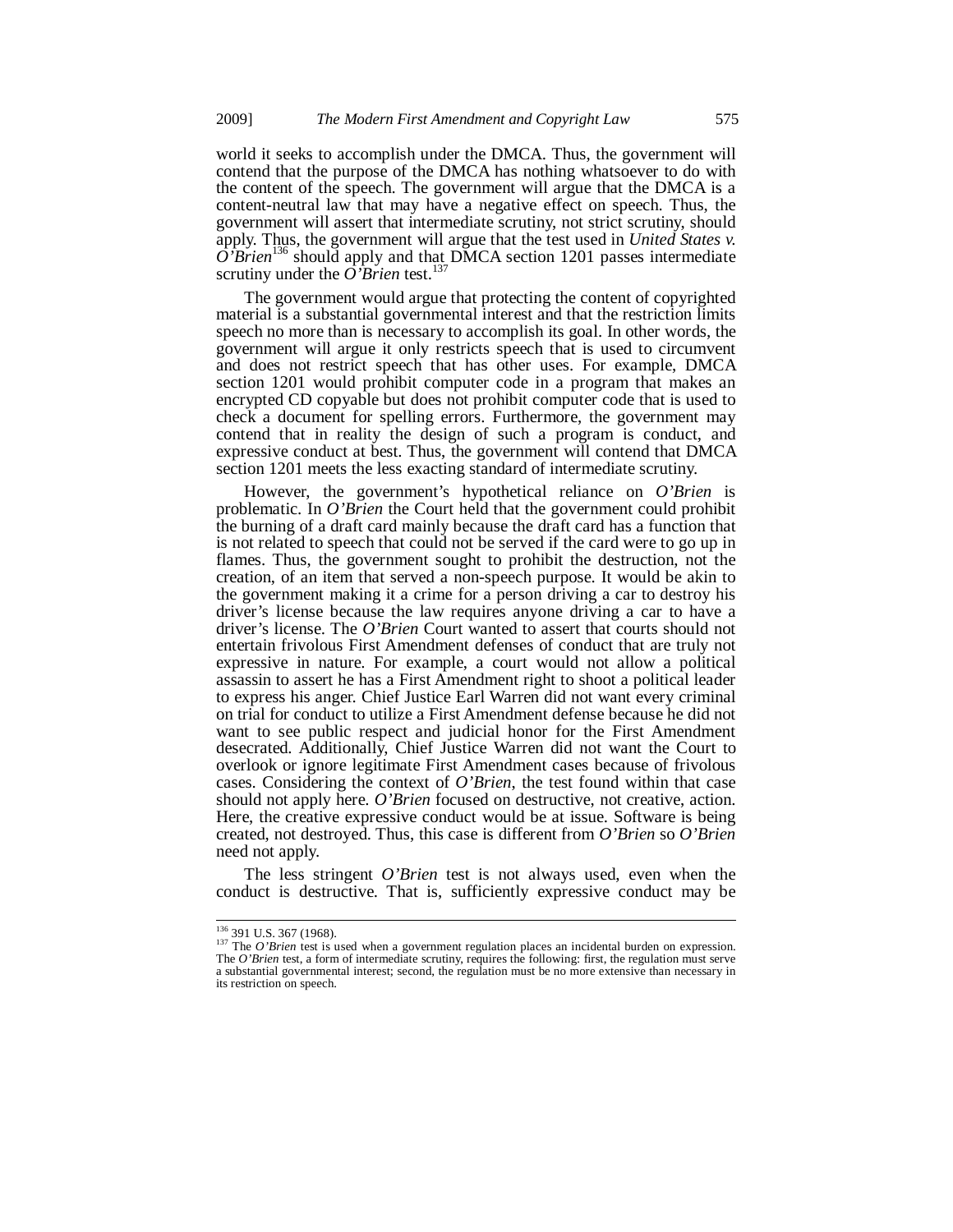world it seeks to accomplish under the DMCA. Thus, the government will contend that the purpose of the DMCA has nothing whatsoever to do with the content of the speech. The government will argue that the DMCA is a content-neutral law that may have a negative effect on speech. Thus, the government will assert that intermediate scrutiny, not strict scrutiny, should apply. Thus, the government will argue that the test used in *United States v. O'Brien*[136] should apply and that DMCA section 1201 passes intermediate scrutiny under the *O'Brien* test.[137]

The government would argue that protecting the content of copyrighted material is a substantial governmental interest and that the restriction limits speech no more than is necessary to accomplish its goal. In other words, the government will argue it only restricts speech that is used to circumvent and does not restrict speech that has other uses. For example, DMCA section 1201 would prohibit computer code in a program that makes an encrypted CD copyable but does not prohibit computer code that is used to check a document for spelling errors. Furthermore, the government may contend that in reality the design of such a program is conduct, and expressive conduct at best. Thus, the government will contend that DMCA section 1201 meets the less exacting standard of intermediate scrutiny.

However, the government's hypothetical reliance on *O'Brien* is problematic. In *O'Brien* the Court held that the government could prohibit the burning of a draft card mainly because the draft card has a function that is not related to speech that could not be served if the card were to go up in flames. Thus, the government sought to prohibit the destruction, not the creation, of an item that served a non-speech purpose. It would be akin to the government making it a crime for a person driving a car to destroy his driver's license because the law requires anyone driving a car to have a driver's license. The *O'Brien* Court wanted to assert that courts should not entertain frivolous First Amendment defenses of conduct that are truly not expressive in nature. For example, a court would not allow a political assassin to assert he has a First Amendment right to shoot a political leader to express his anger. Chief Justice Earl Warren did not want every criminal on trial for conduct to utilize a First Amendment defense because he did not want to see public respect and judicial honor for the First Amendment desecrated. Additionally, Chief Justice Warren did not want the Court to overlook or ignore legitimate First Amendment cases because of frivolous cases. Considering the context of *O'Brien*, the test found within that case should not apply here. *O'Brien* focused on destructive, not creative, action. Here, the creative expressive conduct would be at issue. Software is being created, not destroyed. Thus, this case is different from *O'Brien* so *O'Brien* need not apply.

The less stringent *O'Brien* test is not always used, even when the conduct is destructive. That is, sufficiently expressive conduct may be

---

[136] 391 U.S. 367 (1968).

[137] The *O'Brien* test is used when a government regulation places an incidental burden on expression. The *O'Brien* test, a form of intermediate scrutiny, requires the following: first, the regulation must serve a substantial governmental interest; second, the regulation must be no more extensive than necessary in its restriction on speech.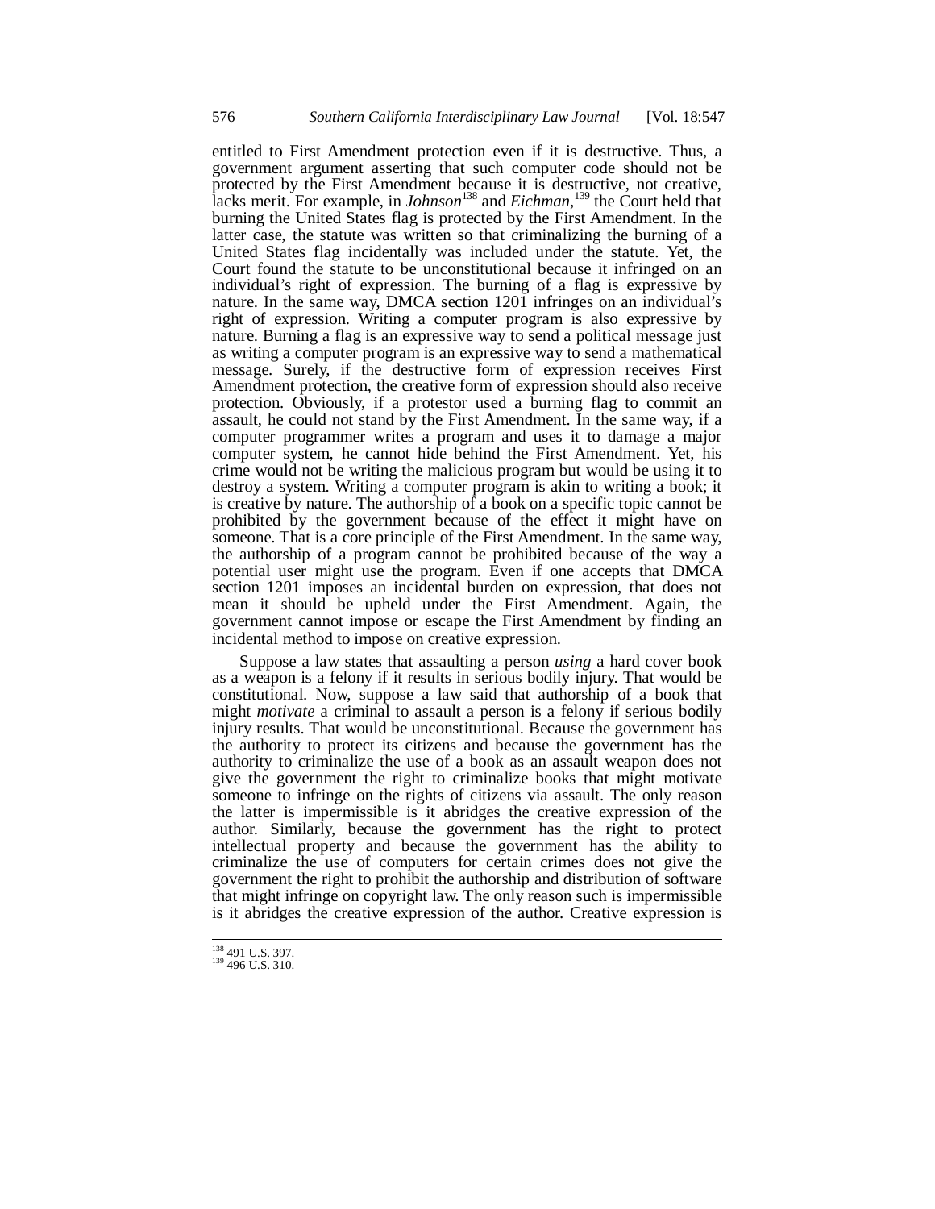entitled to First Amendment protection even if it is destructive. Thus, a government argument asserting that such computer code should not be protected by the First Amendment because it is destructive, not creative, lacks merit. For example, in *Johnson*[138] and *Eichman*,[139] the Court held that burning the United States flag is protected by the First Amendment. In the latter case, the statute was written so that criminalizing the burning of a United States flag incidentally was included under the statute. Yet, the Court found the statute to be unconstitutional because it infringed on an individual's right of expression. The burning of a flag is expressive by nature. In the same way, DMCA section 1201 infringes on an individual's right of expression. Writing a computer program is also expressive by nature. Burning a flag is an expressive way to send a political message just as writing a computer program is an expressive way to send a mathematical message. Surely, if the destructive form of expression receives First Amendment protection, the creative form of expression should also receive protection. Obviously, if a protestor used a burning flag to commit an assault, he could not stand by the First Amendment. In the same way, if a computer programmer writes a program and uses it to damage a major computer system, he cannot hide behind the First Amendment. Yet, his crime would not be writing the malicious program but would be using it to destroy a system. Writing a computer program is akin to writing a book; it is creative by nature. The authorship of a book on a specific topic cannot be prohibited by the government because of the effect it might have on someone. That is a core principle of the First Amendment. In the same way, the authorship of a program cannot be prohibited because of the way a potential user might use the program. Even if one accepts that DMCA section 1201 imposes an incidental burden on expression, that does not mean it should be upheld under the First Amendment. Again, the government cannot impose or escape the First Amendment by finding an incidental method to impose on creative expression.

Suppose a law states that assaulting a person *using* a hard cover book as a weapon is a felony if it results in serious bodily injury. That would be constitutional. Now, suppose a law said that authorship of a book that might *motivate* a criminal to assault a person is a felony if serious bodily injury results. That would be unconstitutional. Because the government has the authority to protect its citizens and because the government has the authority to criminalize the use of a book as an assault weapon does not give the government the right to criminalize books that might motivate someone to infringe on the rights of citizens via assault. The only reason the latter is impermissible is it abridges the creative expression of the author. Similarly, because the government has the right to protect intellectual property and because the government has the ability to criminalize the use of computers for certain crimes does not give the government the right to prohibit the authorship and distribution of software that might infringe on copyright law. The only reason such is impermissible is it abridges the creative expression of the author. Creative expression is

---

[138] 491 U.S. 397.
[139] 496 U.S. 310.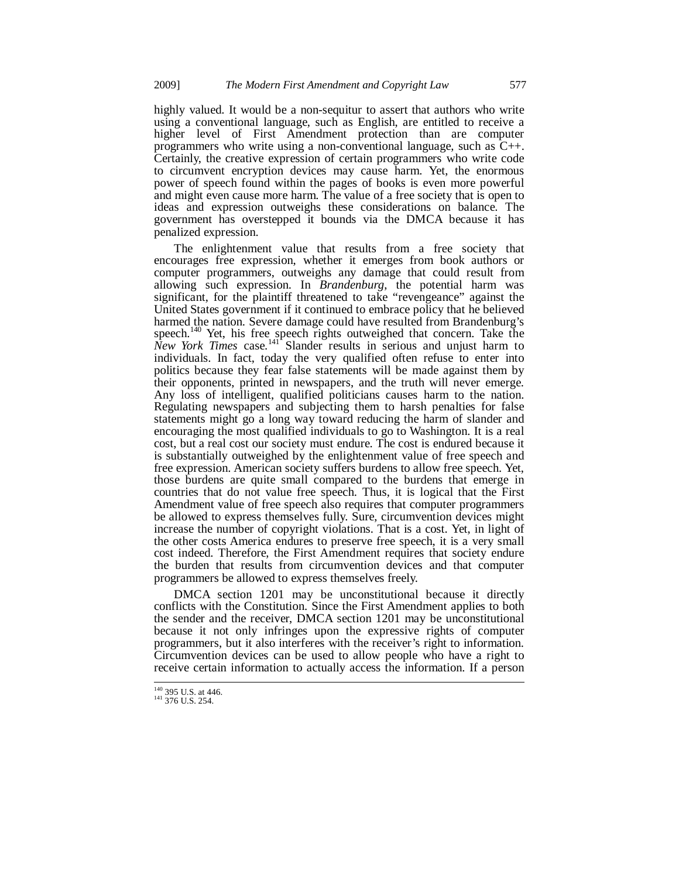highly valued. It would be a non-sequitur to assert that authors who write using a conventional language, such as English, are entitled to receive a higher level of First Amendment protection than are computer programmers who write using a non-conventional language, such as C++. Certainly, the creative expression of certain programmers who write code to circumvent encryption devices may cause harm. Yet, the enormous power of speech found within the pages of books is even more powerful and might even cause more harm. The value of a free society that is open to ideas and expression outweighs these considerations on balance. The government has overstepped it bounds via the DMCA because it has penalized expression.

The enlightenment value that results from a free society that encourages free expression, whether it emerges from book authors or computer programmers, outweighs any damage that could result from allowing such expression. In *Brandenburg*, the potential harm was significant, for the plaintiff threatened to take "revengeance" against the United States government if it continued to embrace policy that he believed harmed the nation. Severe damage could have resulted from Brandenburg's speech.[140] Yet, his free speech rights outweighed that concern. Take the *New York Times* case.[141] Slander results in serious and unjust harm to individuals. In fact, today the very qualified often refuse to enter into politics because they fear false statements will be made against them by their opponents, printed in newspapers, and the truth will never emerge. Any loss of intelligent, qualified politicians causes harm to the nation. Regulating newspapers and subjecting them to harsh penalties for false statements might go a long way toward reducing the harm of slander and encouraging the most qualified individuals to go to Washington. It is a real cost, but a real cost our society must endure. The cost is endured because it is substantially outweighed by the enlightenment value of free speech and free expression. American society suffers burdens to allow free speech. Yet, those burdens are quite small compared to the burdens that emerge in countries that do not value free speech. Thus, it is logical that the First Amendment value of free speech also requires that computer programmers be allowed to express themselves fully. Sure, circumvention devices might increase the number of copyright violations. That is a cost. Yet, in light of the other costs America endures to preserve free speech, it is a very small cost indeed. Therefore, the First Amendment requires that society endure the burden that results from circumvention devices and that computer programmers be allowed to express themselves freely.

DMCA section 1201 may be unconstitutional because it directly conflicts with the Constitution. Since the First Amendment applies to both the sender and the receiver, DMCA section 1201 may be unconstitutional because it not only infringes upon the expressive rights of computer programmers, but it also interferes with the receiver's right to information. Circumvention devices can be used to allow people who have a right to receive certain information to actually access the information. If a person

---

[140] 395 U.S. at 446.
[141] 376 U.S. 254.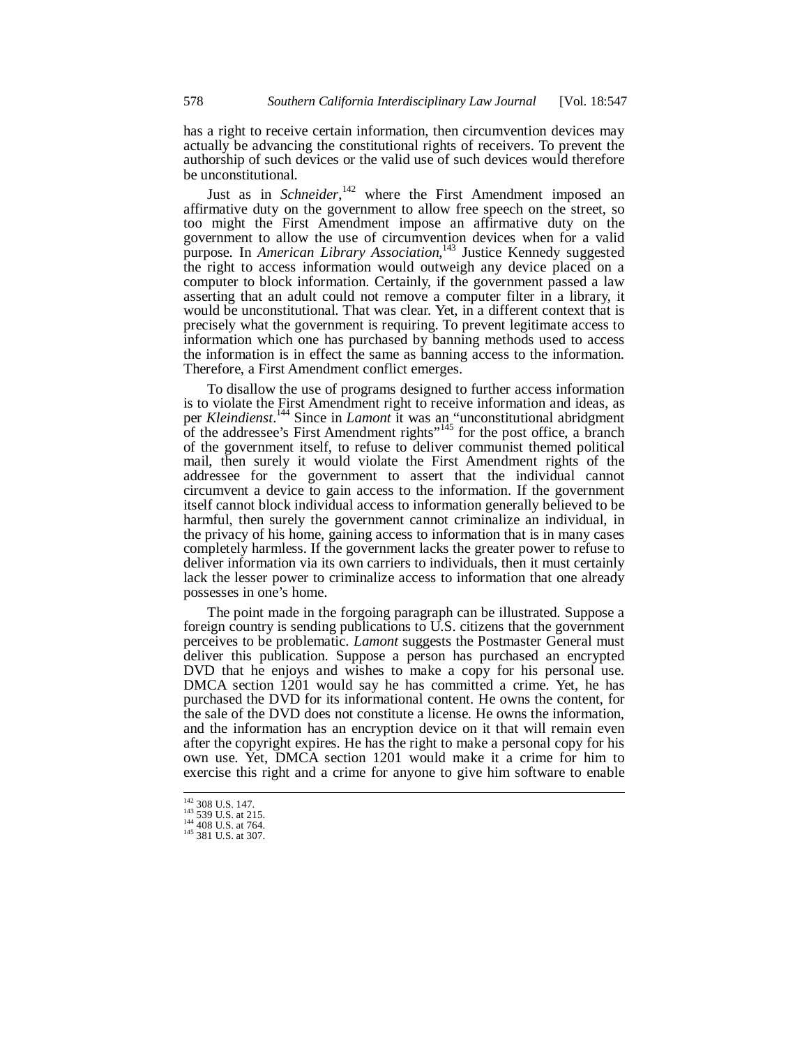has a right to receive certain information, then circumvention devices may actually be advancing the constitutional rights of receivers. To prevent the authorship of such devices or the valid use of such devices would therefore be unconstitutional.

Just as in *Schneider*,[142] where the First Amendment imposed an affirmative duty on the government to allow free speech on the street, so too might the First Amendment impose an affirmative duty on the government to allow the use of circumvention devices when for a valid purpose. In *American Library Association*,[143] Justice Kennedy suggested the right to access information would outweigh any device placed on a computer to block information. Certainly, if the government passed a law asserting that an adult could not remove a computer filter in a library, it would be unconstitutional. That was clear. Yet, in a different context that is precisely what the government is requiring. To prevent legitimate access to information which one has purchased by banning methods used to access the information is in effect the same as banning access to the information. Therefore, a First Amendment conflict emerges.

To disallow the use of programs designed to further access information is to violate the First Amendment right to receive information and ideas, as per *Kleindienst*.[144] Since in *Lamont* it was an "unconstitutional abridgment of the addressee's First Amendment rights"[145] for the post office, a branch of the government itself, to refuse to deliver communist themed political mail, then surely it would violate the First Amendment rights of the addressee for the government to assert that the individual cannot circumvent a device to gain access to the information. If the government itself cannot block individual access to information generally believed to be harmful, then surely the government cannot criminalize an individual, in the privacy of his home, gaining access to information that is in many cases completely harmless. If the government lacks the greater power to refuse to deliver information via its own carriers to individuals, then it must certainly lack the lesser power to criminalize access to information that one already possesses in one's home.

The point made in the forgoing paragraph can be illustrated. Suppose a foreign country is sending publications to U.S. citizens that the government perceives to be problematic. *Lamont* suggests the Postmaster General must deliver this publication. Suppose a person has purchased an encrypted DVD that he enjoys and wishes to make a copy for his personal use. DMCA section 1201 would say he has committed a crime. Yet, he has purchased the DVD for its informational content. He owns the content, for the sale of the DVD does not constitute a license. He owns the information, and the information has an encryption device on it that will remain even after the copyright expires. He has the right to make a personal copy for his own use. Yet, DMCA section 1201 would make it a crime for him to exercise this right and a crime for anyone to give him software to enable

---

[142] 308 U.S. 147.
[143] 539 U.S. at 215.
[144] 408 U.S. at 764.
[145] 381 U.S. at 307.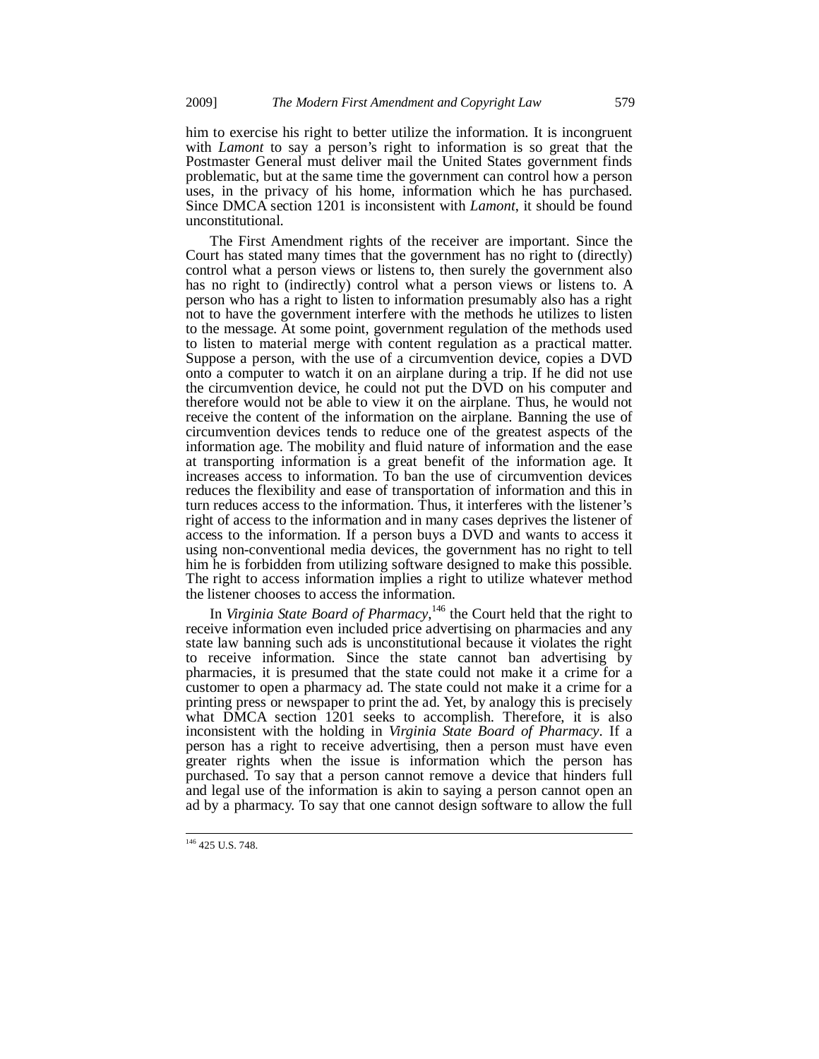him to exercise his right to better utilize the information. It is incongruent with *Lamont* to say a person's right to information is so great that the Postmaster General must deliver mail the United States government finds problematic, but at the same time the government can control how a person uses, in the privacy of his home, information which he has purchased. Since DMCA section 1201 is inconsistent with *Lamont*, it should be found unconstitutional.

The First Amendment rights of the receiver are important. Since the Court has stated many times that the government has no right to (directly) control what a person views or listens to, then surely the government also has no right to (indirectly) control what a person views or listens to. A person who has a right to listen to information presumably also has a right not to have the government interfere with the methods he utilizes to listen to the message. At some point, government regulation of the methods used to listen to material merge with content regulation as a practical matter. Suppose a person, with the use of a circumvention device, copies a DVD onto a computer to watch it on an airplane during a trip. If he did not use the circumvention device, he could not put the DVD on his computer and therefore would not be able to view it on the airplane. Thus, he would not receive the content of the information on the airplane. Banning the use of circumvention devices tends to reduce one of the greatest aspects of the information age. The mobility and fluid nature of information and the ease at transporting information is a great benefit of the information age. It increases access to information. To ban the use of circumvention devices reduces the flexibility and ease of transportation of information and this in turn reduces access to the information. Thus, it interferes with the listener's right of access to the information and in many cases deprives the listener of access to the information. If a person buys a DVD and wants to access it using non-conventional media devices, the government has no right to tell him he is forbidden from utilizing software designed to make this possible. The right to access information implies a right to utilize whatever method the listener chooses to access the information.

In *Virginia State Board of Pharmacy*,[146] the Court held that the right to receive information even included price advertising on pharmacies and any state law banning such ads is unconstitutional because it violates the right to receive information. Since the state cannot ban advertising by pharmacies, it is presumed that the state could not make it a crime for a customer to open a pharmacy ad. The state could not make it a crime for a printing press or newspaper to print the ad. Yet, by analogy this is precisely what DMCA section 1201 seeks to accomplish. Therefore, it is also inconsistent with the holding in *Virginia State Board of Pharmacy*. If a person has a right to receive advertising, then a person must have even greater rights when the issue is information which the person has purchased. To say that a person cannot remove a device that hinders full and legal use of the information is akin to saying a person cannot open an ad by a pharmacy. To say that one cannot design software to allow the full

---

[146] 425 U.S. 748.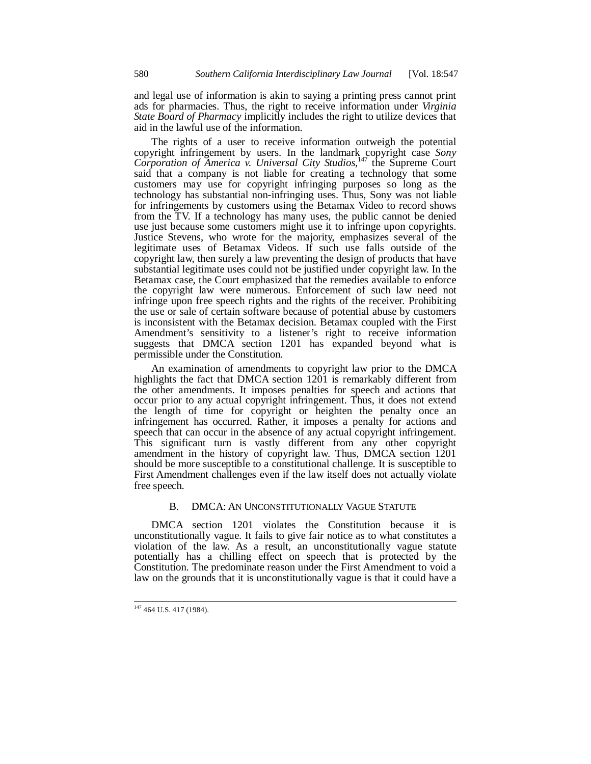and legal use of information is akin to saying a printing press cannot print ads for pharmacies. Thus, the right to receive information under *Virginia State Board of Pharmacy* implicitly includes the right to utilize devices that aid in the lawful use of the information.

The rights of a user to receive information outweigh the potential copyright infringement by users. In the landmark copyright case *Sony Corporation of America v. Universal City Studios*,[147] the Supreme Court said that a company is not liable for creating a technology that some customers may use for copyright infringing purposes so long as the technology has substantial non-infringing uses. Thus, Sony was not liable for infringements by customers using the Betamax Video to record shows from the TV. If a technology has many uses, the public cannot be denied use just because some customers might use it to infringe upon copyrights. Justice Stevens, who wrote for the majority, emphasizes several of the legitimate uses of Betamax Videos. If such use falls outside of the copyright law, then surely a law preventing the design of products that have substantial legitimate uses could not be justified under copyright law. In the Betamax case, the Court emphasized that the remedies available to enforce the copyright law were numerous. Enforcement of such law need not infringe upon free speech rights and the rights of the receiver. Prohibiting the use or sale of certain software because of potential abuse by customers is inconsistent with the Betamax decision. Betamax coupled with the First Amendment's sensitivity to a listener's right to receive information suggests that DMCA section 1201 has expanded beyond what is permissible under the Constitution.

An examination of amendments to copyright law prior to the DMCA highlights the fact that DMCA section 1201 is remarkably different from the other amendments. It imposes penalties for speech and actions that occur prior to any actual copyright infringement. Thus, it does not extend the length of time for copyright or heighten the penalty once an infringement has occurred. Rather, it imposes a penalty for actions and speech that can occur in the absence of any actual copyright infringement. This significant turn is vastly different from any other copyright amendment in the history of copyright law. Thus, DMCA section 1201 should be more susceptible to a constitutional challenge. It is susceptible to First Amendment challenges even if the law itself does not actually violate free speech.

### B. DMCA: An Unconstitutionally Vague Statute

DMCA section 1201 violates the Constitution because it is unconstitutionally vague. It fails to give fair notice as to what constitutes a violation of the law. As a result, an unconstitutionally vague statute potentially has a chilling effect on speech that is protected by the Constitution. The predominate reason under the First Amendment to void a law on the grounds that it is unconstitutionally vague is that it could have a

[147] 464 U.S. 417 (1984).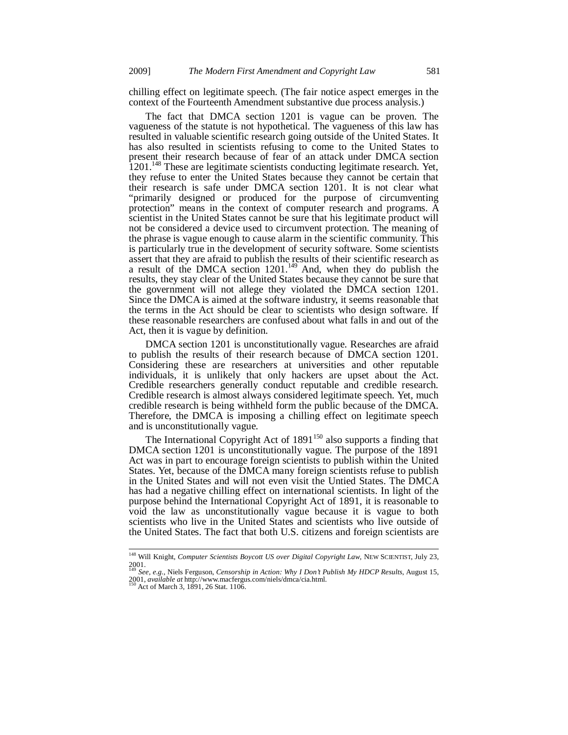chilling effect on legitimate speech. (The fair notice aspect emerges in the context of the Fourteenth Amendment substantive due process analysis.)

The fact that DMCA section 1201 is vague can be proven. The vagueness of the statute is not hypothetical. The vagueness of this law has resulted in valuable scientific research going outside of the United States. It has also resulted in scientists refusing to come to the United States to present their research because of fear of an attack under DMCA section 1201.[148] These are legitimate scientists conducting legitimate research. Yet, they refuse to enter the United States because they cannot be certain that their research is safe under DMCA section 1201. It is not clear what "primarily designed or produced for the purpose of circumventing protection" means in the context of computer research and programs. A scientist in the United States cannot be sure that his legitimate product will not be considered a device used to circumvent protection. The meaning of the phrase is vague enough to cause alarm in the scientific community. This is particularly true in the development of security software. Some scientists assert that they are afraid to publish the results of their scientific research as a result of the DMCA section 1201.[149] And, when they do publish the results, they stay clear of the United States because they cannot be sure that the government will not allege they violated the DMCA section 1201. Since the DMCA is aimed at the software industry, it seems reasonable that the terms in the Act should be clear to scientists who design software. If these reasonable researchers are confused about what falls in and out of the Act, then it is vague by definition.

DMCA section 1201 is unconstitutionally vague. Researches are afraid to publish the results of their research because of DMCA section 1201. Considering these are researchers at universities and other reputable individuals, it is unlikely that only hackers are upset about the Act. Credible researchers generally conduct reputable and credible research. Credible research is almost always considered legitimate speech. Yet, much credible research is being withheld form the public because of the DMCA. Therefore, the DMCA is imposing a chilling effect on legitimate speech and is unconstitutionally vague.

The International Copyright Act of 1891[150] also supports a finding that DMCA section 1201 is unconstitutionally vague. The purpose of the 1891 Act was in part to encourage foreign scientists to publish within the United States. Yet, because of the DMCA many foreign scientists refuse to publish in the United States and will not even visit the Untied States. The DMCA has had a negative chilling effect on international scientists. In light of the purpose behind the International Copyright Act of 1891, it is reasonable to void the law as unconstitutionally vague because it is vague to both scientists who live in the United States and scientists who live outside of the United States. The fact that both U.S. citizens and foreign scientists are

---

[148] Will Knight, *Computer Scientists Boycott US over Digital Copyright Law*, NEW SCIENTIST, July 23, 2001.

[149] *See, e.g.*, Niels Ferguson, *Censorship in Action: Why I Don't Publish My HDCP Results*, August 15, 2001, *available at* http://www.macfergus.com/niels/dmca/cia.html.

[150] Act of March 3, 1891, 26 Stat. 1106.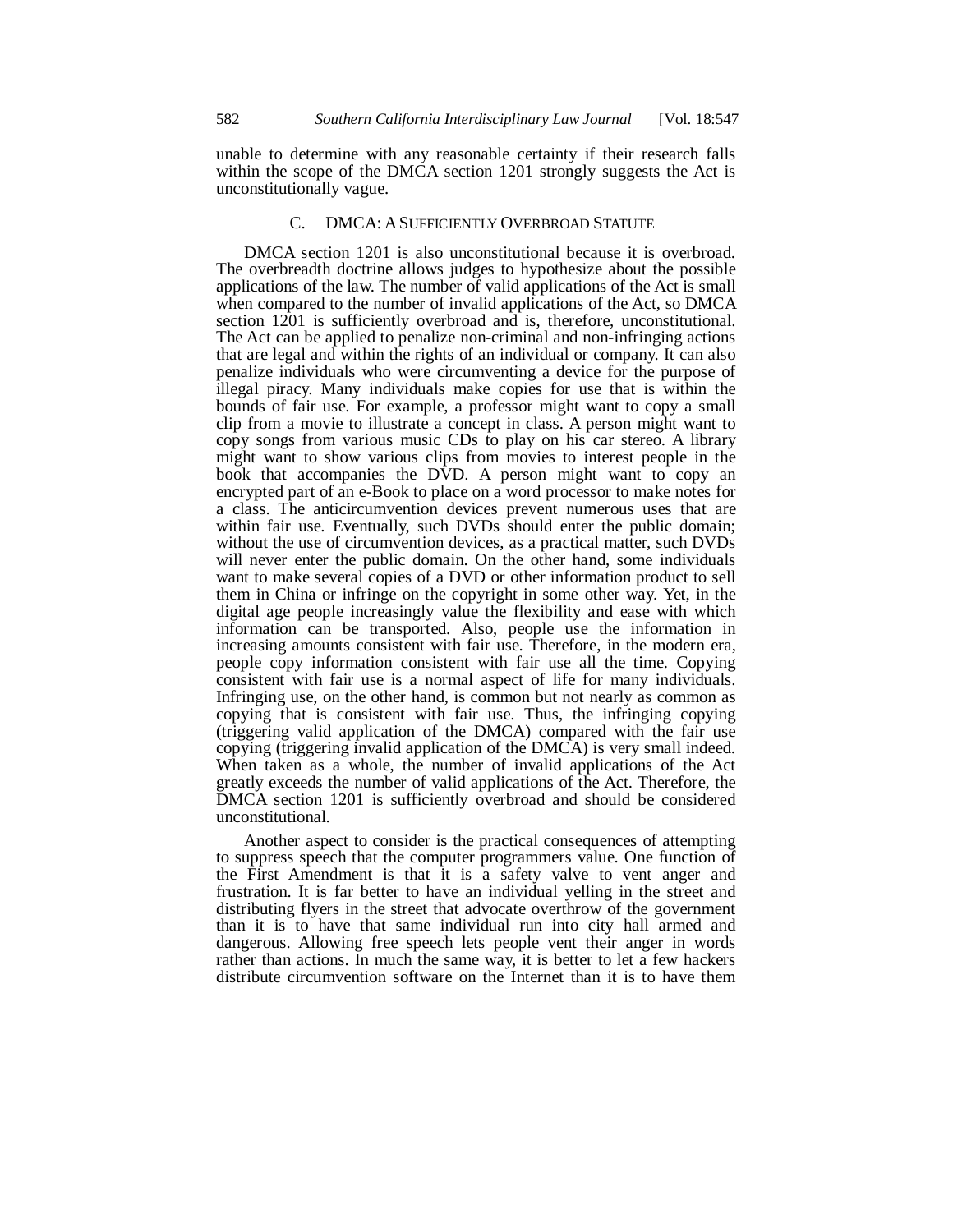unable to determine with any reasonable certainty if their research falls within the scope of the DMCA section 1201 strongly suggests the Act is unconstitutionally vague.

### C. DMCA: A Sufficiently Overbroad Statute

DMCA section 1201 is also unconstitutional because it is overbroad. The overbreadth doctrine allows judges to hypothesize about the possible applications of the law. The number of valid applications of the Act is small when compared to the number of invalid applications of the Act, so DMCA section 1201 is sufficiently overbroad and is, therefore, unconstitutional. The Act can be applied to penalize non-criminal and non-infringing actions that are legal and within the rights of an individual or company. It can also penalize individuals who were circumventing a device for the purpose of illegal piracy. Many individuals make copies for use that is within the bounds of fair use. For example, a professor might want to copy a small clip from a movie to illustrate a concept in class. A person might want to copy songs from various music CDs to play on his car stereo. A library might want to show various clips from movies to interest people in the book that accompanies the DVD. A person might want to copy an encrypted part of an e-Book to place on a word processor to make notes for a class. The anticircumvention devices prevent numerous uses that are within fair use. Eventually, such DVDs should enter the public domain; without the use of circumvention devices, as a practical matter, such DVDs will never enter the public domain. On the other hand, some individuals want to make several copies of a DVD or other information product to sell them in China or infringe on the copyright in some other way. Yet, in the digital age people increasingly value the flexibility and ease with which information can be transported. Also, people use the information in increasing amounts consistent with fair use. Therefore, in the modern era, people copy information consistent with fair use all the time. Copying consistent with fair use is a normal aspect of life for many individuals. Infringing use, on the other hand, is common but not nearly as common as copying that is consistent with fair use. Thus, the infringing copying (triggering valid application of the DMCA) compared with the fair use copying (triggering invalid application of the DMCA) is very small indeed. When taken as a whole, the number of invalid applications of the Act greatly exceeds the number of valid applications of the Act. Therefore, the DMCA section 1201 is sufficiently overbroad and should be considered unconstitutional.

Another aspect to consider is the practical consequences of attempting to suppress speech that the computer programmers value. One function of the First Amendment is that it is a safety valve to vent anger and frustration. It is far better to have an individual yelling in the street and distributing flyers in the street that advocate overthrow of the government than it is to have that same individual run into city hall armed and dangerous. Allowing free speech lets people vent their anger in words rather than actions. In much the same way, it is better to let a few hackers distribute circumvention software on the Internet than it is to have them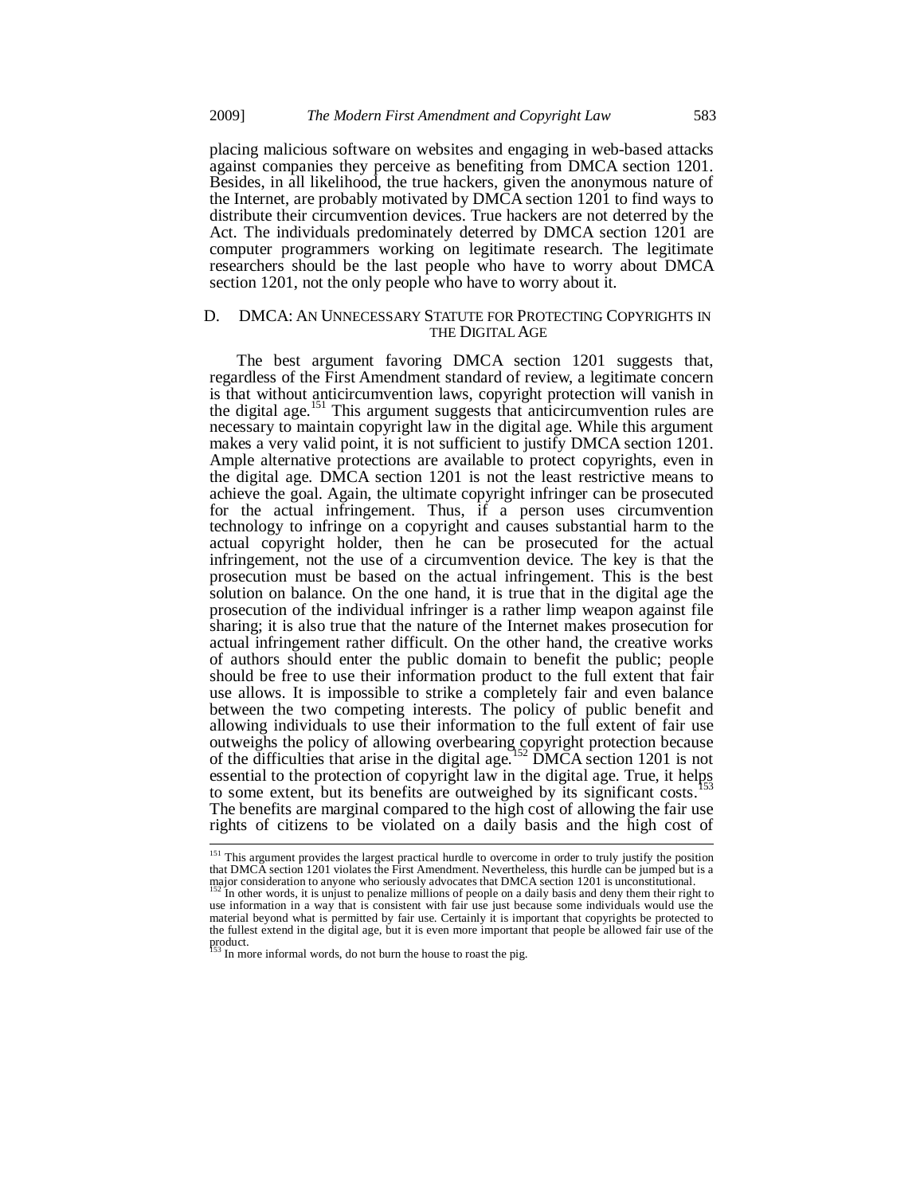placing malicious software on websites and engaging in web-based attacks against companies they perceive as benefiting from DMCA section 1201. Besides, in all likelihood, the true hackers, given the anonymous nature of the Internet, are probably motivated by DMCA section 1201 to find ways to distribute their circumvention devices. True hackers are not deterred by the Act. The individuals predominately deterred by DMCA section 1201 are computer programmers working on legitimate research. The legitimate researchers should be the last people who have to worry about DMCA section 1201, not the only people who have to worry about it.

### D. DMCA: An Unnecessary Statute for Protecting Copyrights in the Digital Age

The best argument favoring DMCA section 1201 suggests that, regardless of the First Amendment standard of review, a legitimate concern is that without anticircumvention laws, copyright protection will vanish in the digital age.[151] This argument suggests that anticircumvention rules are necessary to maintain copyright law in the digital age. While this argument makes a very valid point, it is not sufficient to justify DMCA section 1201. Ample alternative protections are available to protect copyrights, even in the digital age. DMCA section 1201 is not the least restrictive means to achieve the goal. Again, the ultimate copyright infringer can be prosecuted for the actual infringement. Thus, if a person uses circumvention technology to infringe on a copyright and causes substantial harm to the actual copyright holder, then he can be prosecuted for the actual infringement, not the use of a circumvention device. The key is that the prosecution must be based on the actual infringement. This is the best solution on balance. On the one hand, it is true that in the digital age the prosecution of the individual infringer is a rather limp weapon against file sharing; it is also true that the nature of the Internet makes prosecution for actual infringement rather difficult. On the other hand, the creative works of authors should enter the public domain to benefit the public; people should be free to use their information product to the full extent that fair use allows. It is impossible to strike a completely fair and even balance between the two competing interests. The policy of public benefit and allowing individuals to use their information to the full extent of fair use outweighs the policy of allowing overbearing copyright protection because of the difficulties that arise in the digital age.[152] DMCA section 1201 is not essential to the protection of copyright law in the digital age. True, it helps to some extent, but its benefits are outweighed by its significant costs.[153] The benefits are marginal compared to the high cost of allowing the fair use rights of citizens to be violated on a daily basis and the high cost of

---

[151] This argument provides the largest practical hurdle to overcome in order to truly justify the position that DMCA section 1201 violates the First Amendment. Nevertheless, this hurdle can be jumped but is a major consideration to anyone who seriously advocates that DMCA section 1201 is unconstitutional.

[152] In other words, it is unjust to penalize millions of people on a daily basis and deny them their right to use information in a way that is consistent with fair use just because some individuals would use the material beyond what is permitted by fair use. Certainly it is important that copyrights be protected to the fullest extend in the digital age, but it is even more important that people be allowed fair use of the product.

[153] In more informal words, do not burn the house to roast the pig.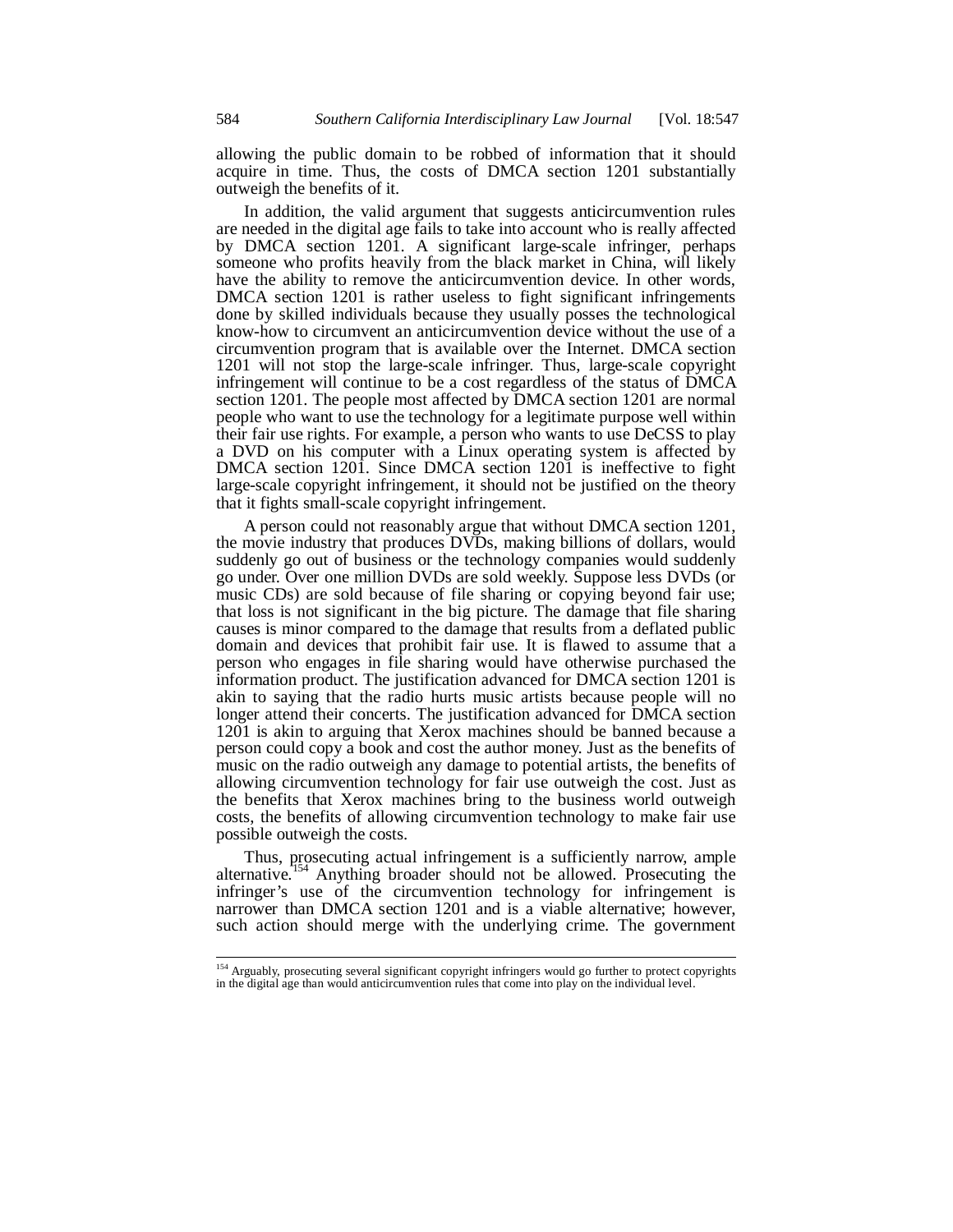allowing the public domain to be robbed of information that it should acquire in time. Thus, the costs of DMCA section 1201 substantially outweigh the benefits of it.

In addition, the valid argument that suggests anticircumvention rules are needed in the digital age fails to take into account who is really affected by DMCA section 1201. A significant large-scale infringer, perhaps someone who profits heavily from the black market in China, will likely have the ability to remove the anticircumvention device. In other words, DMCA section 1201 is rather useless to fight significant infringements done by skilled individuals because they usually posses the technological know-how to circumvent an anticircumvention device without the use of a circumvention program that is available over the Internet. DMCA section 1201 will not stop the large-scale infringer. Thus, large-scale copyright infringement will continue to be a cost regardless of the status of DMCA section 1201. The people most affected by DMCA section 1201 are normal people who want to use the technology for a legitimate purpose well within their fair use rights. For example, a person who wants to use DeCSS to play a DVD on his computer with a Linux operating system is affected by DMCA section 1201. Since DMCA section 1201 is ineffective to fight large-scale copyright infringement, it should not be justified on the theory that it fights small-scale copyright infringement.

A person could not reasonably argue that without DMCA section 1201, the movie industry that produces DVDs, making billions of dollars, would suddenly go out of business or the technology companies would suddenly go under. Over one million DVDs are sold weekly. Suppose less DVDs (or music CDs) are sold because of file sharing or copying beyond fair use; that loss is not significant in the big picture. The damage that file sharing causes is minor compared to the damage that results from a deflated public domain and devices that prohibit fair use. It is flawed to assume that a person who engages in file sharing would have otherwise purchased the information product. The justification advanced for DMCA section 1201 is akin to saying that the radio hurts music artists because people will no longer attend their concerts. The justification advanced for DMCA section 1201 is akin to arguing that Xerox machines should be banned because a person could copy a book and cost the author money. Just as the benefits of music on the radio outweigh any damage to potential artists, the benefits of allowing circumvention technology for fair use outweigh the cost. Just as the benefits that Xerox machines bring to the business world outweigh costs, the benefits of allowing circumvention technology to make fair use possible outweigh the costs.

Thus, prosecuting actual infringement is a sufficiently narrow, ample alternative.[154] Anything broader should not be allowed. Prosecuting the infringer's use of the circumvention technology for infringement is narrower than DMCA section 1201 and is a viable alternative; however, such action should merge with the underlying crime. The government

[154] Arguably, prosecuting several significant copyright infringers would go further to protect copyrights in the digital age than would anticircumvention rules that come into play on the individual level.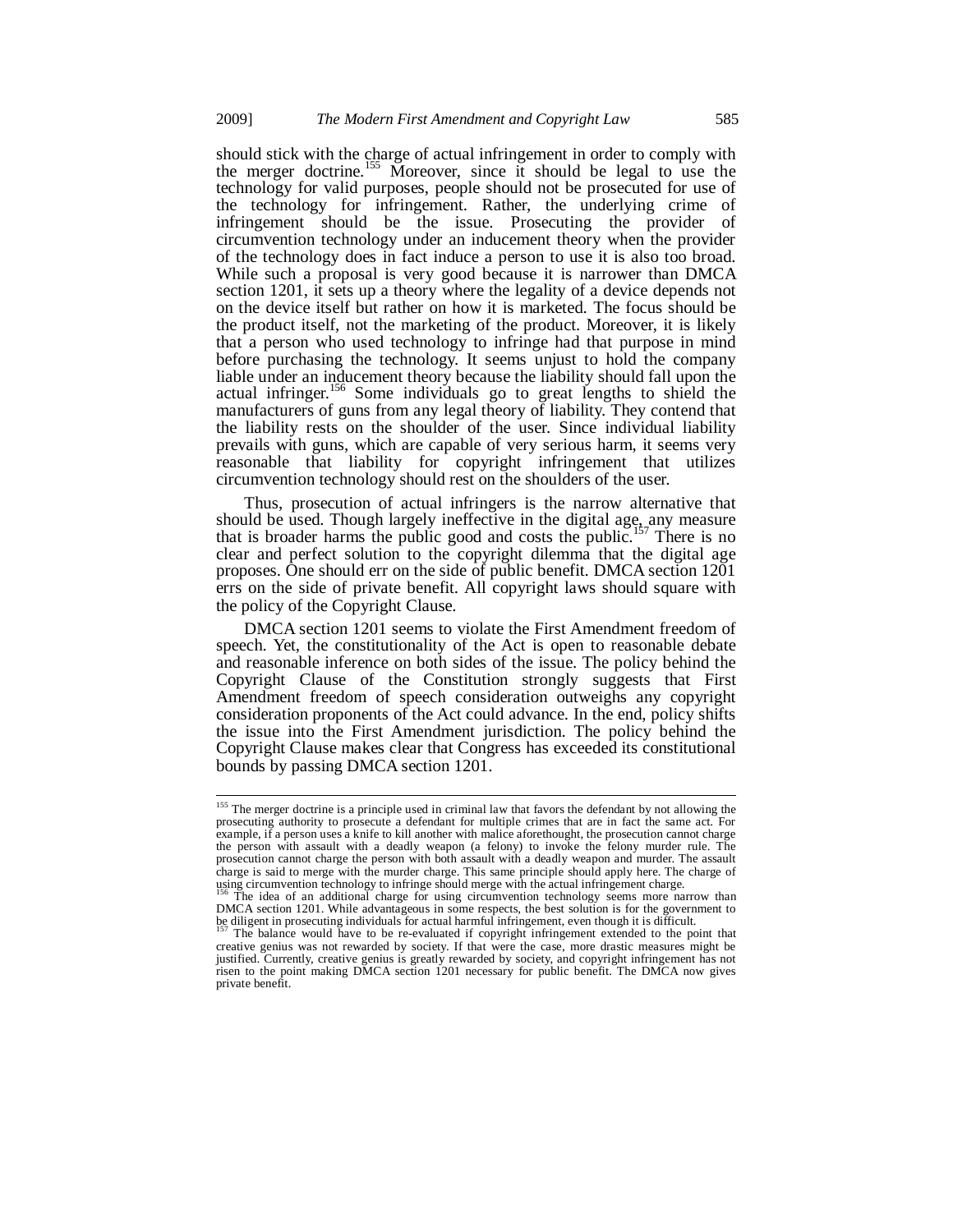should stick with the charge of actual infringement in order to comply with the merger doctrine.[155] Moreover, since it should be legal to use the technology for valid purposes, people should not be prosecuted for use of the technology for infringement. Rather, the underlying crime of infringement should be the issue. Prosecuting the provider of circumvention technology under an inducement theory when the provider of the technology does in fact induce a person to use it is also too broad. While such a proposal is very good because it is narrower than DMCA section 1201, it sets up a theory where the legality of a device depends not on the device itself but rather on how it is marketed. The focus should be the product itself, not the marketing of the product. Moreover, it is likely that a person who used technology to infringe had that purpose in mind before purchasing the technology. It seems unjust to hold the company liable under an inducement theory because the liability should fall upon the actual infringer.[156] Some individuals go to great lengths to shield the manufacturers of guns from any legal theory of liability. They contend that the liability rests on the shoulder of the user. Since individual liability prevails with guns, which are capable of very serious harm, it seems very reasonable that liability for copyright infringement that utilizes circumvention technology should rest on the shoulders of the user.

Thus, prosecution of actual infringers is the narrow alternative that should be used. Though largely ineffective in the digital age, any measure that is broader harms the public good and costs the public.[157] There is no clear and perfect solution to the copyright dilemma that the digital age proposes. One should err on the side of public benefit. DMCA section 1201 errs on the side of private benefit. All copyright laws should square with the policy of the Copyright Clause.

DMCA section 1201 seems to violate the First Amendment freedom of speech. Yet, the constitutionality of the Act is open to reasonable debate and reasonable inference on both sides of the issue. The policy behind the Copyright Clause of the Constitution strongly suggests that First Amendment freedom of speech consideration outweighs any copyright consideration proponents of the Act could advance. In the end, policy shifts the issue into the First Amendment jurisdiction. The policy behind the Copyright Clause makes clear that Congress has exceeded its constitutional bounds by passing DMCA section 1201.

---

[155] The merger doctrine is a principle used in criminal law that favors the defendant by not allowing the prosecuting authority to prosecute a defendant for multiple crimes that are in fact the same act. For example, if a person uses a knife to kill another with malice aforethought, the prosecution cannot charge the person with assault with a deadly weapon (a felony) to invoke the felony murder rule. The prosecution cannot charge the person with both assault with a deadly weapon and murder. The assault charge is said to merge with the murder charge. This same principle should apply here. The charge of using circumvention technology to infringe should merge with the actual infringement charge.

[156] The idea of an additional charge for using circumvention technology seems more narrow than DMCA section 1201. While advantageous in some respects, the best solution is for the government to be diligent in prosecuting individuals for actual harmful infringement, even though it is difficult.

[157] The balance would have to be re-evaluated if copyright infringement extended to the point that creative genius was not rewarded by society. If that were the case, more drastic measures might be justified. Currently, creative genius is greatly rewarded by society, and copyright infringement has not risen to the point making DMCA section 1201 necessary for public benefit. The DMCA now gives private benefit.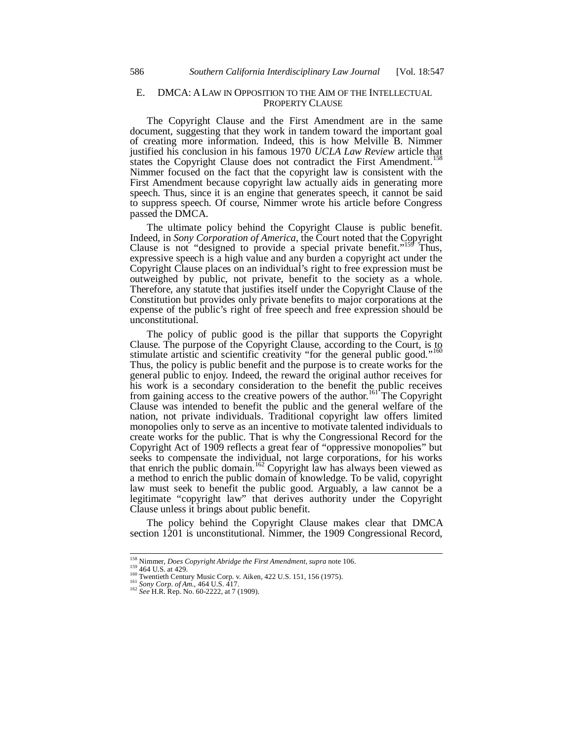## E. DMCA: A LAW IN OPPOSITION TO THE AIM OF THE INTELLECTUAL PROPERTY CLAUSE

The Copyright Clause and the First Amendment are in the same document, suggesting that they work in tandem toward the important goal of creating more information. Indeed, this is how Melville B. Nimmer justified his conclusion in his famous 1970 *UCLA Law Review* article that states the Copyright Clause does not contradict the First Amendment.[158] Nimmer focused on the fact that the copyright law is consistent with the First Amendment because copyright law actually aids in generating more speech. Thus, since it is an engine that generates speech, it cannot be said to suppress speech. Of course, Nimmer wrote his article before Congress passed the DMCA.

The ultimate policy behind the Copyright Clause is public benefit. Indeed, in *Sony Corporation of America*, the Court noted that the Copyright Clause is not "designed to provide a special private benefit."[159] Thus, expressive speech is a high value and any burden a copyright act under the Copyright Clause places on an individual's right to free expression must be outweighed by public, not private, benefit to the society as a whole. Therefore, any statute that justifies itself under the Copyright Clause of the Constitution but provides only private benefits to major corporations at the expense of the public's right of free speech and free expression should be unconstitutional.

The policy of public good is the pillar that supports the Copyright Clause. The purpose of the Copyright Clause, according to the Court, is to stimulate artistic and scientific creativity "for the general public good."[160] Thus, the policy is public benefit and the purpose is to create works for the general public to enjoy. Indeed, the reward the original author receives for his work is a secondary consideration to the benefit the public receives from gaining access to the creative powers of the author.[161] The Copyright Clause was intended to benefit the public and the general welfare of the nation, not private individuals. Traditional copyright law offers limited monopolies only to serve as an incentive to motivate talented individuals to create works for the public. That is why the Congressional Record for the Copyright Act of 1909 reflects a great fear of "oppressive monopolies" but seeks to compensate the individual, not large corporations, for his works that enrich the public domain.[162] Copyright law has always been viewed as a method to enrich the public domain of knowledge. To be valid, copyright law must seek to benefit the public good. Arguably, a law cannot be a legitimate "copyright law" that derives authority under the Copyright Clause unless it brings about public benefit.

The policy behind the Copyright Clause makes clear that DMCA section 1201 is unconstitutional. Nimmer, the 1909 Congressional Record,

---

[158] Nimmer, *Does Copyright Abridge the First Amendment*, *supra* note 106.

[159] 464 U.S. at 429.

[160] Twentieth Century Music Corp. v. Aiken, 422 U.S. 151, 156 (1975).

[161] *Sony Corp. of Am.*, 464 U.S. 417.

[162] *See* H.R. Rep. No. 60-2222, at 7 (1909).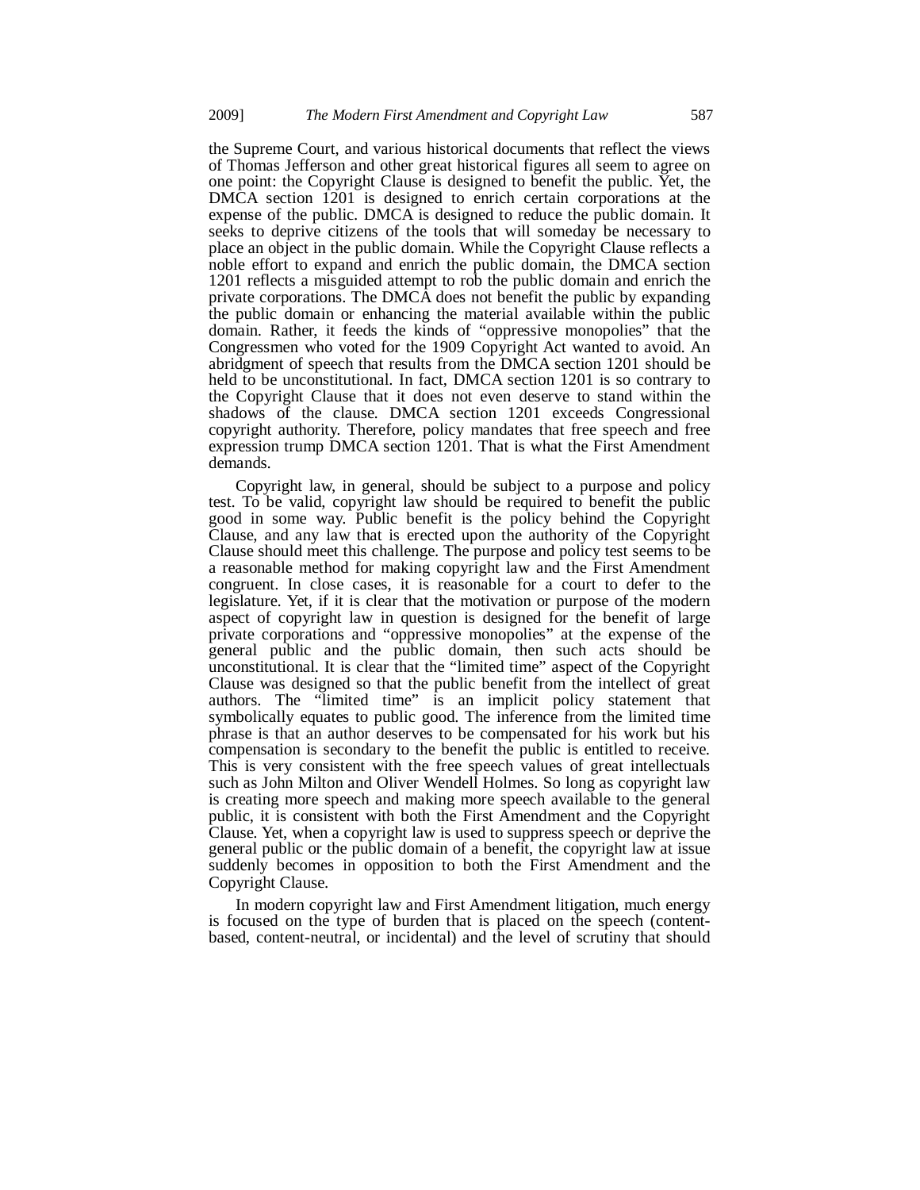the Supreme Court, and various historical documents that reflect the views of Thomas Jefferson and other great historical figures all seem to agree on one point: the Copyright Clause is designed to benefit the public. Yet, the DMCA section 1201 is designed to enrich certain corporations at the expense of the public. DMCA is designed to reduce the public domain. It seeks to deprive citizens of the tools that will someday be necessary to place an object in the public domain. While the Copyright Clause reflects a noble effort to expand and enrich the public domain, the DMCA section 1201 reflects a misguided attempt to rob the public domain and enrich the private corporations. The DMCA does not benefit the public by expanding the public domain or enhancing the material available within the public domain. Rather, it feeds the kinds of "oppressive monopolies" that the Congressmen who voted for the 1909 Copyright Act wanted to avoid. An abridgment of speech that results from the DMCA section 1201 should be held to be unconstitutional. In fact, DMCA section 1201 is so contrary to the Copyright Clause that it does not even deserve to stand within the shadows of the clause. DMCA section 1201 exceeds Congressional copyright authority. Therefore, policy mandates that free speech and free expression trump DMCA section 1201. That is what the First Amendment demands.

Copyright law, in general, should be subject to a purpose and policy test. To be valid, copyright law should be required to benefit the public good in some way. Public benefit is the policy behind the Copyright Clause, and any law that is erected upon the authority of the Copyright Clause should meet this challenge. The purpose and policy test seems to be a reasonable method for making copyright law and the First Amendment congruent. In close cases, it is reasonable for a court to defer to the legislature. Yet, if it is clear that the motivation or purpose of the modern aspect of copyright law in question is designed for the benefit of large private corporations and "oppressive monopolies" at the expense of the general public and the public domain, then such acts should be unconstitutional. It is clear that the "limited time" aspect of the Copyright Clause was designed so that the public benefit from the intellect of great authors. The "limited time" is an implicit policy statement that symbolically equates to public good. The inference from the limited time phrase is that an author deserves to be compensated for his work but his compensation is secondary to the benefit the public is entitled to receive. This is very consistent with the free speech values of great intellectuals such as John Milton and Oliver Wendell Holmes. So long as copyright law is creating more speech and making more speech available to the general public, it is consistent with both the First Amendment and the Copyright Clause. Yet, when a copyright law is used to suppress speech or deprive the general public or the public domain of a benefit, the copyright law at issue suddenly becomes in opposition to both the First Amendment and the Copyright Clause.

In modern copyright law and First Amendment litigation, much energy is focused on the type of burden that is placed on the speech (content-based, content-neutral, or incidental) and the level of scrutiny that should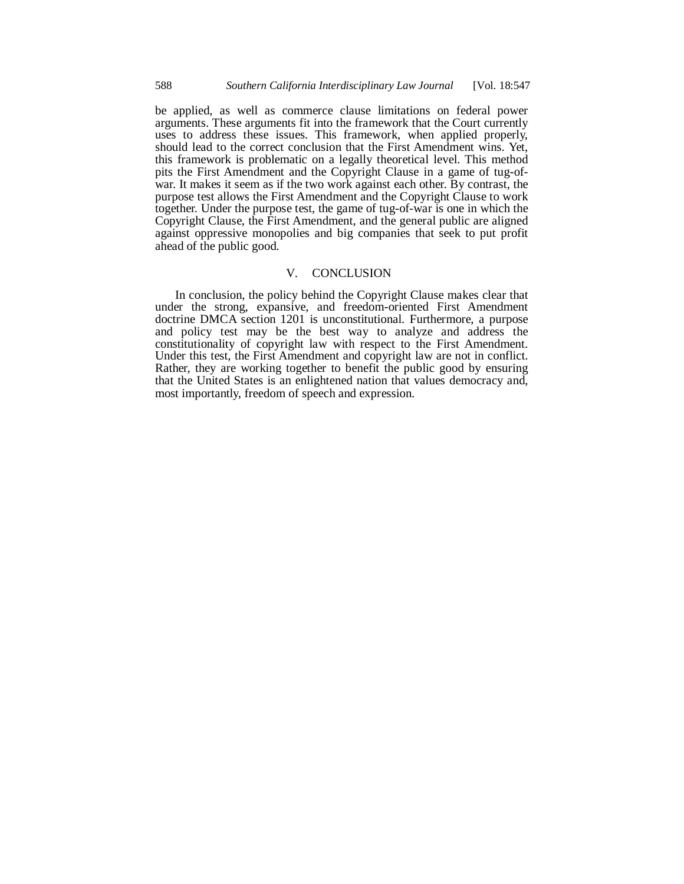be applied, as well as commerce clause limitations on federal power arguments. These arguments fit into the framework that the Court currently uses to address these issues. This framework, when applied properly, should lead to the correct conclusion that the First Amendment wins. Yet, this framework is problematic on a legally theoretical level. This method pits the First Amendment and the Copyright Clause in a game of tug-of-war. It makes it seem as if the two work against each other. By contrast, the purpose test allows the First Amendment and the Copyright Clause to work together. Under the purpose test, the game of tug-of-war is one in which the Copyright Clause, the First Amendment, and the general public are aligned against oppressive monopolies and big companies that seek to put profit ahead of the public good.

## V. CONCLUSION

In conclusion, the policy behind the Copyright Clause makes clear that under the strong, expansive, and freedom-oriented First Amendment doctrine DMCA section 1201 is unconstitutional. Furthermore, a purpose and policy test may be the best way to analyze and address the constitutionality of copyright law with respect to the First Amendment. Under this test, the First Amendment and copyright law are not in conflict. Rather, they are working together to benefit the public good by ensuring that the United States is an enlightened nation that values democracy and, most importantly, freedom of speech and expression.